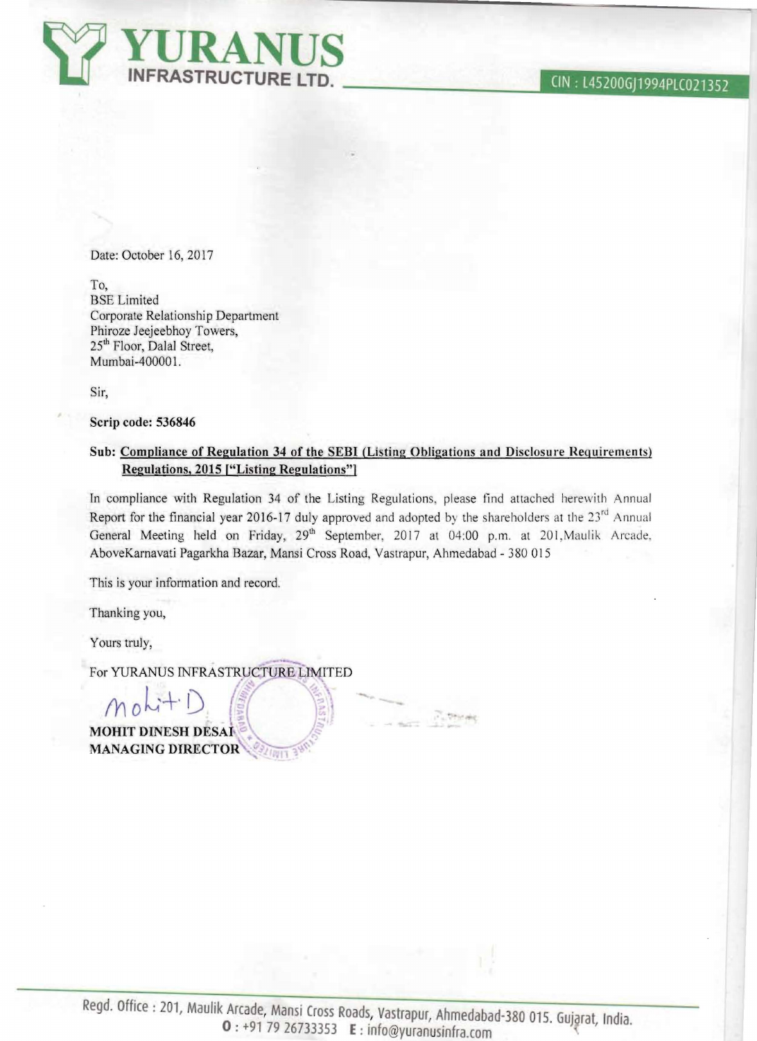# YURANUS INFRASTRUCTURE LTD.

CIN : L45200GJ1994PLC021352

Date: October 16, 2017

To,
BSE Limited
Corporate Relationship Department
Phiroze Jeejeebhoy Towers,
25th Floor, Dalal Street,
Mumbai-400001.

Sir,

**Scrip code: 536846**

**Sub: Compliance of Regulation 34 of the SEBI (Listing Obligations and Disclosure Requirements) Regulations, 2015 ["Listing Regulations"]**

In compliance with Regulation 34 of the Listing Regulations, please find attached herewith Annual Report for the financial year 2016-17 duly approved and adopted by the shareholders at the 23rd Annual General Meeting held on Friday, 29th September, 2017 at 04:00 p.m. at 201,Maulik Arcade, AboveKarnavati Pagarkha Bazar, Mansi Cross Road, Vastrapur, Ahmedabad - 380 015

This is your information and record.

Thanking you,

Yours truly,

For YURANUS INFRASTRUCTURE LIMITED

**MOHIT DINESH DESAI**
**MANAGING DIRECTOR**

Regd. Office : 201, Maulik Arcade, Mansi Cross Roads, Vastrapur, Ahmedabad-380 015. Gujarat, India.
O : +91 79 26733353 E : info@yuranusinfra.com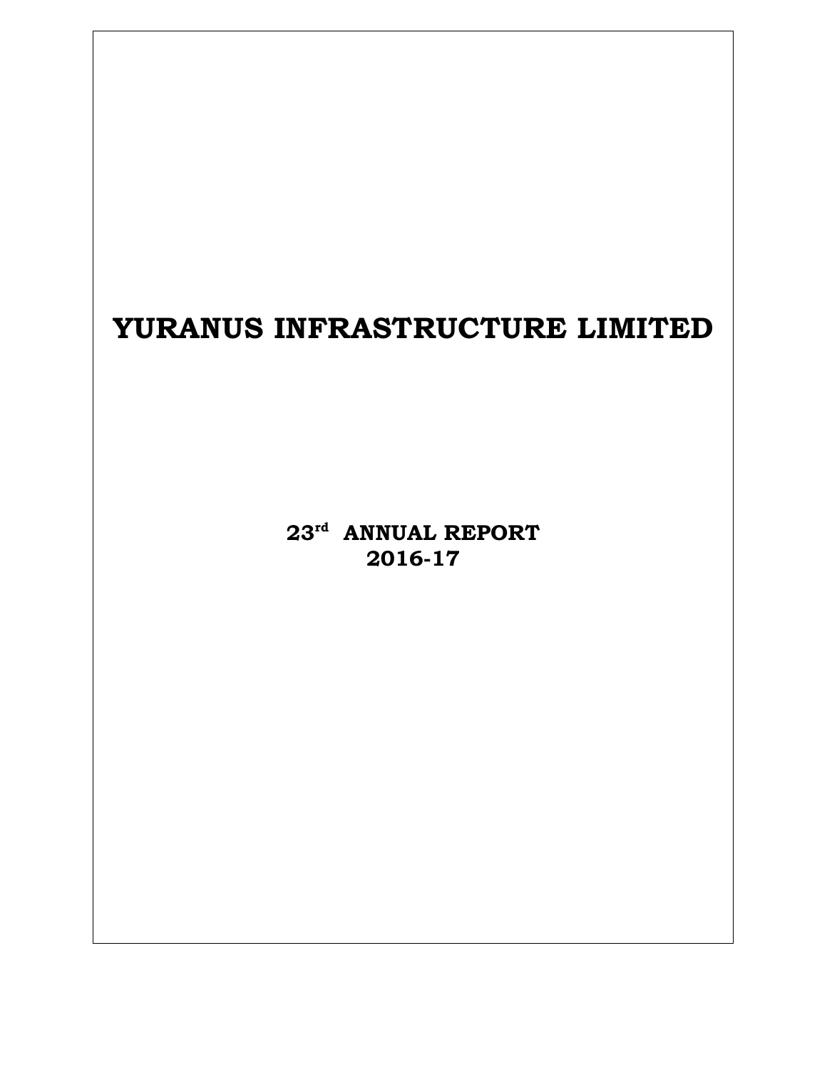# YURANUS INFRASTRUCTURE LIMITED

**23rd ANNUAL REPORT**
**2016-17**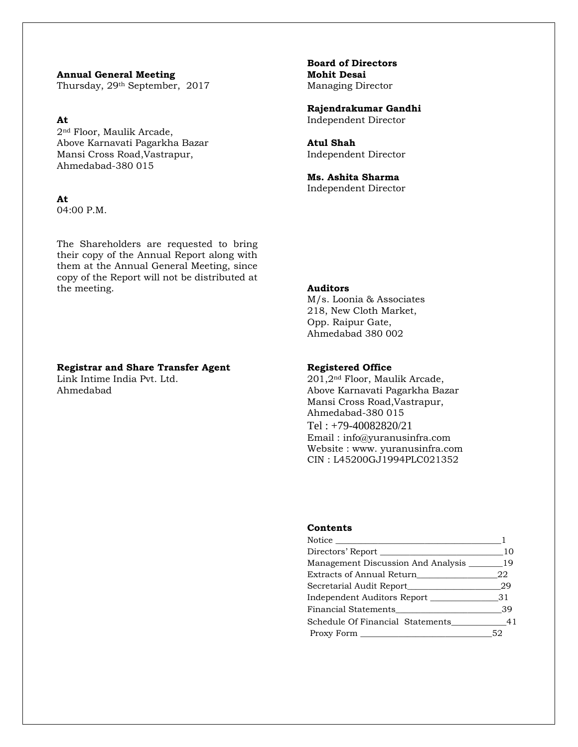**Annual General Meeting**
Thursday, 29th September, 2017

**At**
2nd Floor, Maulik Arcade,
Above Karnavati Pagarkha Bazar
Mansi Cross Road,Vastrapur,
Ahmedabad-380 015

**At**
04:00 P.M.

The Shareholders are requested to bring their copy of the Annual Report along with them at the Annual General Meeting, since copy of the Report will not be distributed at the meeting.

**Registrar and Share Transfer Agent**
Link Intime India Pvt. Ltd.
Ahmedabad

**Board of Directors**

**Mohit Desai**
Managing Director

**Rajendrakumar Gandhi**
Independent Director

**Atul Shah**
Independent Director

**Ms. Ashita Sharma**
Independent Director

**Auditors**
M/s. Loonia & Associates
218, New Cloth Market,
Opp. Raipur Gate,
Ahmedabad 380 002

**Registered Office**
201,2nd Floor, Maulik Arcade,
Above Karnavati Pagarkha Bazar
Mansi Cross Road,Vastrapur,
Ahmedabad-380 015
Tel : +79-40082820/21
Email : info@yuranusinfra.com
Website : www. yuranusinfra.com
CIN : L45200GJ1994PLC021352

**Contents**

| | |
|---|---|
| Notice | 1 |
| Directors' Report | 10 |
| Management Discussion And Analysis | 19 |
| Extracts of Annual Return | 22 |
| Secretarial Audit Report | 29 |
| Independent Auditors Report | 31 |
| Financial Statements | 39 |
| Schedule Of Financial Statements | 41 |
| Proxy Form | 52 |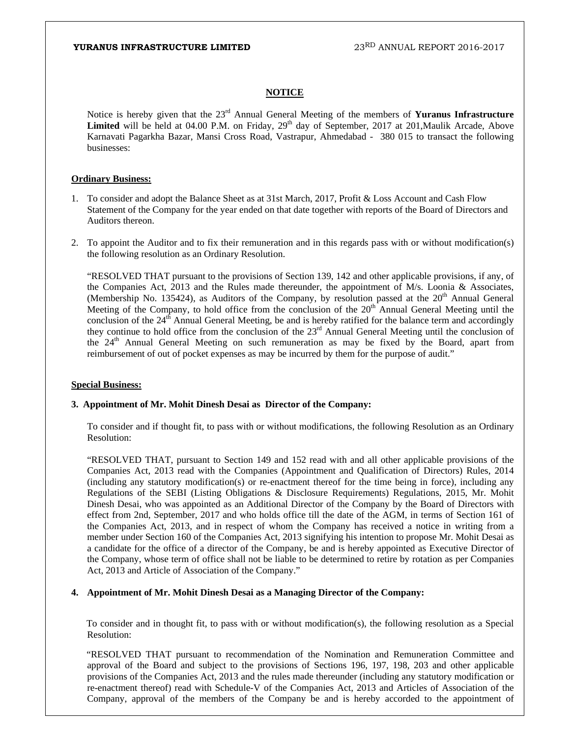## NOTICE

Notice is hereby given that the 23rd Annual General Meeting of the members of **Yuranus Infrastructure Limited** will be held at 04.00 P.M. on Friday, 29th day of September, 2017 at 201,Maulik Arcade, Above Karnavati Pagarkha Bazar, Mansi Cross Road, Vastrapur, Ahmedabad - 380 015 to transact the following businesses:

### Ordinary Business:

1. To consider and adopt the Balance Sheet as at 31st March, 2017, Profit & Loss Account and Cash Flow Statement of the Company for the year ended on that date together with reports of the Board of Directors and Auditors thereon.

2. To appoint the Auditor and to fix their remuneration and in this regards pass with or without modification(s) the following resolution as an Ordinary Resolution.

   "RESOLVED THAT pursuant to the provisions of Section 139, 142 and other applicable provisions, if any, of the Companies Act, 2013 and the Rules made thereunder, the appointment of M/s. Loonia & Associates, (Membership No. 135424), as Auditors of the Company, by resolution passed at the 20th Annual General Meeting of the Company, to hold office from the conclusion of the 20th Annual General Meeting until the conclusion of the 24th Annual General Meeting, be and is hereby ratified for the balance term and accordingly they continue to hold office from the conclusion of the 23rd Annual General Meeting until the conclusion of the 24th Annual General Meeting on such remuneration as may be fixed by the Board, apart from reimbursement of out of pocket expenses as may be incurred by them for the purpose of audit."

### Special Business:

**3. Appointment of Mr. Mohit Dinesh Desai as Director of the Company:**

To consider and if thought fit, to pass with or without modifications, the following Resolution as an Ordinary Resolution:

"RESOLVED THAT, pursuant to Section 149 and 152 read with and all other applicable provisions of the Companies Act, 2013 read with the Companies (Appointment and Qualification of Directors) Rules, 2014 (including any statutory modification(s) or re-enactment thereof for the time being in force), including any Regulations of the SEBI (Listing Obligations & Disclosure Requirements) Regulations, 2015, Mr. Mohit Dinesh Desai, who was appointed as an Additional Director of the Company by the Board of Directors with effect from 2nd, September, 2017 and who holds office till the date of the AGM, in terms of Section 161 of the Companies Act, 2013, and in respect of whom the Company has received a notice in writing from a member under Section 160 of the Companies Act, 2013 signifying his intention to propose Mr. Mohit Desai as a candidate for the office of a director of the Company, be and is hereby appointed as Executive Director of the Company, whose term of office shall not be liable to be determined to retire by rotation as per Companies Act, 2013 and Article of Association of the Company."

**4. Appointment of Mr. Mohit Dinesh Desai as a Managing Director of the Company:**

To consider and in thought fit, to pass with or without modification(s), the following resolution as a Special Resolution:

"RESOLVED THAT pursuant to recommendation of the Nomination and Remuneration Committee and approval of the Board and subject to the provisions of Sections 196, 197, 198, 203 and other applicable provisions of the Companies Act, 2013 and the rules made thereunder (including any statutory modification or re-enactment thereof) read with Schedule-V of the Companies Act, 2013 and Articles of Association of the Company, approval of the members of the Company be and is hereby accorded to the appointment of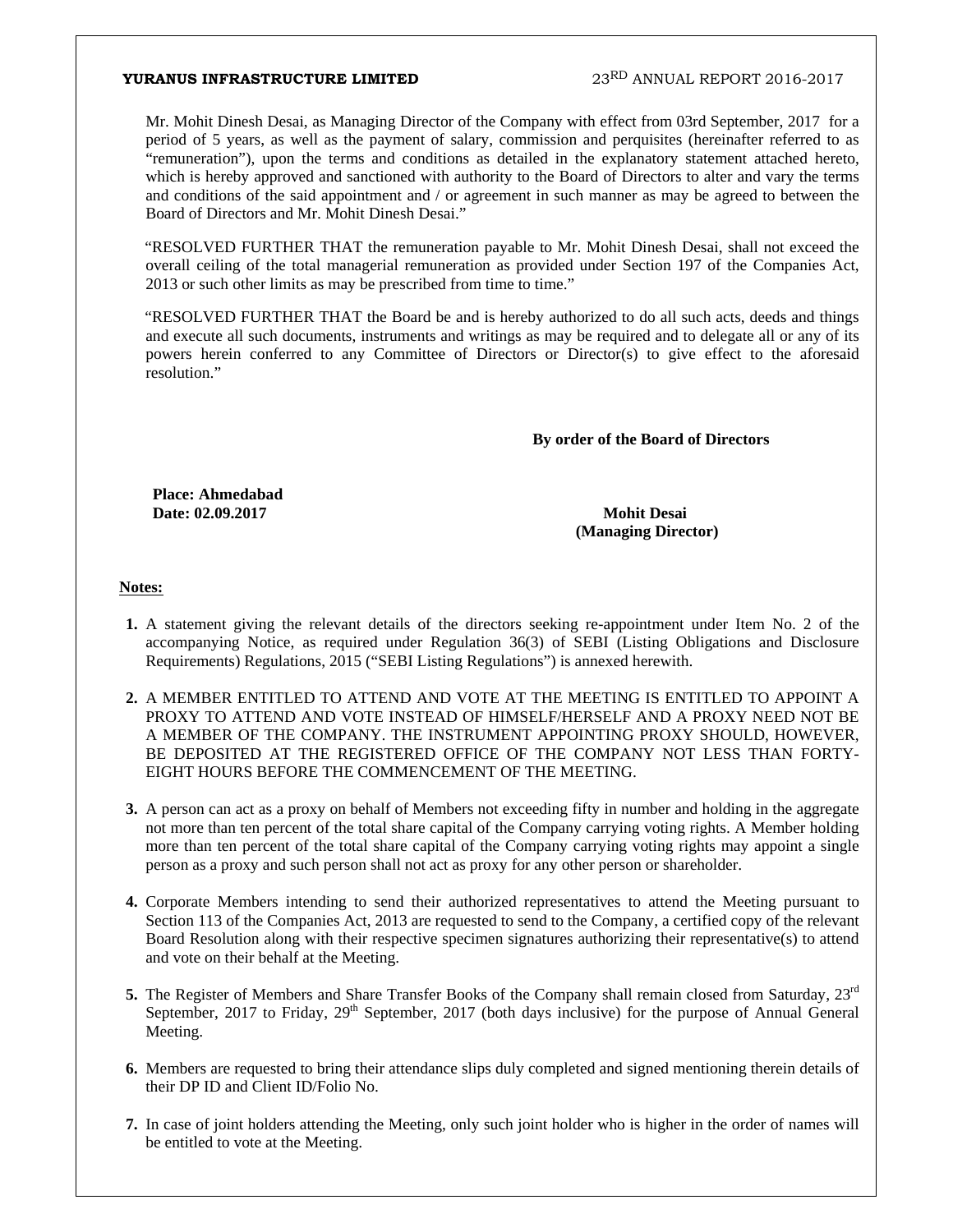Mr. Mohit Dinesh Desai, as Managing Director of the Company with effect from 03rd September, 2017 for a period of 5 years, as well as the payment of salary, commission and perquisites (hereinafter referred to as "remuneration"), upon the terms and conditions as detailed in the explanatory statement attached hereto, which is hereby approved and sanctioned with authority to the Board of Directors to alter and vary the terms and conditions of the said appointment and / or agreement in such manner as may be agreed to between the Board of Directors and Mr. Mohit Dinesh Desai."

"RESOLVED FURTHER THAT the remuneration payable to Mr. Mohit Dinesh Desai, shall not exceed the overall ceiling of the total managerial remuneration as provided under Section 197 of the Companies Act, 2013 or such other limits as may be prescribed from time to time."

"RESOLVED FURTHER THAT the Board be and is hereby authorized to do all such acts, deeds and things and execute all such documents, instruments and writings as may be required and to delegate all or any of its powers herein conferred to any Committee of Directors or Director(s) to give effect to the aforesaid resolution."

**By order of the Board of Directors**

**Place: Ahmedabad**
**Date: 02.09.2017**

**Mohit Desai**
**(Managing Director)**

**Notes:**

1. A statement giving the relevant details of the directors seeking re-appointment under Item No. 2 of the accompanying Notice, as required under Regulation 36(3) of SEBI (Listing Obligations and Disclosure Requirements) Regulations, 2015 ("SEBI Listing Regulations") is annexed herewith.

2. A MEMBER ENTITLED TO ATTEND AND VOTE AT THE MEETING IS ENTITLED TO APPOINT A PROXY TO ATTEND AND VOTE INSTEAD OF HIMSELF/HERSELF AND A PROXY NEED NOT BE A MEMBER OF THE COMPANY. THE INSTRUMENT APPOINTING PROXY SHOULD, HOWEVER, BE DEPOSITED AT THE REGISTERED OFFICE OF THE COMPANY NOT LESS THAN FORTY-EIGHT HOURS BEFORE THE COMMENCEMENT OF THE MEETING.

3. A person can act as a proxy on behalf of Members not exceeding fifty in number and holding in the aggregate not more than ten percent of the total share capital of the Company carrying voting rights. A Member holding more than ten percent of the total share capital of the Company carrying voting rights may appoint a single person as a proxy and such person shall not act as proxy for any other person or shareholder.

4. Corporate Members intending to send their authorized representatives to attend the Meeting pursuant to Section 113 of the Companies Act, 2013 are requested to send to the Company, a certified copy of the relevant Board Resolution along with their respective specimen signatures authorizing their representative(s) to attend and vote on their behalf at the Meeting.

5. The Register of Members and Share Transfer Books of the Company shall remain closed from Saturday, 23rd September, 2017 to Friday, 29th September, 2017 (both days inclusive) for the purpose of Annual General Meeting.

6. Members are requested to bring their attendance slips duly completed and signed mentioning therein details of their DP ID and Client ID/Folio No.

7. In case of joint holders attending the Meeting, only such joint holder who is higher in the order of names will be entitled to vote at the Meeting.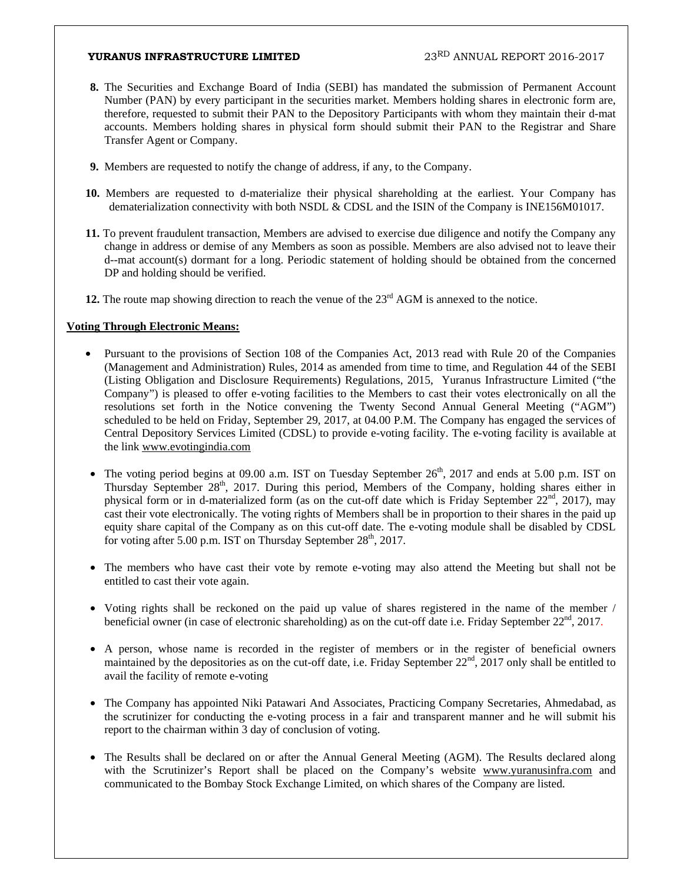8. The Securities and Exchange Board of India (SEBI) has mandated the submission of Permanent Account Number (PAN) by every participant in the securities market. Members holding shares in electronic form are, therefore, requested to submit their PAN to the Depository Participants with whom they maintain their d-mat accounts. Members holding shares in physical form should submit their PAN to the Registrar and Share Transfer Agent or Company.

9. Members are requested to notify the change of address, if any, to the Company.

10. Members are requested to d-materialize their physical shareholding at the earliest. Your Company has dematerialization connectivity with both NSDL & CDSL and the ISIN of the Company is INE156M01017.

11. To prevent fraudulent transaction, Members are advised to exercise due diligence and notify the Company any change in address or demise of any Members as soon as possible. Members are also advised not to leave their d--mat account(s) dormant for a long. Periodic statement of holding should be obtained from the concerned DP and holding should be verified.

12. The route map showing direction to reach the venue of the 23rd AGM is annexed to the notice.

**Voting Through Electronic Means:**

- Pursuant to the provisions of Section 108 of the Companies Act, 2013 read with Rule 20 of the Companies (Management and Administration) Rules, 2014 as amended from time to time, and Regulation 44 of the SEBI (Listing Obligation and Disclosure Requirements) Regulations, 2015, Yuranus Infrastructure Limited ("the Company") is pleased to offer e-voting facilities to the Members to cast their votes electronically on all the resolutions set forth in the Notice convening the Twenty Second Annual General Meeting ("AGM") scheduled to be held on Friday, September 29, 2017, at 04.00 P.M. The Company has engaged the services of Central Depository Services Limited (CDSL) to provide e-voting facility. The e-voting facility is available at the link www.evotingindia.com

- The voting period begins at 09.00 a.m. IST on Tuesday September 26th, 2017 and ends at 5.00 p.m. IST on Thursday September 28th, 2017. During this period, Members of the Company, holding shares either in physical form or in d-materialized form (as on the cut-off date which is Friday September 22nd, 2017), may cast their vote electronically. The voting rights of Members shall be in proportion to their shares in the paid up equity share capital of the Company as on this cut-off date. The e-voting module shall be disabled by CDSL for voting after 5.00 p.m. IST on Thursday September 28th, 2017.

- The members who have cast their vote by remote e-voting may also attend the Meeting but shall not be entitled to cast their vote again.

- Voting rights shall be reckoned on the paid up value of shares registered in the name of the member / beneficial owner (in case of electronic shareholding) as on the cut-off date i.e. Friday September 22nd, 2017.

- A person, whose name is recorded in the register of members or in the register of beneficial owners maintained by the depositories as on the cut-off date, i.e. Friday September 22nd, 2017 only shall be entitled to avail the facility of remote e-voting

- The Company has appointed Niki Patawari And Associates, Practicing Company Secretaries, Ahmedabad, as the scrutinizer for conducting the e-voting process in a fair and transparent manner and he will submit his report to the chairman within 3 day of conclusion of voting.

- The Results shall be declared on or after the Annual General Meeting (AGM). The Results declared along with the Scrutinizer's Report shall be placed on the Company's website www.yuranusinfra.com and communicated to the Bombay Stock Exchange Limited, on which shares of the Company are listed.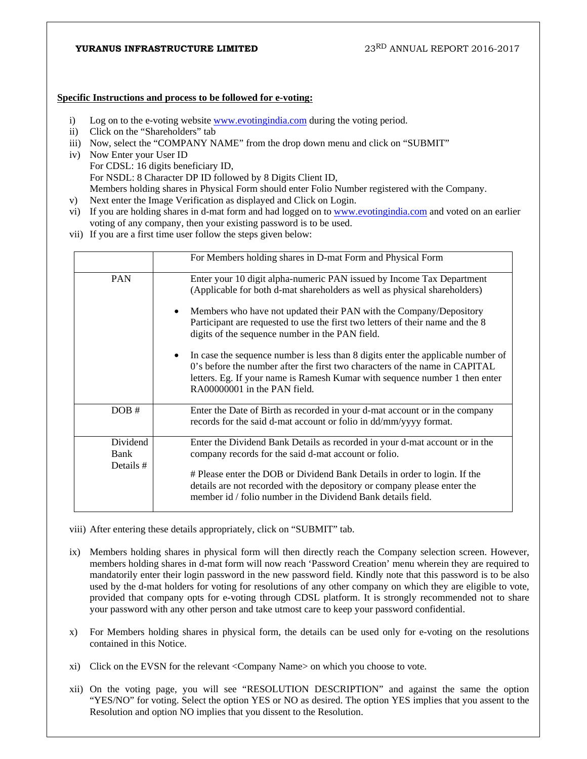**Specific Instructions and process to be followed for e-voting:**

i) Log on to the e-voting website www.evotingindia.com during the voting period.
ii) Click on the "Shareholders" tab
iii) Now, select the "COMPANY NAME" from the drop down menu and click on "SUBMIT"
iv) Now Enter your User ID
For CDSL: 16 digits beneficiary ID,
For NSDL: 8 Character DP ID followed by 8 Digits Client ID,
Members holding shares in Physical Form should enter Folio Number registered with the Company.
v) Next enter the Image Verification as displayed and Click on Login.
vi) If you are holding shares in d-mat form and had logged on to www.evotingindia.com and voted on an earlier voting of any company, then your existing password is to be used.
vii) If you are a first time user follow the steps given below:

| | For Members holding shares in D-mat Form and Physical Form |
|---|---|
| PAN | Enter your 10 digit alpha-numeric PAN issued by Income Tax Department (Applicable for both d-mat shareholders as well as physical shareholders)<br>• Members who have not updated their PAN with the Company/Depository Participant are requested to use the first two letters of their name and the 8 digits of the sequence number in the PAN field.<br>• In case the sequence number is less than 8 digits enter the applicable number of 0's before the number after the first two characters of the name in CAPITAL letters. Eg. If your name is Ramesh Kumar with sequence number 1 then enter RA00000001 in the PAN field. |
| DOB # | Enter the Date of Birth as recorded in your d-mat account or in the company records for the said d-mat account or folio in dd/mm/yyyy format. |
| Dividend Bank Details # | Enter the Dividend Bank Details as recorded in your d-mat account or in the company records for the said d-mat account or folio.<br># Please enter the DOB or Dividend Bank Details in order to login. If the details are not recorded with the depository or company please enter the member id / folio number in the Dividend Bank details field. |

viii) After entering these details appropriately, click on "SUBMIT" tab.

ix) Members holding shares in physical form will then directly reach the Company selection screen. However, members holding shares in d-mat form will now reach 'Password Creation' menu wherein they are required to mandatorily enter their login password in the new password field. Kindly note that this password is to be also used by the d-mat holders for voting for resolutions of any other company on which they are eligible to vote, provided that company opts for e-voting through CDSL platform. It is strongly recommended not to share your password with any other person and take utmost care to keep your password confidential.

x) For Members holding shares in physical form, the details can be used only for e-voting on the resolutions contained in this Notice.

xi) Click on the EVSN for the relevant <Company Name> on which you choose to vote.

xii) On the voting page, you will see "RESOLUTION DESCRIPTION" and against the same the option "YES/NO" for voting. Select the option YES or NO as desired. The option YES implies that you assent to the Resolution and option NO implies that you dissent to the Resolution.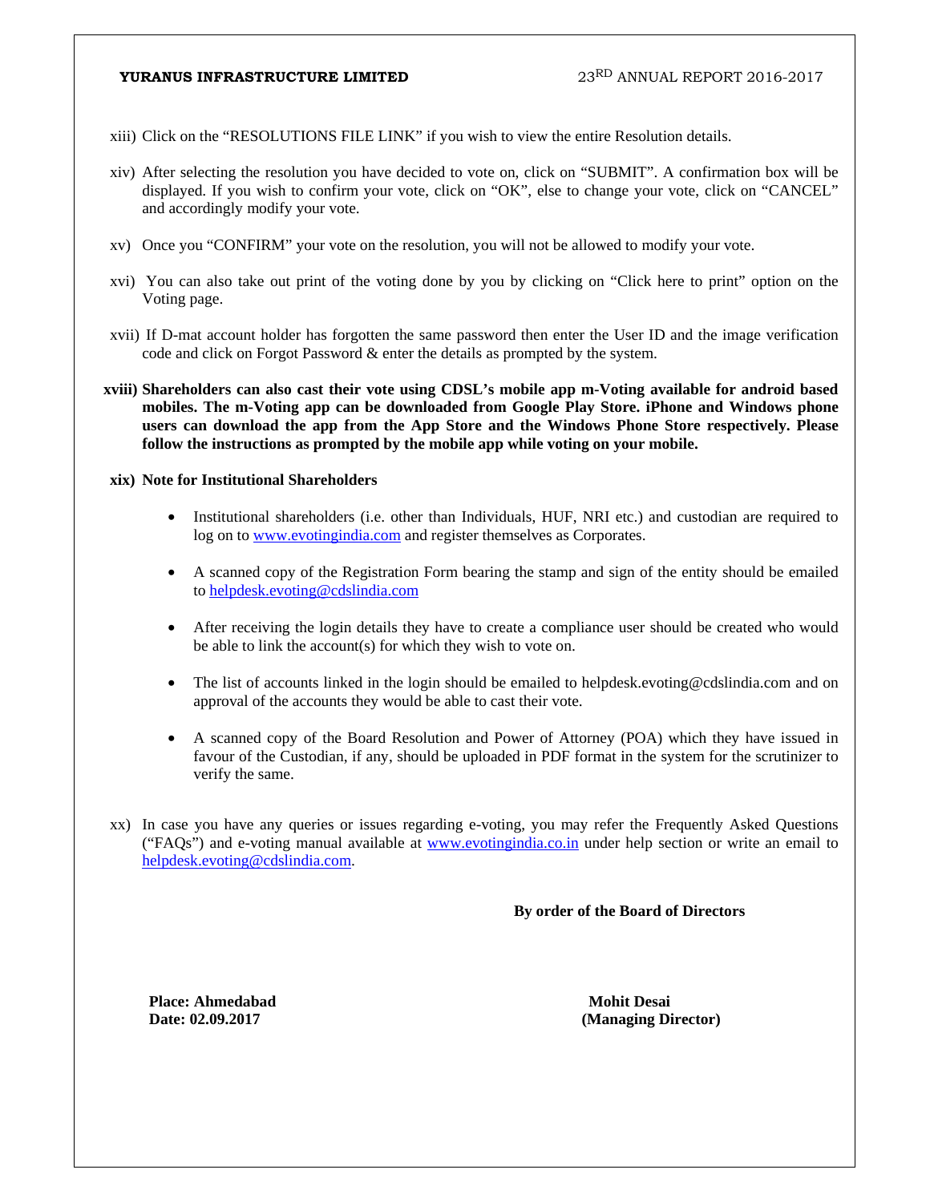xiii) Click on the "RESOLUTIONS FILE LINK" if you wish to view the entire Resolution details.

xiv) After selecting the resolution you have decided to vote on, click on "SUBMIT". A confirmation box will be displayed. If you wish to confirm your vote, click on "OK", else to change your vote, click on "CANCEL" and accordingly modify your vote.

xv) Once you "CONFIRM" your vote on the resolution, you will not be allowed to modify your vote.

xvi) You can also take out print of the voting done by you by clicking on "Click here to print" option on the Voting page.

xvii) If D-mat account holder has forgotten the same password then enter the User ID and the image verification code and click on Forgot Password & enter the details as prompted by the system.

**xviii) Shareholders can also cast their vote using CDSL's mobile app m-Voting available for android based mobiles. The m-Voting app can be downloaded from Google Play Store. iPhone and Windows phone users can download the app from the App Store and the Windows Phone Store respectively. Please follow the instructions as prompted by the mobile app while voting on your mobile.**

**xix) Note for Institutional Shareholders**

- Institutional shareholders (i.e. other than Individuals, HUF, NRI etc.) and custodian are required to log on to www.evotingindia.com and register themselves as Corporates.
- A scanned copy of the Registration Form bearing the stamp and sign of the entity should be emailed to helpdesk.evoting@cdslindia.com
- After receiving the login details they have to create a compliance user should be created who would be able to link the account(s) for which they wish to vote on.
- The list of accounts linked in the login should be emailed to helpdesk.evoting@cdslindia.com and on approval of the accounts they would be able to cast their vote.
- A scanned copy of the Board Resolution and Power of Attorney (POA) which they have issued in favour of the Custodian, if any, should be uploaded in PDF format in the system for the scrutinizer to verify the same.

xx) In case you have any queries or issues regarding e-voting, you may refer the Frequently Asked Questions ("FAQs") and e-voting manual available at www.evotingindia.co.in under help section or write an email to helpdesk.evoting@cdslindia.com.

**By order of the Board of Directors**

**Place: Ahmedabad**
**Date: 02.09.2017**

**Mohit Desai**
**(Managing Director)**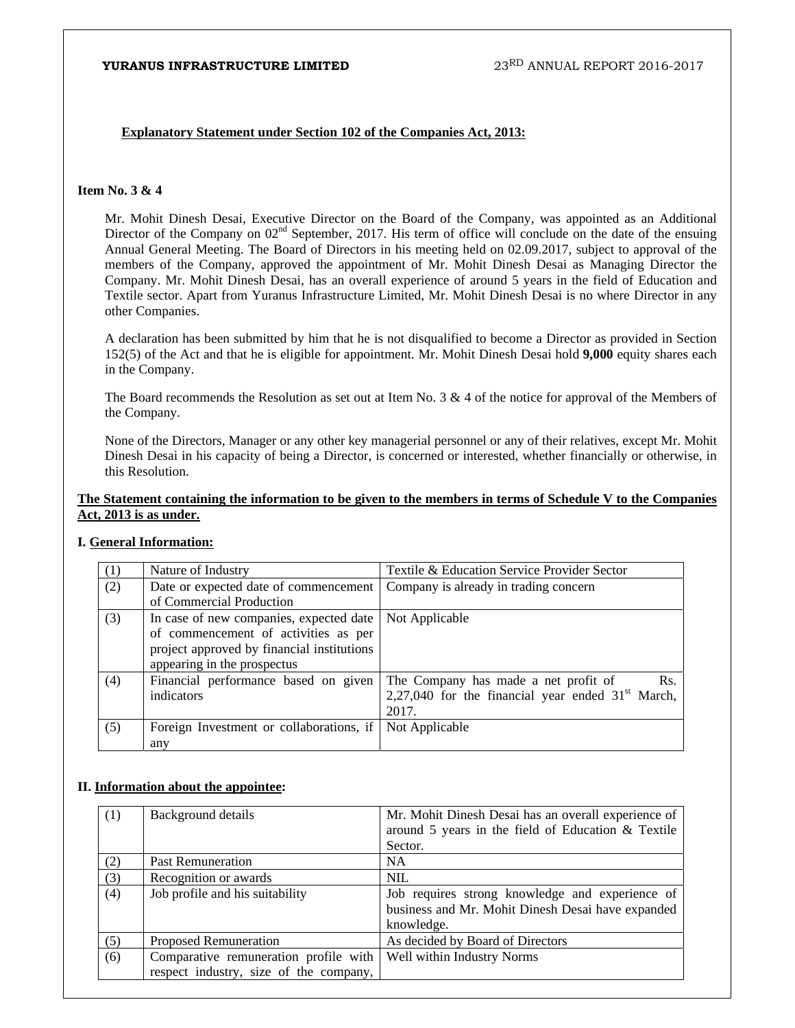**Explanatory Statement under Section 102 of the Companies Act, 2013:**

**Item No. 3 & 4**

Mr. Mohit Dinesh Desai, Executive Director on the Board of the Company, was appointed as an Additional Director of the Company on 02nd September, 2017. His term of office will conclude on the date of the ensuing Annual General Meeting. The Board of Directors in his meeting held on 02.09.2017, subject to approval of the members of the Company, approved the appointment of Mr. Mohit Dinesh Desai as Managing Director the Company. Mr. Mohit Dinesh Desai, has an overall experience of around 5 years in the field of Education and Textile sector. Apart from Yuranus Infrastructure Limited, Mr. Mohit Dinesh Desai is no where Director in any other Companies.

A declaration has been submitted by him that he is not disqualified to become a Director as provided in Section 152(5) of the Act and that he is eligible for appointment. Mr. Mohit Dinesh Desai hold **9,000** equity shares each in the Company.

The Board recommends the Resolution as set out at Item No. 3 & 4 of the notice for approval of the Members of the Company.

None of the Directors, Manager or any other key managerial personnel or any of their relatives, except Mr. Mohit Dinesh Desai in his capacity of being a Director, is concerned or interested, whether financially or otherwise, in this Resolution.

**The Statement containing the information to be given to the members in terms of Schedule V to the Companies Act, 2013 is as under.**

**I. General Information:**

| | | |
|---|---|---|
| (1) | Nature of Industry | Textile & Education Service Provider Sector |
| (2) | Date or expected date of commencement of Commercial Production | Company is already in trading concern |
| (3) | In case of new companies, expected date of commencement of activities as per project approved by financial institutions appearing in the prospectus | Not Applicable |
| (4) | Financial performance based on given indicators | The Company has made a net profit of Rs. 2,27,040 for the financial year ended 31st March, 2017. |
| (5) | Foreign Investment or collaborations, if any | Not Applicable |

**II. Information about the appointee:**

| | | |
|---|---|---|
| (1) | Background details | Mr. Mohit Dinesh Desai has an overall experience of around 5 years in the field of Education & Textile Sector. |
| (2) | Past Remuneration | NA |
| (3) | Recognition or awards | NIL |
| (4) | Job profile and his suitability | Job requires strong knowledge and experience of business and Mr. Mohit Dinesh Desai have expanded knowledge. |
| (5) | Proposed Remuneration | As decided by Board of Directors |
| (6) | Comparative remuneration profile with respect industry, size of the company, | Well within Industry Norms |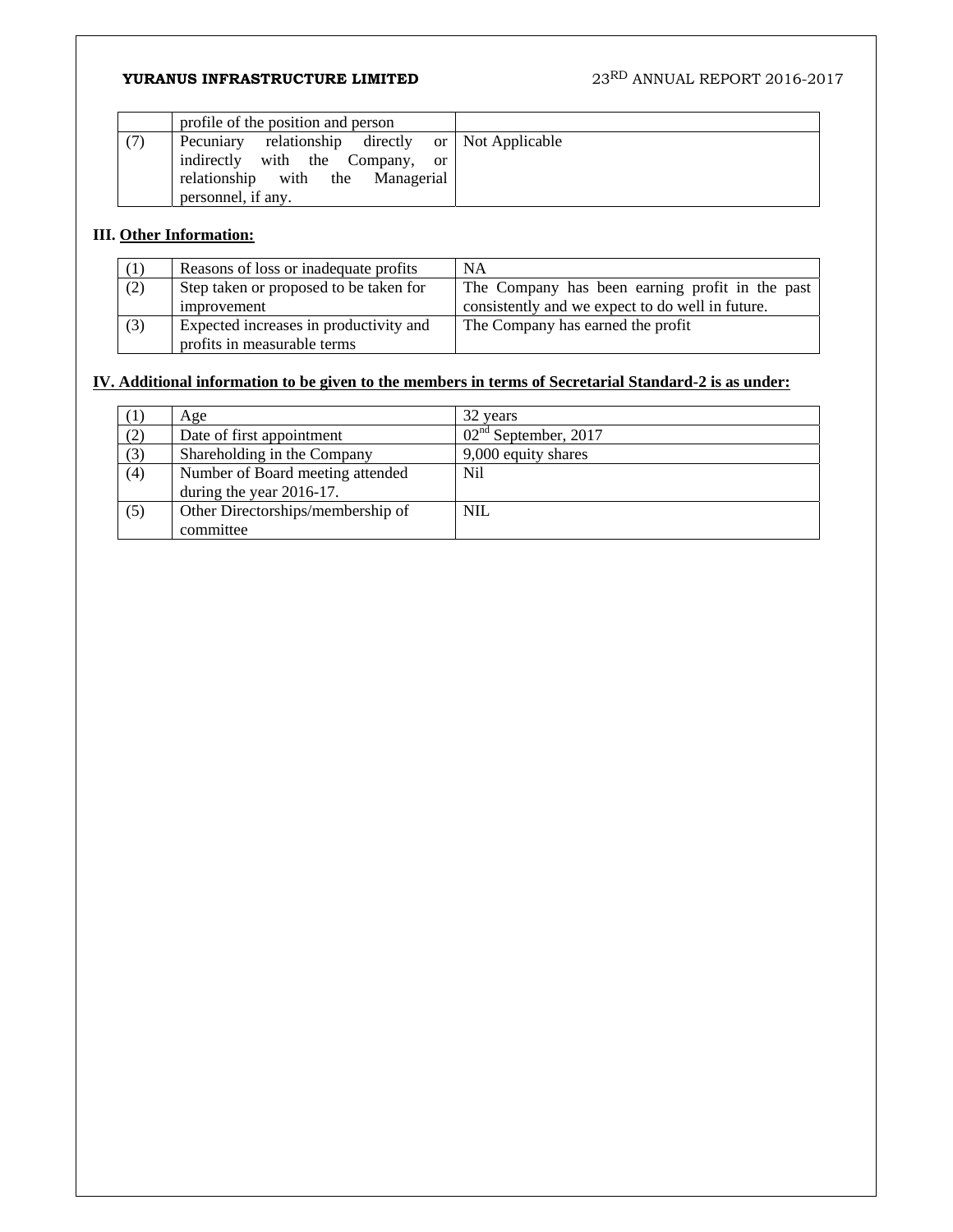| | profile of the position and person | |
|---|---|---|
| (7) | Pecuniary relationship directly or indirectly with the Company, or relationship with the Managerial personnel, if any. | Not Applicable |

**III. Other Information:**

| | | |
|---|---|---|
| (1) | Reasons of loss or inadequate profits | NA |
| (2) | Step taken or proposed to be taken for improvement | The Company has been earning profit in the past consistently and we expect to do well in future. |
| (3) | Expected increases in productivity and profits in measurable terms | The Company has earned the profit |

**IV. Additional information to be given to the members in terms of Secretarial Standard-2 is as under:**

| | | |
|---|---|---|
| (1) | Age | 32 years |
| (2) | Date of first appointment | 02nd September, 2017 |
| (3) | Shareholding in the Company | 9,000 equity shares |
| (4) | Number of Board meeting attended during the year 2016-17. | Nil |
| (5) | Other Directorships/membership of committee | NIL |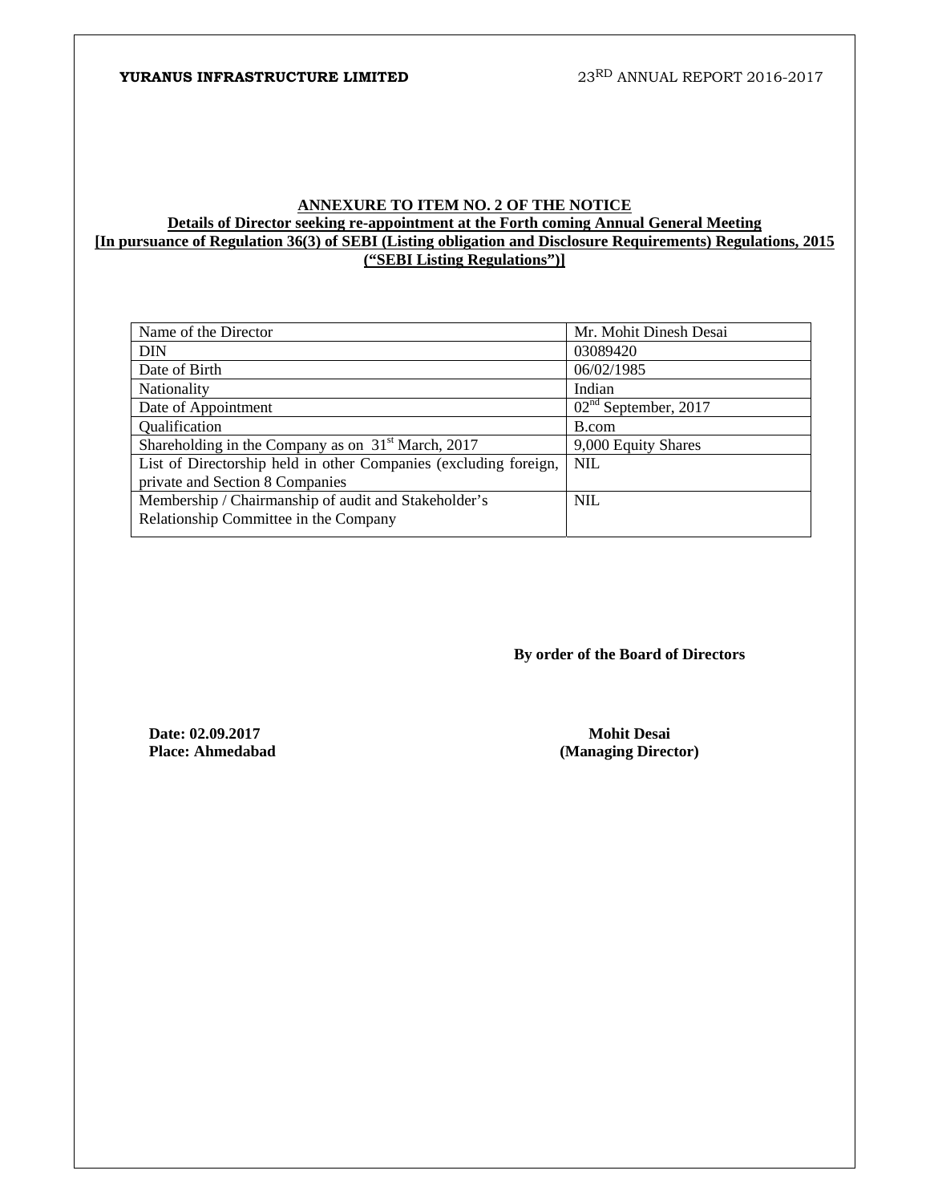**ANNEXURE TO ITEM NO. 2 OF THE NOTICE**

**Details of Director seeking re-appointment at the Forth coming Annual General Meeting**

**[In pursuance of Regulation 36(3) of SEBI (Listing obligation and Disclosure Requirements) Regulations, 2015 ("SEBI Listing Regulations")]**

| Name of the Director | Mr. Mohit Dinesh Desai |
|---|---|
| DIN | 03089420 |
| Date of Birth | 06/02/1985 |
| Nationality | Indian |
| Date of Appointment | 02nd September, 2017 |
| Qualification | B.com |
| Shareholding in the Company as on 31st March, 2017 | 9,000 Equity Shares |
| List of Directorship held in other Companies (excluding foreign, private and Section 8 Companies | NIL |
| Membership / Chairmanship of audit and Stakeholder's Relationship Committee in the Company | NIL |

**By order of the Board of Directors**

**Date: 02.09.2017**
**Place: Ahmedabad**

**Mohit Desai**
**(Managing Director)**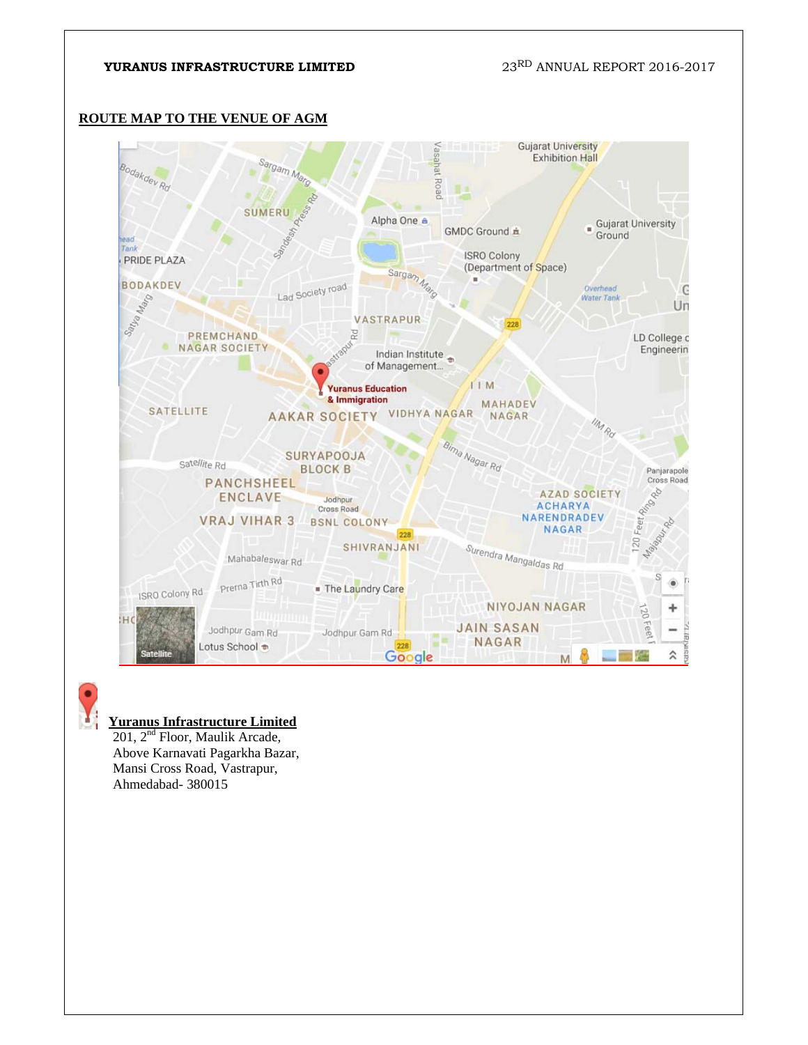## ROUTE MAP TO THE VENUE OF AGM

**Yuranus Infrastructure Limited**

201, 2nd Floor, Maulik Arcade,
Above Karnavati Pagarkha Bazar,
Mansi Cross Road, Vastrapur,
Ahmedabad- 380015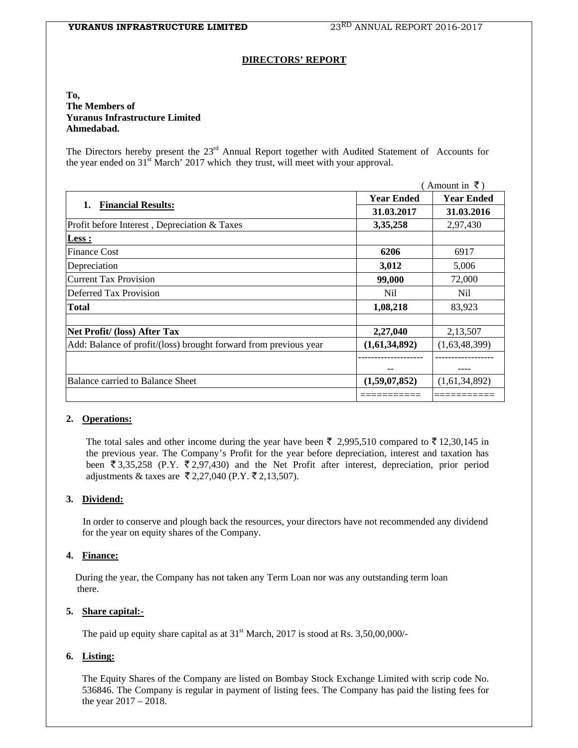## DIRECTORS' REPORT

**To,**
**The Members of**
**Yuranus Infrastructure Limited**
**Ahmedabad.**

The Directors hereby present the 23rd Annual Report together with Audited Statement of Accounts for the year ended on 31st March' 2017 which they trust, will meet with your approval.

( Amount in ₹ )

| 1. **Financial Results:** | **Year Ended 31.03.2017** | **Year Ended 31.03.2016** |
|---|---|---|
| Profit before Interest , Depreciation & Taxes | **3,35,258** | 2,97,430 |
| **Less :** | | |
| Finance Cost | **6206** | 6917 |
| Depreciation | **3,012** | 5,006 |
| Current Tax Provision | **99,000** | 72,000 |
| Deferred Tax Provision | Nil | Nil |
| **Total** | **1,08,218** | 83,923 |
| | | |
| **Net Profit/ (loss) After Tax** | **2,27,040** | 2,13,507 |
| Add: Balance of profit/(loss) brought forward from previous year | **(1,61,34,892)** | (1,63,48,399) |
| | ---------------------- | ---------------------- |
| Balance carried to Balance Sheet | **(1,59,07,852)** | (1,61,34,892) |
| | =========== | =========== |

### 2. Operations:

The total sales and other income during the year have been ₹ 2,995,510 compared to ₹ 12,30,145 in the previous year. The Company's Profit for the year before depreciation, interest and taxation has been ₹ 3,35,258 (P.Y. ₹ 2,97,430) and the Net Profit after interest, depreciation, prior period adjustments & taxes are ₹ 2,27,040 (P.Y. ₹ 2,13,507).

### 3. Dividend:

In order to conserve and plough back the resources, your directors have not recommended any dividend for the year on equity shares of the Company.

### 4. Finance:

During the year, the Company has not taken any Term Loan nor was any outstanding term loan there.

### 5. Share capital:-

The paid up equity share capital as at 31st March, 2017 is stood at Rs. 3,50,00,000/-

### 6. Listing:

The Equity Shares of the Company are listed on Bombay Stock Exchange Limited with scrip code No. 536846. The Company is regular in payment of listing fees. The Company has paid the listing fees for the year 2017 – 2018.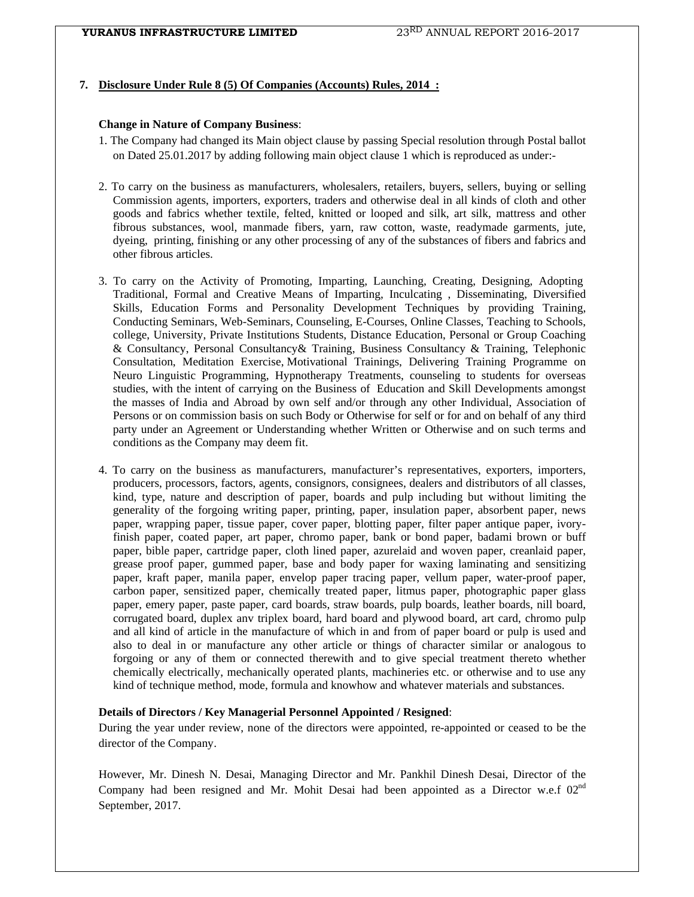## 7. Disclosure Under Rule 8 (5) Of Companies (Accounts) Rules, 2014 :

**Change in Nature of Company Business**:

1. The Company had changed its Main object clause by passing Special resolution through Postal ballot on Dated 25.01.2017 by adding following main object clause 1 which is reproduced as under:-

2. To carry on the business as manufacturers, wholesalers, retailers, buyers, sellers, buying or selling Commission agents, importers, exporters, traders and otherwise deal in all kinds of cloth and other goods and fabrics whether textile, felted, knitted or looped and silk, art silk, mattress and other fibrous substances, wool, manmade fibers, yarn, raw cotton, waste, readymade garments, jute, dyeing, printing, finishing or any other processing of any of the substances of fibers and fabrics and other fibrous articles.

3. To carry on the Activity of Promoting, Imparting, Launching, Creating, Designing, Adopting Traditional, Formal and Creative Means of Imparting, Inculcating , Disseminating, Diversified Skills, Education Forms and Personality Development Techniques by providing Training, Conducting Seminars, Web-Seminars, Counseling, E-Courses, Online Classes, Teaching to Schools, college, University, Private Institutions Students, Distance Education, Personal or Group Coaching & Consultancy, Personal Consultancy& Training, Business Consultancy & Training, Telephonic Consultation, Meditation Exercise, Motivational Trainings, Delivering Training Programme on Neuro Linguistic Programming, Hypnotherapy Treatments, counseling to students for overseas studies, with the intent of carrying on the Business of Education and Skill Developments amongst the masses of India and Abroad by own self and/or through any other Individual, Association of Persons or on commission basis on such Body or Otherwise for self or for and on behalf of any third party under an Agreement or Understanding whether Written or Otherwise and on such terms and conditions as the Company may deem fit.

4. To carry on the business as manufacturers, manufacturer's representatives, exporters, importers, producers, processors, factors, agents, consignors, consignees, dealers and distributors of all classes, kind, type, nature and description of paper, boards and pulp including but without limiting the generality of the forgoing writing paper, printing, paper, insulation paper, absorbent paper, news paper, wrapping paper, tissue paper, cover paper, blotting paper, filter paper antique paper, ivory-finish paper, coated paper, art paper, chromo paper, bank or bond paper, badami brown or buff paper, bible paper, cartridge paper, cloth lined paper, azurelaid and woven paper, creanlaid paper, grease proof paper, gummed paper, base and body paper for waxing laminating and sensitizing paper, kraft paper, manila paper, envelop paper tracing paper, vellum paper, water-proof paper, carbon paper, sensitized paper, chemically treated paper, litmus paper, photographic paper glass paper, emery paper, paste paper, card boards, straw boards, pulp boards, leather boards, nill board, corrugated board, duplex anv triplex board, hard board and plywood board, art card, chromo pulp and all kind of article in the manufacture of which in and from of paper board or pulp is used and also to deal in or manufacture any other article or things of character similar or analogous to forgoing or any of them or connected therewith and to give special treatment thereto whether chemically electrically, mechanically operated plants, machineries etc. or otherwise and to use any kind of technique method, mode, formula and knowhow and whatever materials and substances.

**Details of Directors / Key Managerial Personnel Appointed / Resigned**:

During the year under review, none of the directors were appointed, re-appointed or ceased to be the director of the Company.

However, Mr. Dinesh N. Desai, Managing Director and Mr. Pankhil Dinesh Desai, Director of the Company had been resigned and Mr. Mohit Desai had been appointed as a Director w.e.f 02nd September, 2017.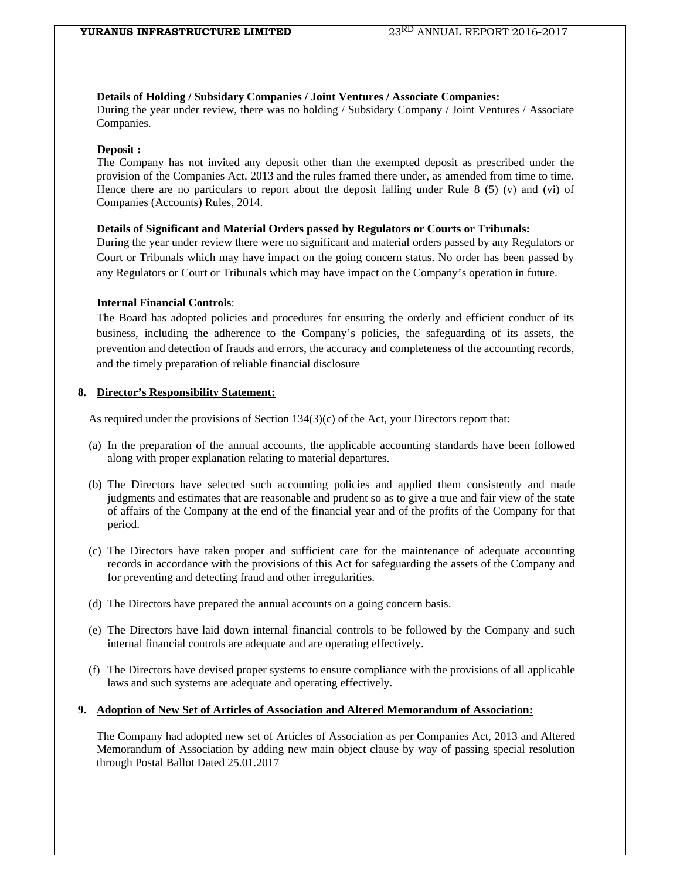**Details of Holding / Subsidary Companies / Joint Ventures / Associate Companies:**

During the year under review, there was no holding / Subsidary Company / Joint Ventures / Associate Companies.

**Deposit :**

The Company has not invited any deposit other than the exempted deposit as prescribed under the provision of the Companies Act, 2013 and the rules framed there under, as amended from time to time. Hence there are no particulars to report about the deposit falling under Rule 8 (5) (v) and (vi) of Companies (Accounts) Rules, 2014.

**Details of Significant and Material Orders passed by Regulators or Courts or Tribunals:**

During the year under review there were no significant and material orders passed by any Regulators or Court or Tribunals which may have impact on the going concern status. No order has been passed by any Regulators or Court or Tribunals which may have impact on the Company's operation in future.

**Internal Financial Controls**:

The Board has adopted policies and procedures for ensuring the orderly and efficient conduct of its business, including the adherence to the Company's policies, the safeguarding of its assets, the prevention and detection of frauds and errors, the accuracy and completeness of the accounting records, and the timely preparation of reliable financial disclosure

## 8. Director's Responsibility Statement:

As required under the provisions of Section 134(3)(c) of the Act, your Directors report that:

(a) In the preparation of the annual accounts, the applicable accounting standards have been followed along with proper explanation relating to material departures.

(b) The Directors have selected such accounting policies and applied them consistently and made judgments and estimates that are reasonable and prudent so as to give a true and fair view of the state of affairs of the Company at the end of the financial year and of the profits of the Company for that period.

(c) The Directors have taken proper and sufficient care for the maintenance of adequate accounting records in accordance with the provisions of this Act for safeguarding the assets of the Company and for preventing and detecting fraud and other irregularities.

(d) The Directors have prepared the annual accounts on a going concern basis.

(e) The Directors have laid down internal financial controls to be followed by the Company and such internal financial controls are adequate and are operating effectively.

(f) The Directors have devised proper systems to ensure compliance with the provisions of all applicable laws and such systems are adequate and operating effectively.

## 9. Adoption of New Set of Articles of Association and Altered Memorandum of Association:

The Company had adopted new set of Articles of Association as per Companies Act, 2013 and Altered Memorandum of Association by adding new main object clause by way of passing special resolution through Postal Ballot Dated 25.01.2017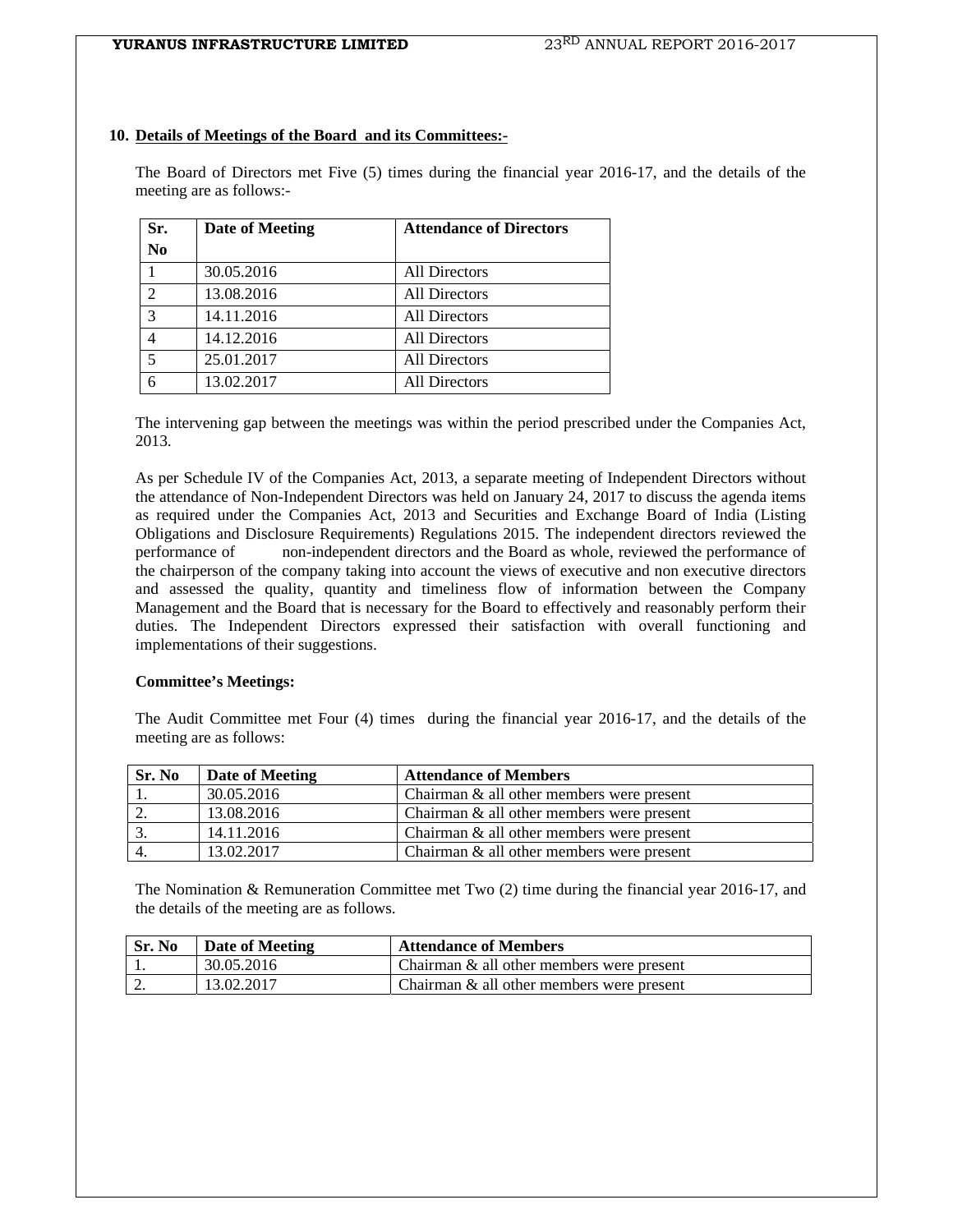## 10. Details of Meetings of the Board and its Committees:-

The Board of Directors met Five (5) times during the financial year 2016-17, and the details of the meeting are as follows:-

| Sr. No | Date of Meeting | Attendance of Directors |
|---|---|---|
| 1 | 30.05.2016 | All Directors |
| 2 | 13.08.2016 | All Directors |
| 3 | 14.11.2016 | All Directors |
| 4 | 14.12.2016 | All Directors |
| 5 | 25.01.2017 | All Directors |
| 6 | 13.02.2017 | All Directors |

The intervening gap between the meetings was within the period prescribed under the Companies Act, 2013.

As per Schedule IV of the Companies Act, 2013, a separate meeting of Independent Directors without the attendance of Non-Independent Directors was held on January 24, 2017 to discuss the agenda items as required under the Companies Act, 2013 and Securities and Exchange Board of India (Listing Obligations and Disclosure Requirements) Regulations 2015. The independent directors reviewed the performance of non-independent directors and the Board as whole, reviewed the performance of the chairperson of the company taking into account the views of executive and non executive directors and assessed the quality, quantity and timeliness flow of information between the Company Management and the Board that is necessary for the Board to effectively and reasonably perform their duties. The Independent Directors expressed their satisfaction with overall functioning and implementations of their suggestions.

**Committee's Meetings:**

The Audit Committee met Four (4) times during the financial year 2016-17, and the details of the meeting are as follows:

| Sr. No | Date of Meeting | Attendance of Members |
|---|---|---|
| 1. | 30.05.2016 | Chairman & all other members were present |
| 2. | 13.08.2016 | Chairman & all other members were present |
| 3. | 14.11.2016 | Chairman & all other members were present |
| 4. | 13.02.2017 | Chairman & all other members were present |

The Nomination & Remuneration Committee met Two (2) time during the financial year 2016-17, and the details of the meeting are as follows.

| Sr. No | Date of Meeting | Attendance of Members |
|---|---|---|
| 1. | 30.05.2016 | Chairman & all other members were present |
| 2. | 13.02.2017 | Chairman & all other members were present |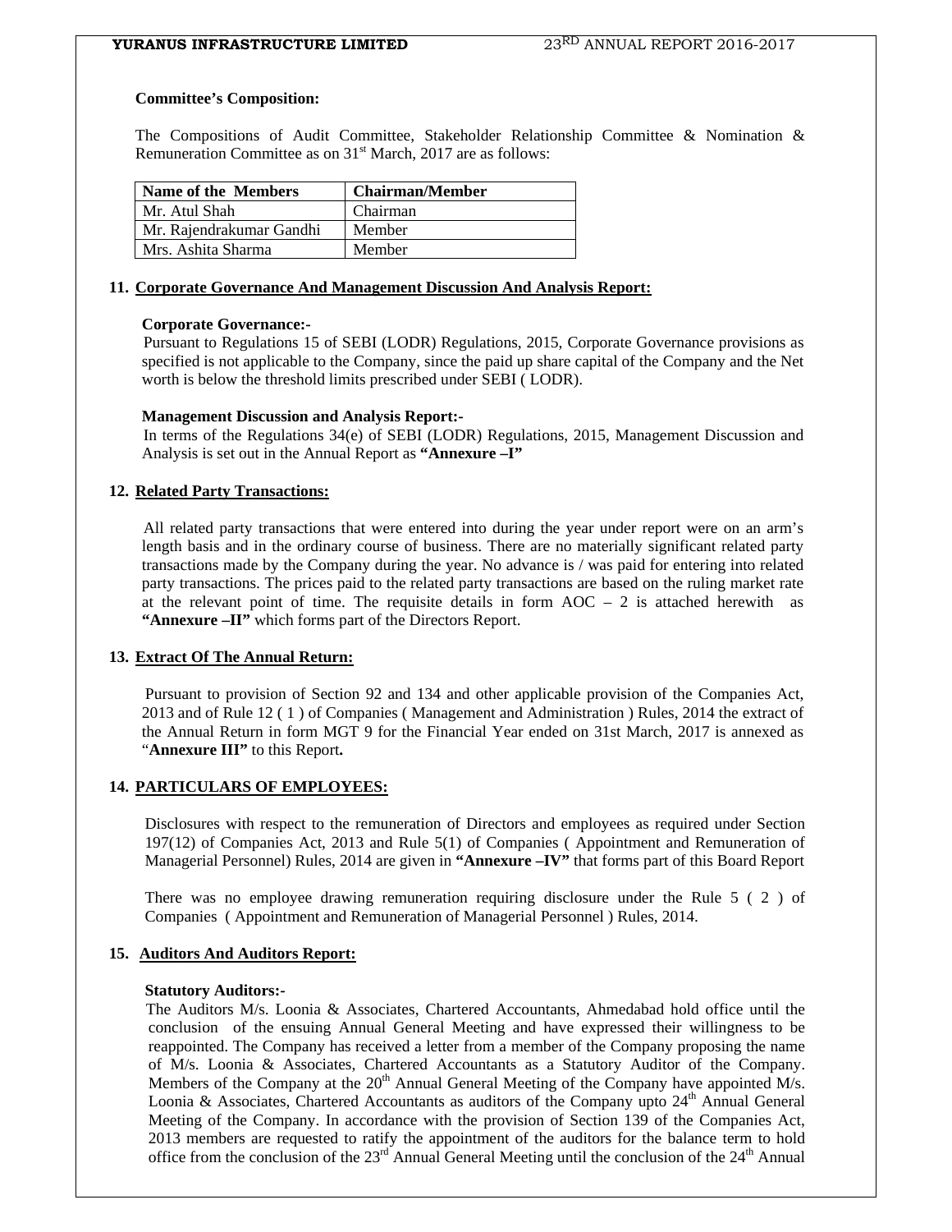**Committee's Composition:**

The Compositions of Audit Committee, Stakeholder Relationship Committee & Nomination & Remuneration Committee as on 31st March, 2017 are as follows:

| Name of the Members | Chairman/Member |
|---|---|
| Mr. Atul Shah | Chairman |
| Mr. Rajendrakumar Gandhi | Member |
| Mrs. Ashita Sharma | Member |

## 11. Corporate Governance And Management Discussion And Analysis Report:

**Corporate Governance:-**

Pursuant to Regulations 15 of SEBI (LODR) Regulations, 2015, Corporate Governance provisions as specified is not applicable to the Company, since the paid up share capital of the Company and the Net worth is below the threshold limits prescribed under SEBI ( LODR).

**Management Discussion and Analysis Report:-**

In terms of the Regulations 34(e) of SEBI (LODR) Regulations, 2015, Management Discussion and Analysis is set out in the Annual Report as **"Annexure –I"**

## 12. Related Party Transactions:

All related party transactions that were entered into during the year under report were on an arm's length basis and in the ordinary course of business. There are no materially significant related party transactions made by the Company during the year. No advance is / was paid for entering into related party transactions. The prices paid to the related party transactions are based on the ruling market rate at the relevant point of time. The requisite details in form AOC – 2 is attached herewith as **"Annexure –II"** which forms part of the Directors Report.

## 13. Extract Of The Annual Return:

Pursuant to provision of Section 92 and 134 and other applicable provision of the Companies Act, 2013 and of Rule 12 ( 1 ) of Companies ( Management and Administration ) Rules, 2014 the extract of the Annual Return in form MGT 9 for the Financial Year ended on 31st March, 2017 is annexed as "**Annexure III"** to this Report**.**

## 14. PARTICULARS OF EMPLOYEES:

Disclosures with respect to the remuneration of Directors and employees as required under Section 197(12) of Companies Act, 2013 and Rule 5(1) of Companies ( Appointment and Remuneration of Managerial Personnel) Rules, 2014 are given in **"Annexure –IV"** that forms part of this Board Report

There was no employee drawing remuneration requiring disclosure under the Rule 5 ( 2 ) of Companies ( Appointment and Remuneration of Managerial Personnel ) Rules, 2014.

## 15. Auditors And Auditors Report:

**Statutory Auditors:-**

The Auditors M/s. Loonia & Associates, Chartered Accountants, Ahmedabad hold office until the conclusion of the ensuing Annual General Meeting and have expressed their willingness to be reappointed. The Company has received a letter from a member of the Company proposing the name of M/s. Loonia & Associates, Chartered Accountants as a Statutory Auditor of the Company. Members of the Company at the 20th Annual General Meeting of the Company have appointed M/s. Loonia & Associates, Chartered Accountants as auditors of the Company upto 24th Annual General Meeting of the Company. In accordance with the provision of Section 139 of the Companies Act, 2013 members are requested to ratify the appointment of the auditors for the balance term to hold office from the conclusion of the 23rd Annual General Meeting until the conclusion of the 24th Annual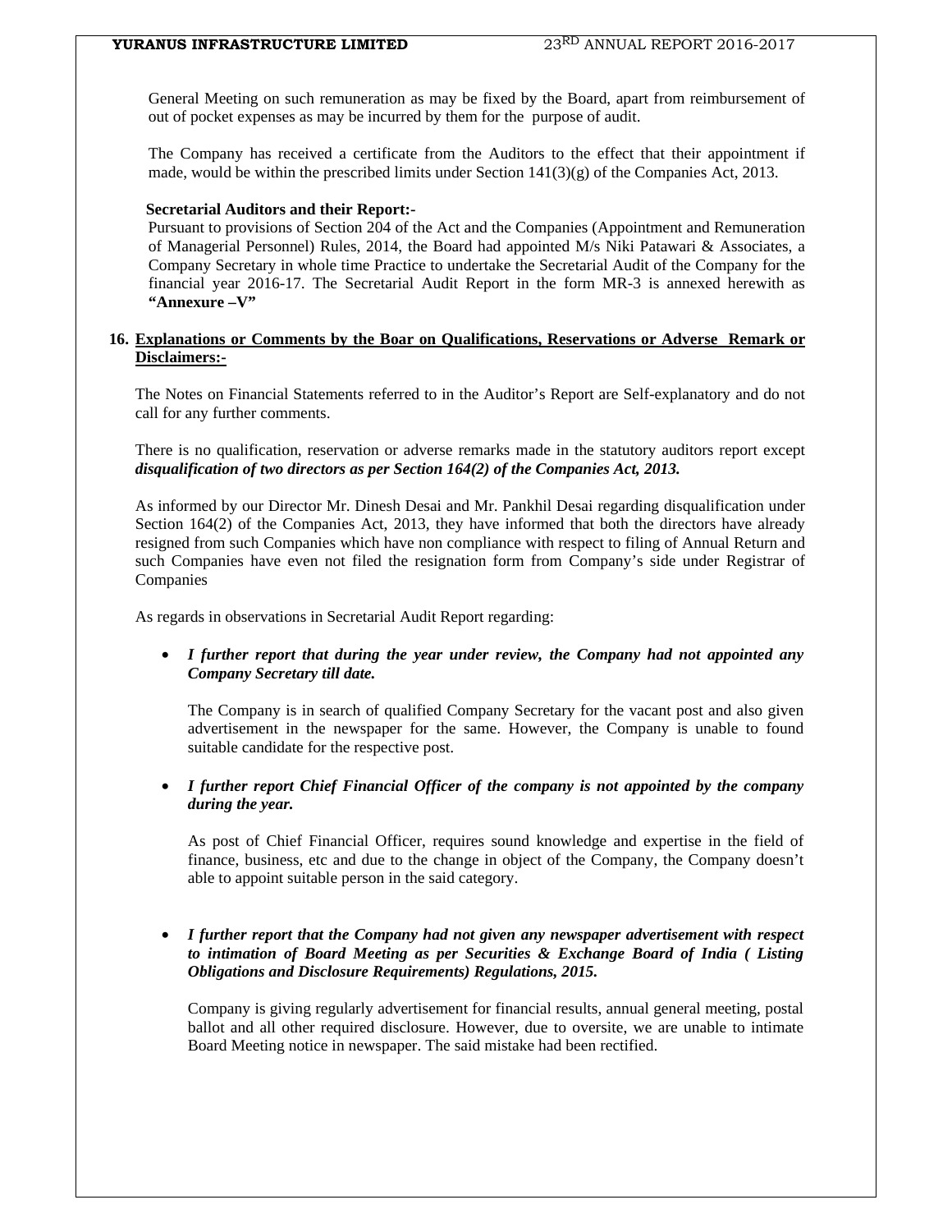General Meeting on such remuneration as may be fixed by the Board, apart from reimbursement of out of pocket expenses as may be incurred by them for the purpose of audit.

The Company has received a certificate from the Auditors to the effect that their appointment if made, would be within the prescribed limits under Section 141(3)(g) of the Companies Act, 2013.

**Secretarial Auditors and their Report:-**

Pursuant to provisions of Section 204 of the Act and the Companies (Appointment and Remuneration of Managerial Personnel) Rules, 2014, the Board had appointed M/s Niki Patawari & Associates, a Company Secretary in whole time Practice to undertake the Secretarial Audit of the Company for the financial year 2016-17. The Secretarial Audit Report in the form MR-3 is annexed herewith as **"Annexure –V"**

**16. Explanations or Comments by the Boar on Qualifications, Reservations or Adverse Remark or Disclaimers:-**

The Notes on Financial Statements referred to in the Auditor's Report are Self-explanatory and do not call for any further comments.

There is no qualification, reservation or adverse remarks made in the statutory auditors report except ***disqualification of two directors as per Section 164(2) of the Companies Act, 2013.***

As informed by our Director Mr. Dinesh Desai and Mr. Pankhil Desai regarding disqualification under Section 164(2) of the Companies Act, 2013, they have informed that both the directors have already resigned from such Companies which have non compliance with respect to filing of Annual Return and such Companies have even not filed the resignation form from Company's side under Registrar of Companies

As regards in observations in Secretarial Audit Report regarding:

- ***I further report that during the year under review, the Company had not appointed any Company Secretary till date.***

  The Company is in search of qualified Company Secretary for the vacant post and also given advertisement in the newspaper for the same. However, the Company is unable to found suitable candidate for the respective post.

- ***I further report Chief Financial Officer of the company is not appointed by the company during the year.***

  As post of Chief Financial Officer, requires sound knowledge and expertise in the field of finance, business, etc and due to the change in object of the Company, the Company doesn't able to appoint suitable person in the said category.

- ***I further report that the Company had not given any newspaper advertisement with respect to intimation of Board Meeting as per Securities & Exchange Board of India ( Listing Obligations and Disclosure Requirements) Regulations, 2015.***

  Company is giving regularly advertisement for financial results, annual general meeting, postal ballot and all other required disclosure. However, due to oversite, we are unable to intimate Board Meeting notice in newspaper. The said mistake had been rectified.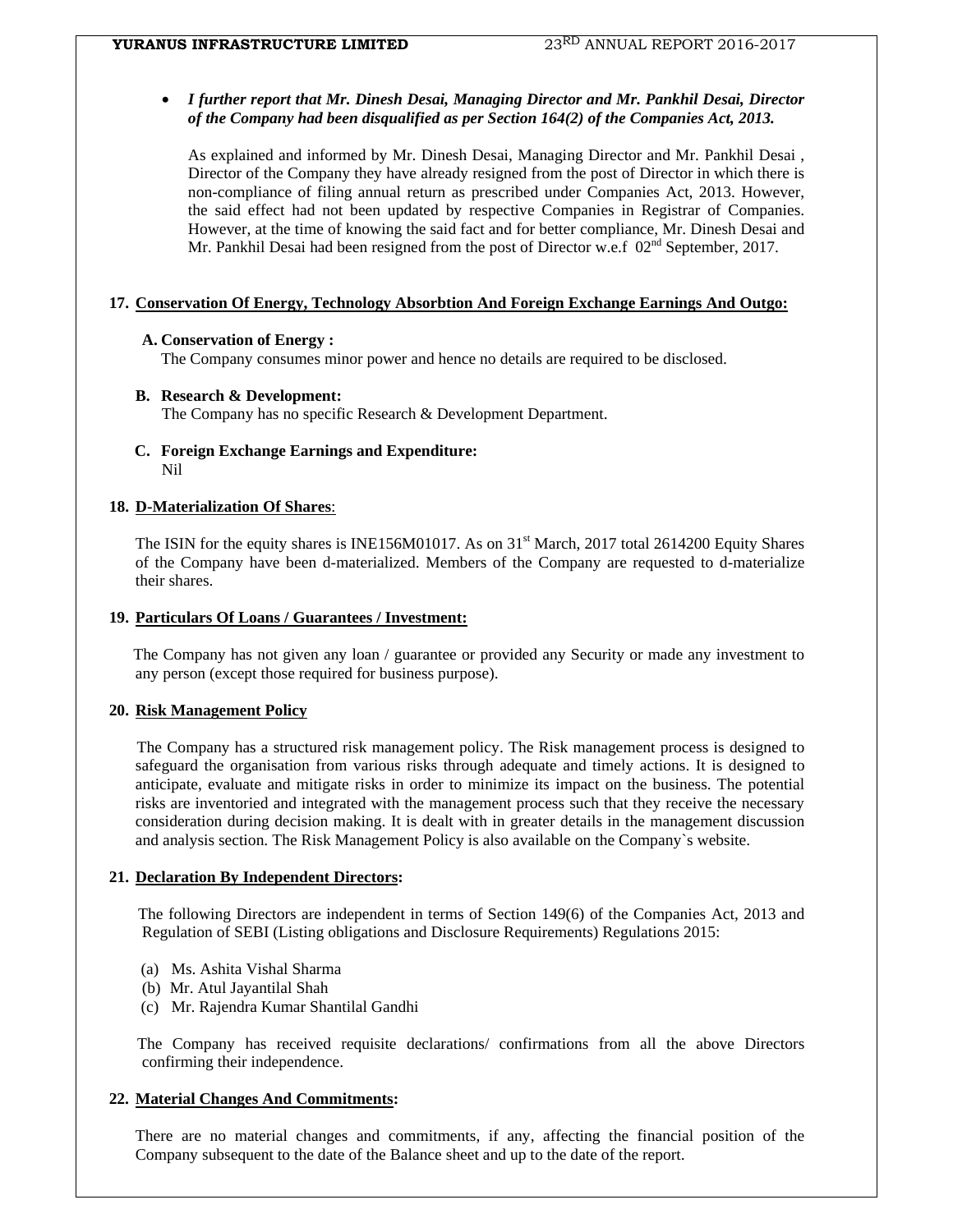- ***I further report that Mr. Dinesh Desai, Managing Director and Mr. Pankhil Desai, Director of the Company had been disqualified as per Section 164(2) of the Companies Act, 2013.***

  As explained and informed by Mr. Dinesh Desai, Managing Director and Mr. Pankhil Desai , Director of the Company they have already resigned from the post of Director in which there is non-compliance of filing annual return as prescribed under Companies Act, 2013. However, the said effect had not been updated by respective Companies in Registrar of Companies. However, at the time of knowing the said fact and for better compliance, Mr. Dinesh Desai and Mr. Pankhil Desai had been resigned from the post of Director w.e.f 02nd September, 2017.

## 17. Conservation Of Energy, Technology Absorbtion And Foreign Exchange Earnings And Outgo:

**A. Conservation of Energy :**

The Company consumes minor power and hence no details are required to be disclosed.

**B. Research & Development:**

The Company has no specific Research & Development Department.

**C. Foreign Exchange Earnings and Expenditure:**

Nil

## 18. D-Materialization Of Shares:

The ISIN for the equity shares is INE156M01017. As on 31st March, 2017 total 2614200 Equity Shares of the Company have been d-materialized. Members of the Company are requested to d-materialize their shares.

## 19. Particulars Of Loans / Guarantees / Investment:

The Company has not given any loan / guarantee or provided any Security or made any investment to any person (except those required for business purpose).

## 20. Risk Management Policy

The Company has a structured risk management policy. The Risk management process is designed to safeguard the organisation from various risks through adequate and timely actions. It is designed to anticipate, evaluate and mitigate risks in order to minimize its impact on the business. The potential risks are inventoried and integrated with the management process such that they receive the necessary consideration during decision making. It is dealt with in greater details in the management discussion and analysis section. The Risk Management Policy is also available on the Company`s website.

## 21. Declaration By Independent Directors:

The following Directors are independent in terms of Section 149(6) of the Companies Act, 2013 and Regulation of SEBI (Listing obligations and Disclosure Requirements) Regulations 2015:

(a) Ms. Ashita Vishal Sharma
(b) Mr. Atul Jayantilal Shah
(c) Mr. Rajendra Kumar Shantilal Gandhi

The Company has received requisite declarations/ confirmations from all the above Directors confirming their independence.

## 22. Material Changes And Commitments:

There are no material changes and commitments, if any, affecting the financial position of the Company subsequent to the date of the Balance sheet and up to the date of the report.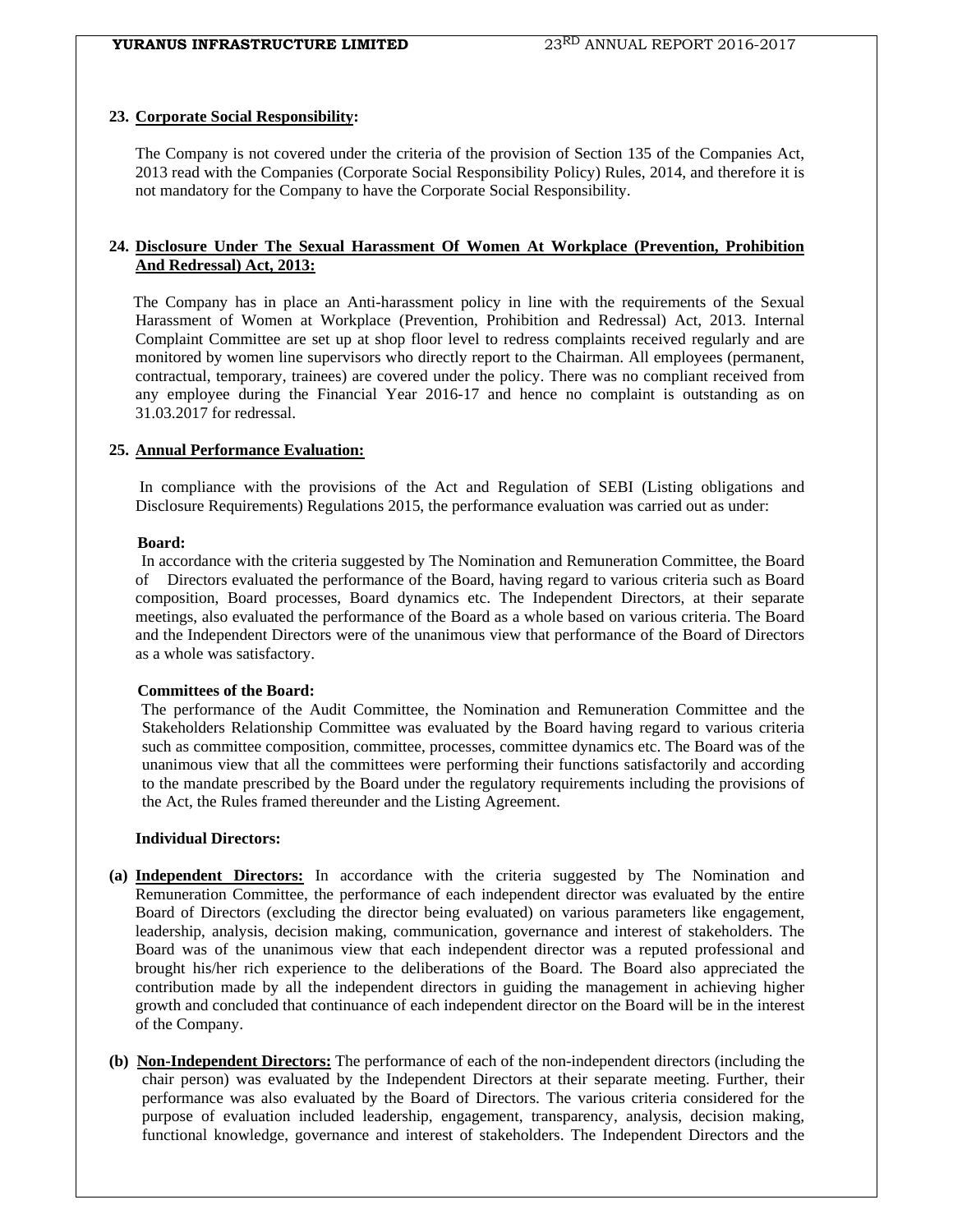## 23. Corporate Social Responsibility:

The Company is not covered under the criteria of the provision of Section 135 of the Companies Act, 2013 read with the Companies (Corporate Social Responsibility Policy) Rules, 2014, and therefore it is not mandatory for the Company to have the Corporate Social Responsibility.

## 24. Disclosure Under The Sexual Harassment Of Women At Workplace (Prevention, Prohibition And Redressal) Act, 2013:

The Company has in place an Anti-harassment policy in line with the requirements of the Sexual Harassment of Women at Workplace (Prevention, Prohibition and Redressal) Act, 2013. Internal Complaint Committee are set up at shop floor level to redress complaints received regularly and are monitored by women line supervisors who directly report to the Chairman. All employees (permanent, contractual, temporary, trainees) are covered under the policy. There was no compliant received from any employee during the Financial Year 2016-17 and hence no complaint is outstanding as on 31.03.2017 for redressal.

## 25. Annual Performance Evaluation:

In compliance with the provisions of the Act and Regulation of SEBI (Listing obligations and Disclosure Requirements) Regulations 2015, the performance evaluation was carried out as under:

**Board:**

In accordance with the criteria suggested by The Nomination and Remuneration Committee, the Board of Directors evaluated the performance of the Board, having regard to various criteria such as Board composition, Board processes, Board dynamics etc. The Independent Directors, at their separate meetings, also evaluated the performance of the Board as a whole based on various criteria. The Board and the Independent Directors were of the unanimous view that performance of the Board of Directors as a whole was satisfactory.

**Committees of the Board:**

The performance of the Audit Committee, the Nomination and Remuneration Committee and the Stakeholders Relationship Committee was evaluated by the Board having regard to various criteria such as committee composition, committee, processes, committee dynamics etc. The Board was of the unanimous view that all the committees were performing their functions satisfactorily and according to the mandate prescribed by the Board under the regulatory requirements including the provisions of the Act, the Rules framed thereunder and the Listing Agreement.

**Individual Directors:**

**(a) Independent Directors:** In accordance with the criteria suggested by The Nomination and Remuneration Committee, the performance of each independent director was evaluated by the entire Board of Directors (excluding the director being evaluated) on various parameters like engagement, leadership, analysis, decision making, communication, governance and interest of stakeholders. The Board was of the unanimous view that each independent director was a reputed professional and brought his/her rich experience to the deliberations of the Board. The Board also appreciated the contribution made by all the independent directors in guiding the management in achieving higher growth and concluded that continuance of each independent director on the Board will be in the interest of the Company.

**(b) Non-Independent Directors:** The performance of each of the non-independent directors (including the chair person) was evaluated by the Independent Directors at their separate meeting. Further, their performance was also evaluated by the Board of Directors. The various criteria considered for the purpose of evaluation included leadership, engagement, transparency, analysis, decision making, functional knowledge, governance and interest of stakeholders. The Independent Directors and the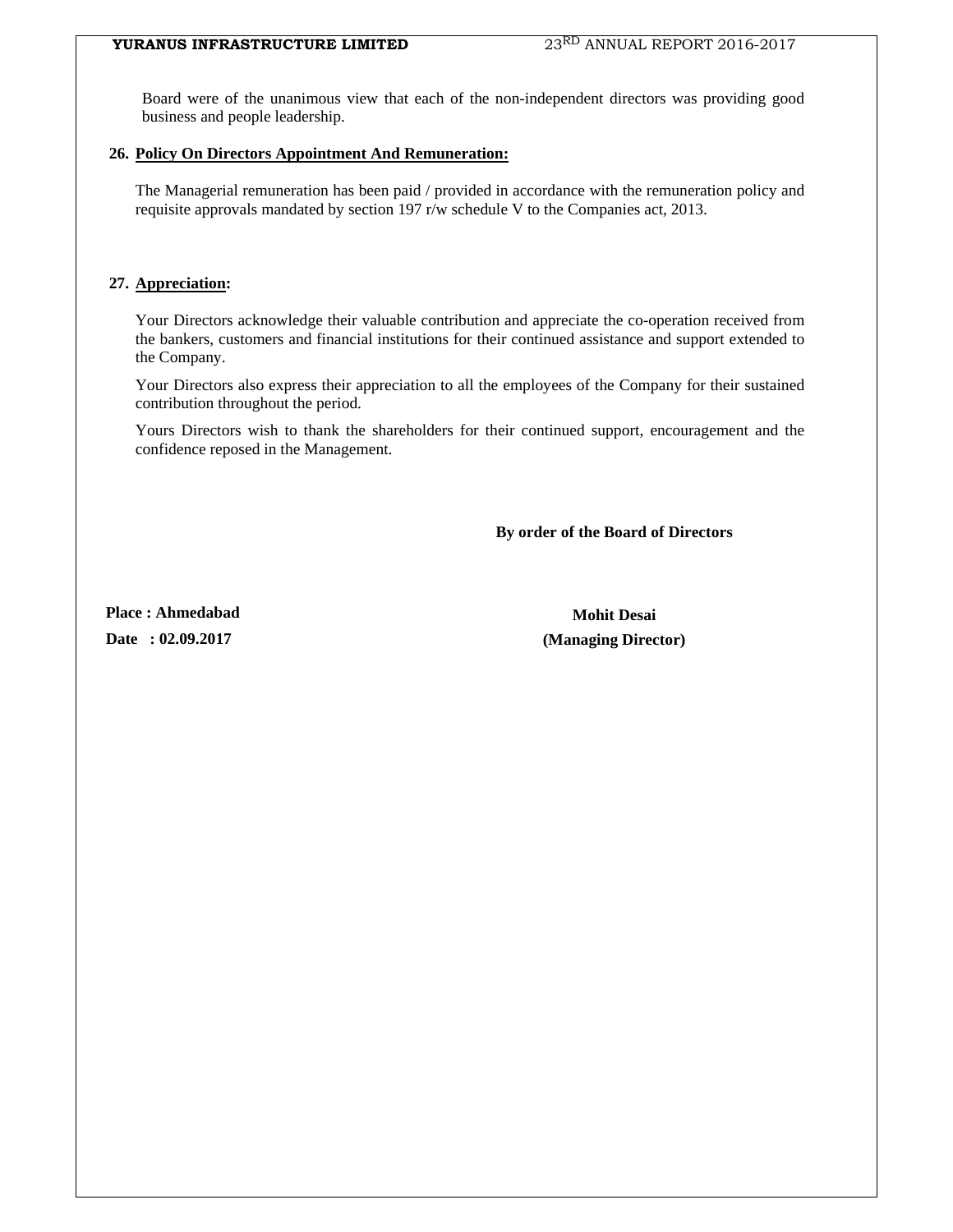Board were of the unanimous view that each of the non-independent directors was providing good business and people leadership.

**26. Policy On Directors Appointment And Remuneration:**

The Managerial remuneration has been paid / provided in accordance with the remuneration policy and requisite approvals mandated by section 197 r/w schedule V to the Companies act, 2013.

**27. Appreciation:**

Your Directors acknowledge their valuable contribution and appreciate the co-operation received from the bankers, customers and financial institutions for their continued assistance and support extended to the Company.

Your Directors also express their appreciation to all the employees of the Company for their sustained contribution throughout the period.

Yours Directors wish to thank the shareholders for their continued support, encouragement and the confidence reposed in the Management.

**By order of the Board of Directors**

**Place : Ahmedabad**

**Date : 02.09.2017**

**Mohit Desai**

**(Managing Director)**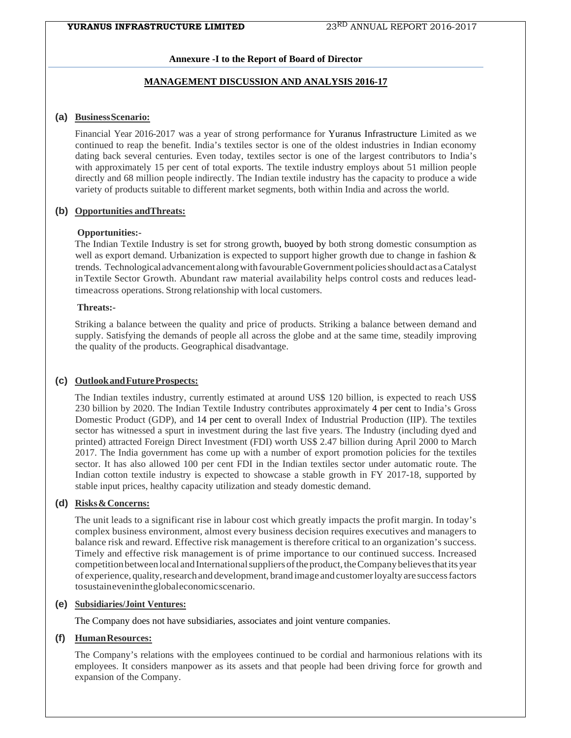**Annexure -I to the Report of Board of Director**

## MANAGEMENT DISCUSSION AND ANALYSIS 2016-17

**(a) Business Scenario:**

Financial Year 2016-2017 was a year of strong performance for Yuranus Infrastructure Limited as we continued to reap the benefit. India's textiles sector is one of the oldest industries in Indian economy dating back several centuries. Even today, textiles sector is one of the largest contributors to India's with approximately 15 per cent of total exports. The textile industry employs about 51 million people directly and 68 million people indirectly. The Indian textile industry has the capacity to produce a wide variety of products suitable to different market segments, both within India and across the world.

**(b) Opportunities and Threats:**

**Opportunities:-**

The Indian Textile Industry is set for strong growth, buoyed by both strong domestic consumption as well as export demand. Urbanization is expected to support higher growth due to change in fashion & trends. Technological advancement along with favourable Government policies should act as a Catalyst in Textile Sector Growth. Abundant raw material availability helps control costs and reduces lead-time across operations. Strong relationship with local customers.

**Threats:-**

Striking a balance between the quality and price of products. Striking a balance between demand and supply. Satisfying the demands of people all across the globe and at the same time, steadily improving the quality of the products. Geographical disadvantage.

**(c) Outlook and Future Prospects:**

The Indian textiles industry, currently estimated at around US$ 120 billion, is expected to reach US$ 230 billion by 2020. The Indian Textile Industry contributes approximately 4 per cent to India's Gross Domestic Product (GDP), and 14 per cent to overall Index of Industrial Production (IIP). The textiles sector has witnessed a spurt in investment during the last five years. The Industry (including dyed and printed) attracted Foreign Direct Investment (FDI) worth US$ 2.47 billion during April 2000 to March 2017. The India government has come up with a number of export promotion policies for the textiles sector. It has also allowed 100 per cent FDI in the Indian textiles sector under automatic route. The Indian cotton textile industry is expected to showcase a stable growth in FY 2017-18, supported by stable input prices, healthy capacity utilization and steady domestic demand.

**(d) Risks & Concerns:**

The unit leads to a significant rise in labour cost which greatly impacts the profit margin. In today's complex business environment, almost every business decision requires executives and managers to balance risk and reward. Effective risk management is therefore critical to an organization's success. Timely and effective risk management is of prime importance to our continued success. Increased competition between local and International suppliers of the product, the Company believes that its year of experience, quality, research and development, brand image and customer loyalty are success factors to sustain even in the global economic scenario.

**(e) Subsidiaries/Joint Ventures:**

The Company does not have subsidiaries, associates and joint venture companies.

**(f) Human Resources:**

The Company's relations with the employees continued to be cordial and harmonious relations with its employees. It considers manpower as its assets and that people had been driving force for growth and expansion of the Company.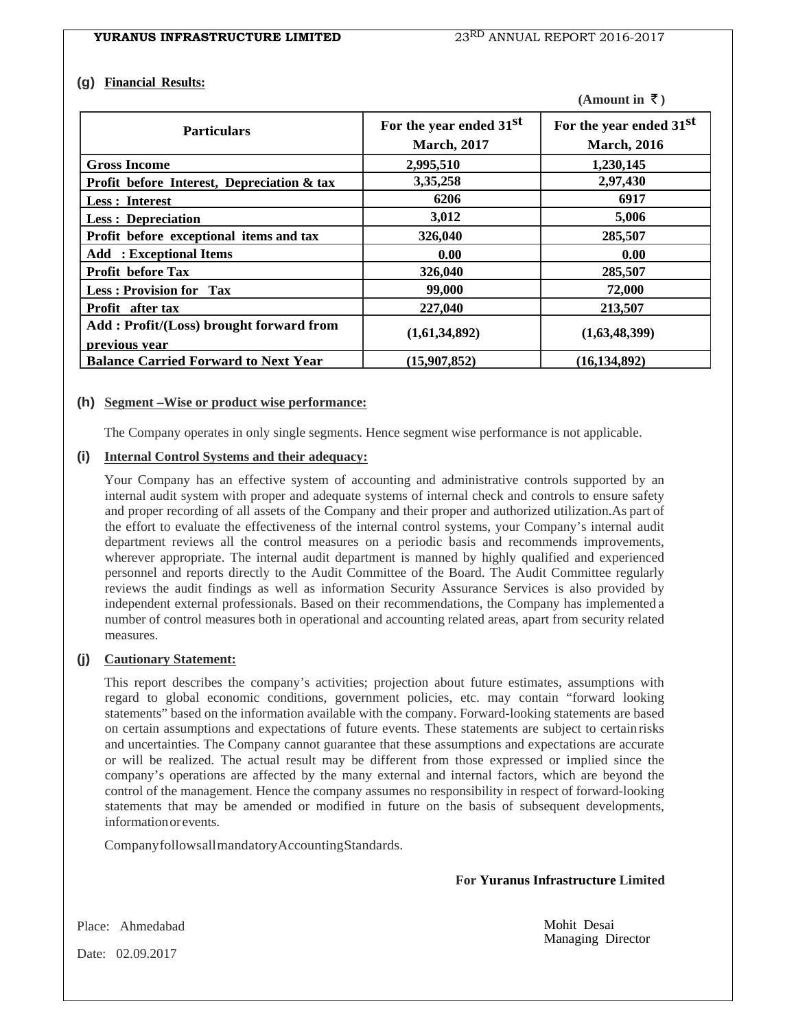**(g) Financial Results:**

**(Amount in ₹)**

| Particulars | For the year ended 31st March, 2017 | For the year ended 31st March, 2016 |
|---|---|---|
| **Gross Income** | **2,995,510** | **1,230,145** |
| **Profit before Interest, Depreciation & tax** | **3,35,258** | **2,97,430** |
| **Less : Interest** | **6206** | **6917** |
| **Less : Depreciation** | **3,012** | **5,006** |
| **Profit before exceptional items and tax** | **326,040** | **285,507** |
| **Add : Exceptional Items** | **0.00** | **0.00** |
| **Profit before Tax** | **326,040** | **285,507** |
| **Less : Provision for Tax** | **99,000** | **72,000** |
| **Profit after tax** | **227,040** | **213,507** |
| **Add : Profit/(Loss) brought forward from previous year** | **(1,61,34,892)** | **(1,63,48,399)** |
| **Balance Carried Forward to Next Year** | **(15,907,852)** | **(16,134,892)** |

**(h) Segment –Wise or product wise performance:**

The Company operates in only single segments. Hence segment wise performance is not applicable.

**(i) Internal Control Systems and their adequacy:**

Your Company has an effective system of accounting and administrative controls supported by an internal audit system with proper and adequate systems of internal check and controls to ensure safety and proper recording of all assets of the Company and their proper and authorized utilization.As part of the effort to evaluate the effectiveness of the internal control systems, your Company's internal audit department reviews all the control measures on a periodic basis and recommends improvements, wherever appropriate. The internal audit department is manned by highly qualified and experienced personnel and reports directly to the Audit Committee of the Board. The Audit Committee regularly reviews the audit findings as well as information Security Assurance Services is also provided by independent external professionals. Based on their recommendations, the Company has implemented a number of control measures both in operational and accounting related areas, apart from security related measures.

**(j) Cautionary Statement:**

This report describes the company's activities; projection about future estimates, assumptions with regard to global economic conditions, government policies, etc. may contain "forward looking statements" based on the information available with the company. Forward-looking statements are based on certain assumptions and expectations of future events. These statements are subject to certain risks and uncertainties. The Company cannot guarantee that these assumptions and expectations are accurate or will be realized. The actual result may be different from those expressed or implied since the company's operations are affected by the many external and internal factors, which are beyond the control of the management. Hence the company assumes no responsibility in respect of forward-looking statements that may be amended or modified in future on the basis of subsequent developments, information or events.

Company follows all mandatory Accounting Standards.

**For Yuranus Infrastructure Limited**

Place: Ahmedabad

Date: 02.09.2017

Mohit Desai
Managing Director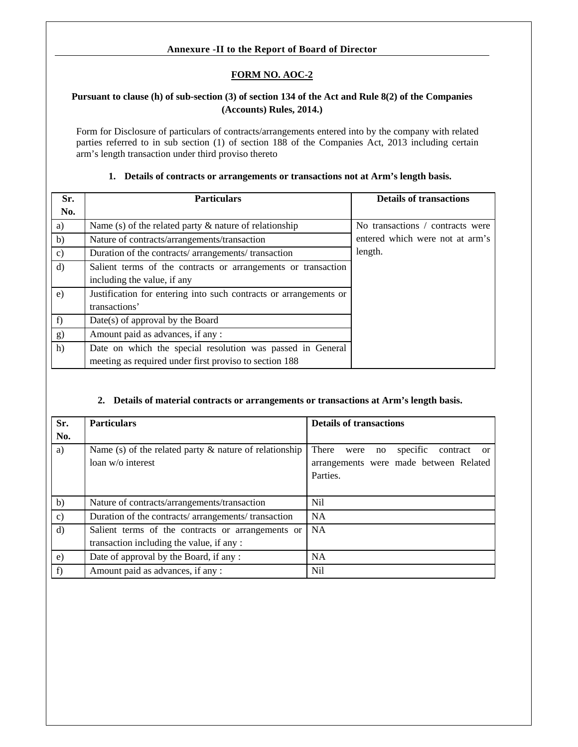**Annexure -II to the Report of Board of Director**

**FORM NO. AOC-2**

**Pursuant to clause (h) of sub-section (3) of section 134 of the Act and Rule 8(2) of the Companies (Accounts) Rules, 2014.)**

Form for Disclosure of particulars of contracts/arrangements entered into by the company with related parties referred to in sub section (1) of section 188 of the Companies Act, 2013 including certain arm's length transaction under third proviso thereto

**1. Details of contracts or arrangements or transactions not at Arm's length basis.**

| Sr. No. | Particulars | Details of transactions |
|---|---|---|
| a) | Name (s) of the related party & nature of relationship | No transactions / contracts were entered which were not at arm's length. |
| b) | Nature of contracts/arrangements/transaction | |
| c) | Duration of the contracts/ arrangements/ transaction | |
| d) | Salient terms of the contracts or arrangements or transaction including the value, if any | |
| e) | Justification for entering into such contracts or arrangements or transactions' | |
| f) | Date(s) of approval by the Board | |
| g) | Amount paid as advances, if any : | |
| h) | Date on which the special resolution was passed in General meeting as required under first proviso to section 188 | |

**2. Details of material contracts or arrangements or transactions at Arm's length basis.**

| Sr. No. | Particulars | Details of transactions |
|---|---|---|
| a) | Name (s) of the related party & nature of relationship loan w/o interest | There were no specific contract or arrangements were made between Related Parties. |
| b) | Nature of contracts/arrangements/transaction | Nil |
| c) | Duration of the contracts/ arrangements/ transaction | NA |
| d) | Salient terms of the contracts or arrangements or transaction including the value, if any : | NA |
| e) | Date of approval by the Board, if any : | NA |
| f) | Amount paid as advances, if any : | Nil |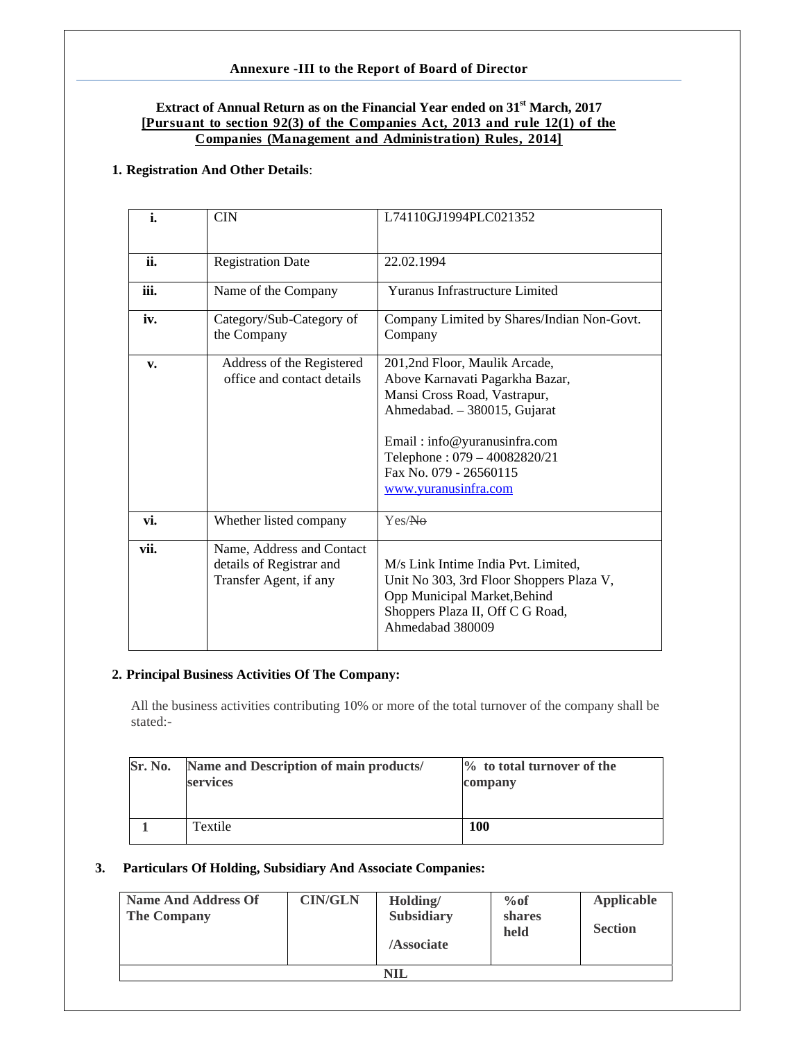## Annexure -III to the Report of Board of Director

### Extract of Annual Return as on the Financial Year ended on 31st March, 2017
**[Pursuant to section 92(3) of the Companies Act, 2013 and rule 12(1) of the Companies (Management and Administration) Rules, 2014]**

**1. Registration And Other Details**:

| | | |
|---|---|---|
| **i.** | CIN | L74110GJ1994PLC021352 |
| **ii.** | Registration Date | 22.02.1994 |
| **iii.** | Name of the Company | Yuranus Infrastructure Limited |
| **iv.** | Category/Sub-Category of the Company | Company Limited by Shares/Indian Non-Govt. Company |
| **v.** | Address of the Registered office and contact details | 201,2nd Floor, Maulik Arcade, Above Karnavati Pagarkha Bazar, Mansi Cross Road, Vastrapur, Ahmedabad. – 380015, Gujarat<br><br>Email : info@yuranusinfra.com<br>Telephone : 079 – 40082820/21<br>Fax No. 079 - 26560115<br>www.yuranusinfra.com |
| **vi.** | Whether listed company | Yes/~~No~~ |
| **vii.** | Name, Address and Contact details of Registrar and Transfer Agent, if any | M/s Link Intime India Pvt. Limited, Unit No 303, 3rd Floor Shoppers Plaza V, Opp Municipal Market,Behind Shoppers Plaza II, Off C G Road, Ahmedabad 380009 |

**2. Principal Business Activities Of The Company:**

All the business activities contributing 10% or more of the total turnover of the company shall be stated:-

| Sr. No. | Name and Description of main products/ services | % to total turnover of the company |
|---|---|---|
| 1 | Textile | **100** |

**3. Particulars Of Holding, Subsidiary And Associate Companies:**

| Name And Address Of The Company | CIN/GLN | Holding/ Subsidiary /Associate | %of shares held | Applicable Section |
|---|---|---|---|---|
| NIL | | | | |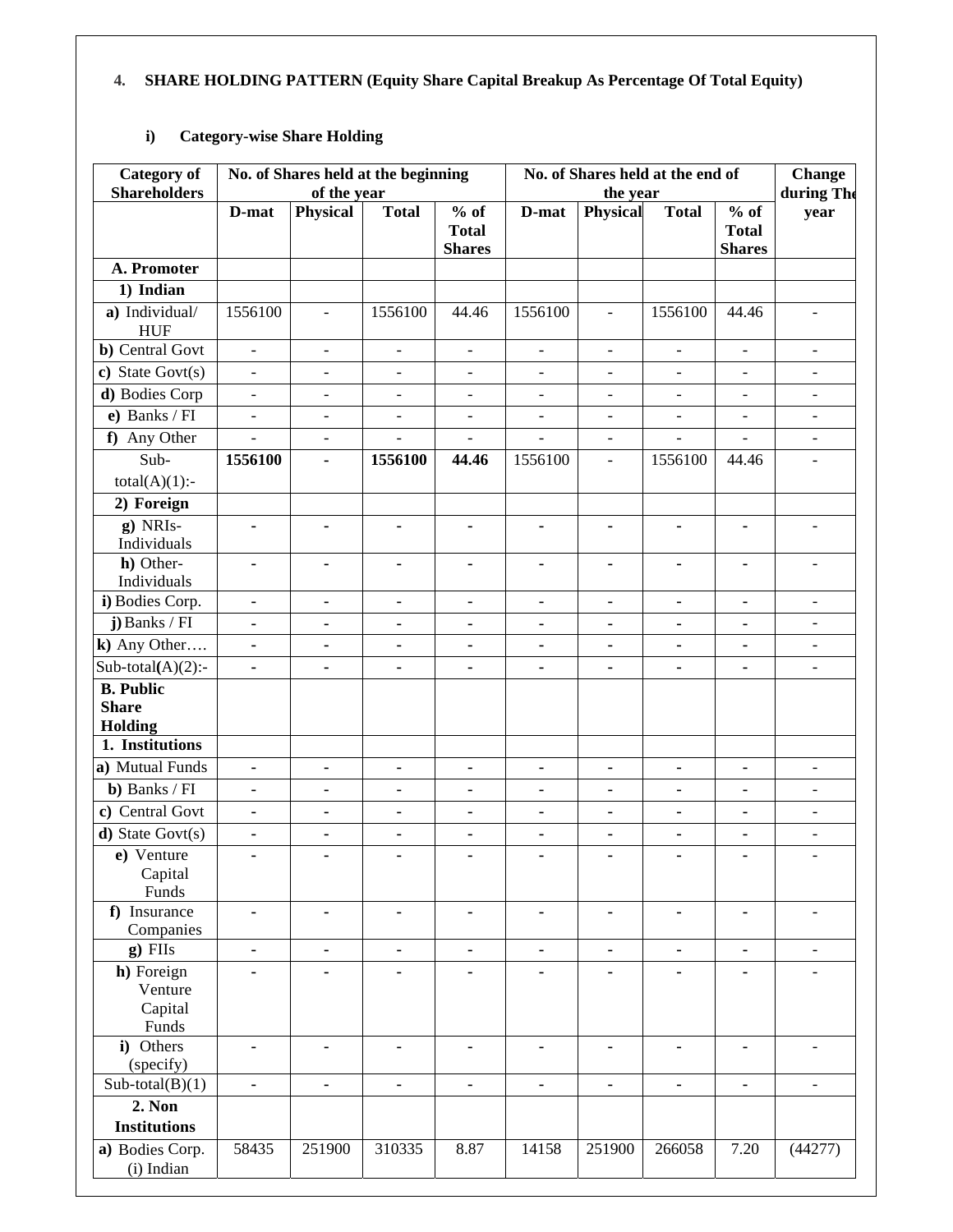4. **SHARE HOLDING PATTERN (Equity Share Capital Breakup As Percentage Of Total Equity)**

i) **Category-wise Share Holding**

| Category of Shareholders | No. of Shares held at the beginning of the year | | | | No. of Shares held at the end of the year | | | | Change during The year |
|---|---|---|---|---|---|---|---|---|---|
| | D-mat | Physical | Total | % of Total Shares | D-mat | Physical | Total | % of Total Shares | |
| **A. Promoter** | | | | | | | | | |
| **1) Indian** | | | | | | | | | |
| **a)** Individual/ HUF | 1556100 | - | 1556100 | 44.46 | 1556100 | - | 1556100 | 44.46 | - |
| **b)** Central Govt | - | - | - | - | - | - | - | - | - |
| **c)** State Govt(s) | - | - | - | - | - | - | - | - | - |
| **d)** Bodies Corp | - | - | - | - | - | - | - | - | - |
| **e)** Banks / FI | - | - | - | - | - | - | - | - | - |
| **f)** Any Other | - | - | - | - | - | - | - | - | - |
| Sub-total(A)(1):- | **1556100** | - | **1556100** | **44.46** | 1556100 | - | 1556100 | 44.46 | - |
| **2) Foreign** | | | | | | | | | |
| **g)** NRIs-Individuals | - | - | - | - | - | - | - | - | - |
| **h)** Other-Individuals | - | - | - | - | - | - | - | - | - |
| **i)** Bodies Corp. | - | - | - | - | - | - | - | - | - |
| **j)** Banks / FI | - | - | - | - | - | - | - | - | - |
| **k)** Any Other…. | - | - | - | - | - | - | - | - | - |
| Sub-total(A)(2):- | - | - | - | - | - | - | - | - | - |
| **B. Public Share Holding** | | | | | | | | | |
| **1. Institutions** | | | | | | | | | |
| **a)** Mutual Funds | - | - | - | - | - | - | - | - | - |
| **b)** Banks / FI | - | - | - | - | - | - | - | - | - |
| **c)** Central Govt | - | - | - | - | - | - | - | - | - |
| **d)** State Govt(s) | - | - | - | - | - | - | - | - | - |
| **e)** Venture Capital Funds | - | - | - | - | - | - | - | - | - |
| **f)** Insurance Companies | - | - | - | - | - | - | - | - | - |
| **g)** FIIs | - | - | - | - | - | - | - | - | - |
| **h)** Foreign Venture Capital Funds | - | - | - | - | - | - | - | - | - |
| **i)** Others (specify) | - | - | - | - | - | - | - | - | - |
| Sub-total(B)(1) | - | - | - | - | - | - | - | - | - |
| **2. Non Institutions** | | | | | | | | | |
| **a)** Bodies Corp. (i) Indian | 58435 | 251900 | 310335 | 8.87 | 14158 | 251900 | 266058 | 7.20 | (44277) |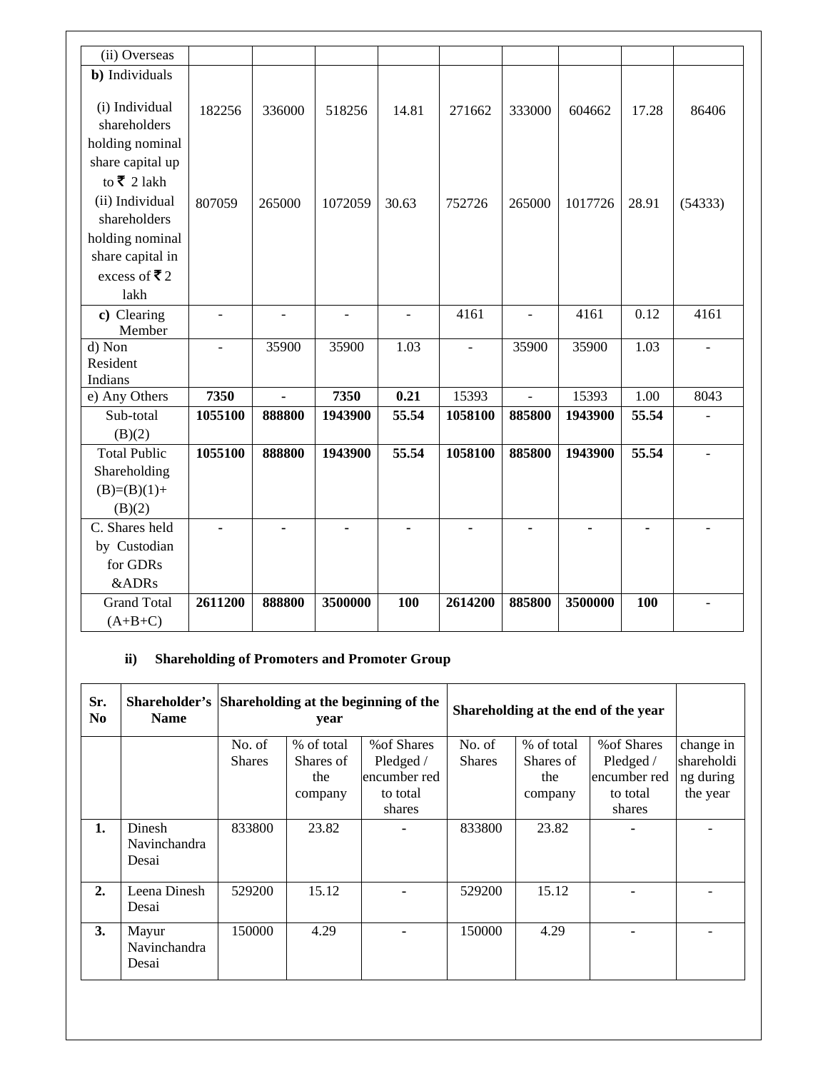| (ii) Overseas | | | | | | | | | |
|---|---|---|---|---|---|---|---|---|---|
| **b)** Individuals | | | | | | | | | |
| (i) Individual shareholders holding nominal share capital up to ₹ 2 lakh | 182256 | 336000 | 518256 | 14.81 | 271662 | 333000 | 604662 | 17.28 | 86406 |
| (ii) Individual shareholders holding nominal share capital in excess of ₹ 2 lakh | 807059 | 265000 | 1072059 | 30.63 | 752726 | 265000 | 1017726 | 28.91 | (54333) |
| **c)** Clearing Member | - | - | - | - | 4161 | - | 4161 | 0.12 | 4161 |
| d) Non Resident Indians | - | 35900 | 35900 | 1.03 | - | 35900 | 35900 | 1.03 | - |
| e) Any Others | **7350** | **-** | **7350** | **0.21** | 15393 | - | 15393 | 1.00 | 8043 |
| Sub-total (B)(2) | **1055100** | **888800** | **1943900** | **55.54** | **1058100** | **885800** | **1943900** | **55.54** | - |
| Total Public Shareholding (B)=(B)(1)+ (B)(2) | **1055100** | **888800** | **1943900** | **55.54** | **1058100** | **885800** | **1943900** | **55.54** | - |
| C. Shares held by Custodian for GDRs &ADRs | **-** | **-** | **-** | **-** | **-** | **-** | **-** | **-** | - |
| Grand Total (A+B+C) | **2611200** | **888800** | **3500000** | **100** | **2614200** | **885800** | **3500000** | **100** | - |

**ii) Shareholding of Promoters and Promoter Group**

| **Sr. No** | **Shareholder's Name** | **Shareholding at the beginning of the year** | | | **Shareholding at the end of the year** | | | |
|---|---|---|---|---|---|---|---|---|
| | | No. of Shares | % of total Shares of the company | %of Shares Pledged / encumber red to total shares | No. of Shares | % of total Shares of the company | %of Shares Pledged / encumber red to total shares | change in shareholding during the year |
| **1.** | Dinesh Navinchandra Desai | 833800 | 23.82 | - | 833800 | 23.82 | - | - |
| **2.** | Leena Dinesh Desai | 529200 | 15.12 | - | 529200 | 15.12 | - | - |
| **3.** | Mayur Navinchandra Desai | 150000 | 4.29 | - | 150000 | 4.29 | - | - |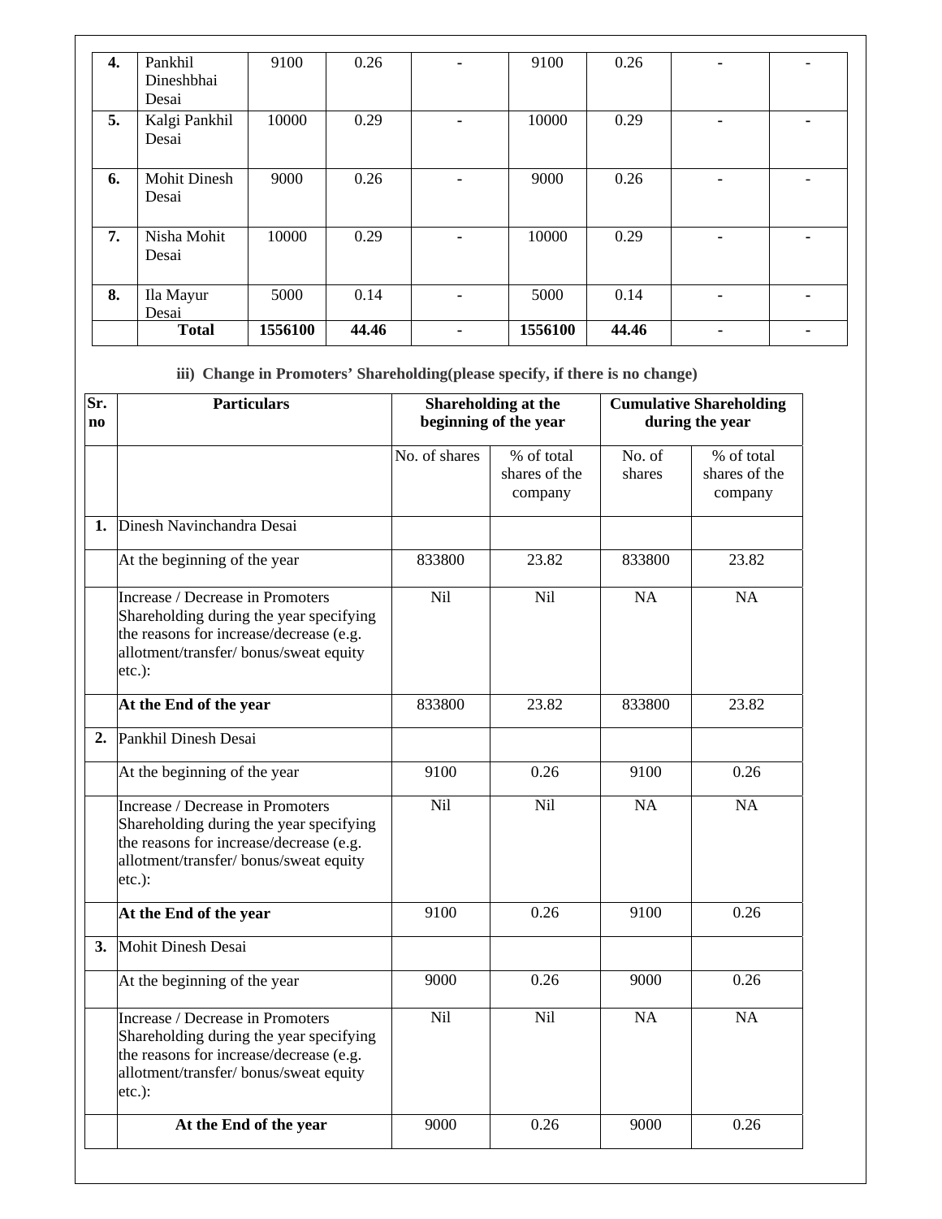| 4. | Pankhil Dineshbhai Desai | 9100 | 0.26 | - | 9100 | 0.26 | - | - |
|---|---|---|---|---|---|---|---|---|
| 5. | Kalgi Pankhil Desai | 10000 | 0.29 | - | 10000 | 0.29 | - | - |
| 6. | Mohit Dinesh Desai | 9000 | 0.26 | - | 9000 | 0.26 | - | - |
| 7. | Nisha Mohit Desai | 10000 | 0.29 | - | 10000 | 0.29 | - | - |
| 8. | Ila Mayur Desai | 5000 | 0.14 | - | 5000 | 0.14 | - | - |
| | **Total** | **1556100** | **44.46** | - | **1556100** | **44.46** | - | - |

**iii) Change in Promoters' Shareholding(please specify, if there is no change)**

| Sr. no | Particulars | Shareholding at the beginning of the year | | Cumulative Shareholding during the year | |
|---|---|---|---|---|---|
| | | No. of shares | % of total shares of the company | No. of shares | % of total shares of the company |
| **1.** | Dinesh Navinchandra Desai | | | | |
| | At the beginning of the year | 833800 | 23.82 | 833800 | 23.82 |
| | Increase / Decrease in Promoters Shareholding during the year specifying the reasons for increase/decrease (e.g. allotment/transfer/ bonus/sweat equity etc.): | Nil | Nil | NA | NA |
| | **At the End of the year** | 833800 | 23.82 | 833800 | 23.82 |
| **2.** | Pankhil Dinesh Desai | | | | |
| | At the beginning of the year | 9100 | 0.26 | 9100 | 0.26 |
| | Increase / Decrease in Promoters Shareholding during the year specifying the reasons for increase/decrease (e.g. allotment/transfer/ bonus/sweat equity etc.): | Nil | Nil | NA | NA |
| | **At the End of the year** | 9100 | 0.26 | 9100 | 0.26 |
| **3.** | Mohit Dinesh Desai | | | | |
| | At the beginning of the year | 9000 | 0.26 | 9000 | 0.26 |
| | Increase / Decrease in Promoters Shareholding during the year specifying the reasons for increase/decrease (e.g. allotment/transfer/ bonus/sweat equity etc.): | Nil | Nil | NA | NA |
| | **At the End of the year** | 9000 | 0.26 | 9000 | 0.26 |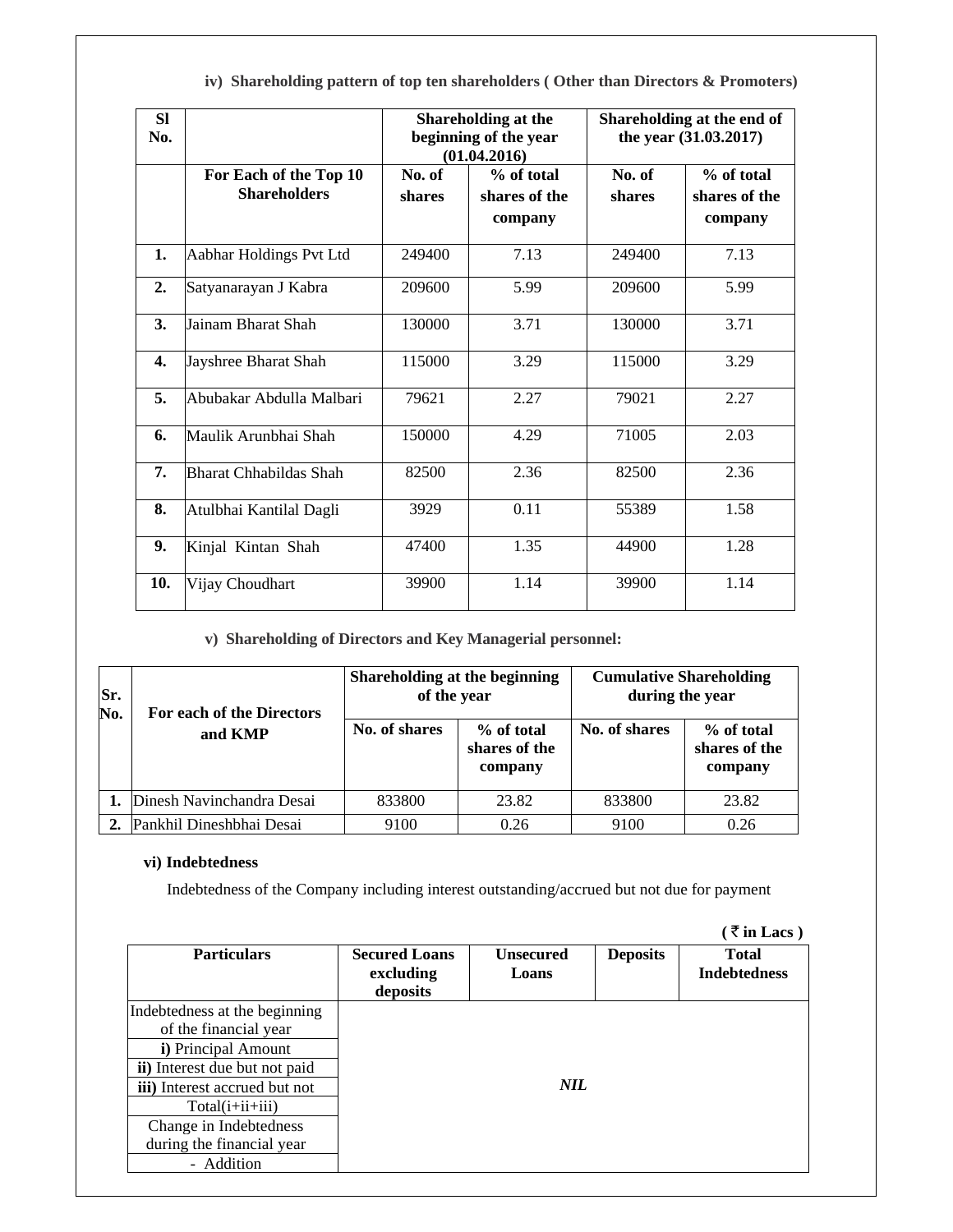### iv) Shareholding pattern of top ten shareholders ( Other than Directors & Promoters)

| Sl No. | | Shareholding at the beginning of the year (01.04.2016) | | Shareholding at the end of the year (31.03.2017) | |
|---|---|---|---|---|---|
| | For Each of the Top 10 Shareholders | No. of shares | % of total shares of the company | No. of shares | % of total shares of the company |
| 1. | Aabhar Holdings Pvt Ltd | 249400 | 7.13 | 249400 | 7.13 |
| 2. | Satyanarayan J Kabra | 209600 | 5.99 | 209600 | 5.99 |
| 3. | Jainam Bharat Shah | 130000 | 3.71 | 130000 | 3.71 |
| 4. | Jayshree Bharat Shah | 115000 | 3.29 | 115000 | 3.29 |
| 5. | Abubakar Abdulla Malbari | 79621 | 2.27 | 79021 | 2.27 |
| 6. | Maulik Arunbhai Shah | 150000 | 4.29 | 71005 | 2.03 |
| 7. | Bharat Chhabildas Shah | 82500 | 2.36 | 82500 | 2.36 |
| 8. | Atulbhai Kantilal Dagli | 3929 | 0.11 | 55389 | 1.58 |
| 9. | Kinjal Kintan Shah | 47400 | 1.35 | 44900 | 1.28 |
| 10. | Vijay Choudhart | 39900 | 1.14 | 39900 | 1.14 |

### v) Shareholding of Directors and Key Managerial personnel:

| Sr. No. | For each of the Directors and KMP | Shareholding at the beginning of the year | | Cumulative Shareholding during the year | |
|---|---|---|---|---|---|
| | | No. of shares | % of total shares of the company | No. of shares | % of total shares of the company |
| 1. | Dinesh Navinchandra Desai | 833800 | 23.82 | 833800 | 23.82 |
| 2. | Pankhil Dineshbhai Desai | 9100 | 0.26 | 9100 | 0.26 |

### vi) Indebtedness

Indebtedness of the Company including interest outstanding/accrued but not due for payment

( ₹ in Lacs )

| Particulars | Secured Loans excluding deposits | Unsecured Loans | Deposits | Total Indebtedness |
|---|---|---|---|---|
| Indebtedness at the beginning of the financial year | | | | |
| **i)** Principal Amount | | | | |
| **ii)** Interest due but not paid | | | | |
| **iii)** Interest accrued but not | | ***NIL*** | | |
| Total(i+ii+iii) | | | | |
| Change in Indebtedness during the financial year | | | | |
| - Addition | | | | |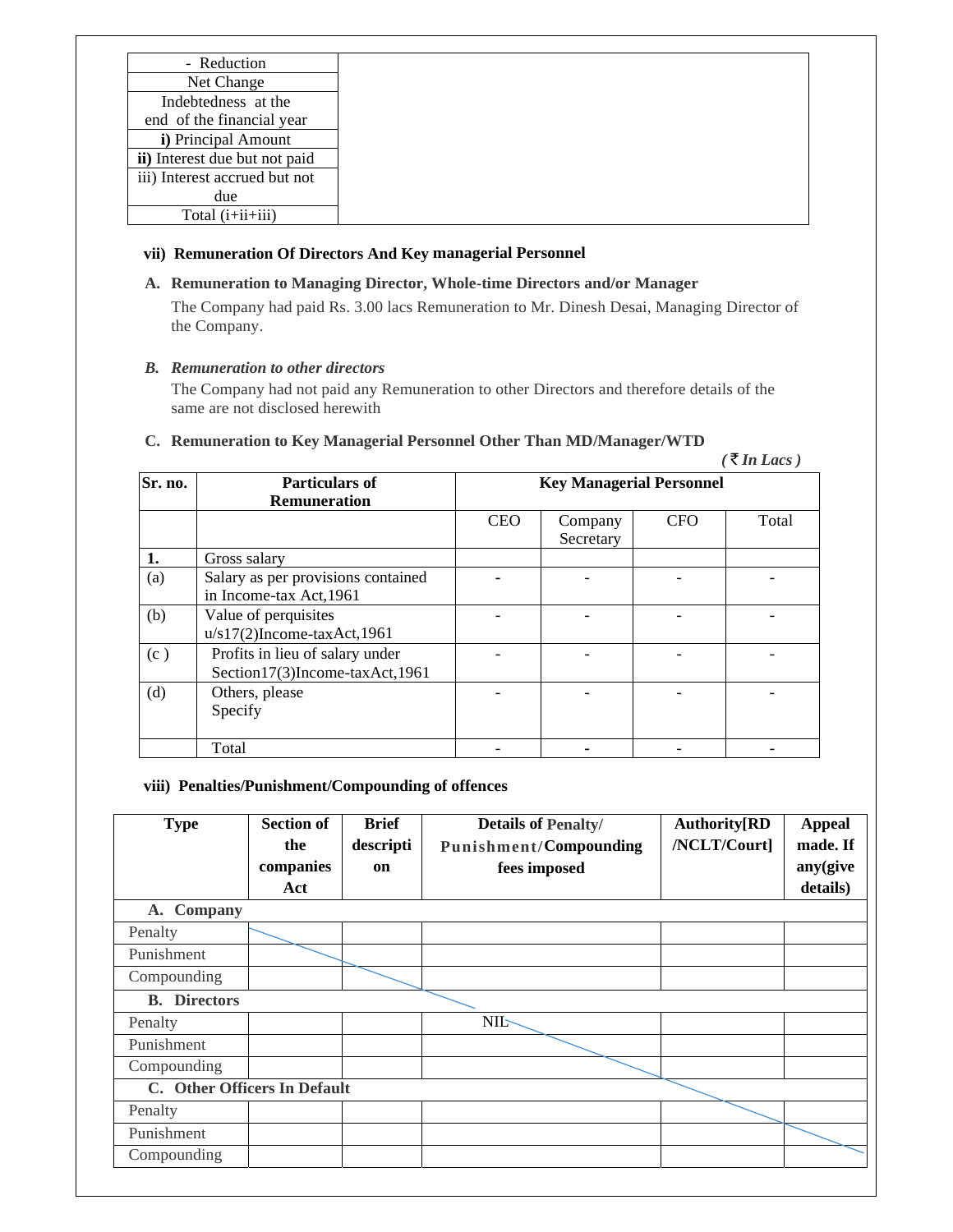| - Reduction | |
|---|---|
| Net Change | |
| Indebtedness at the end of the financial year | |
| **i)** Principal Amount | |
| **ii)** Interest due but not paid | |
| iii) Interest accrued but not due | |
| Total (i+ii+iii) | |

**vii) Remuneration Of Directors And Key managerial Personnel**

**A. Remuneration to Managing Director, Whole-time Directors and/or Manager**

The Company had paid Rs. 3.00 lacs Remuneration to Mr. Dinesh Desai, Managing Director of the Company.

***B. Remuneration to other directors***

The Company had not paid any Remuneration to other Directors and therefore details of the same are not disclosed herewith

**C. Remuneration to Key Managerial Personnel Other Than MD/Manager/WTD**

***( ₹ In Lacs )***

| Sr. no. | Particulars of Remuneration | Key Managerial Personnel | | | |
|---|---|---|---|---|---|
| | | CEO | Company Secretary | CFO | Total |
| **1.** | Gross salary | | | | |
| (a) | Salary as per provisions contained in Income-tax Act,1961 | - | - | - | - |
| (b) | Value of perquisites u/s17(2)Income-taxAct,1961 | - | - | - | - |
| (c ) | Profits in lieu of salary under Section17(3)Income-taxAct,1961 | - | - | - | - |
| (d) | Others, please Specify | - | - | - | - |
| | Total | - | - | - | - |

**viii) Penalties/Punishment/Compounding of offences**

| Type | Section of the companies Act | Brief description | Details of Penalty/ Punishment/Compounding fees imposed | Authority[RD /NCLT/Court] | Appeal made. If any(give details) |
|---|---|---|---|---|---|
| **A. Company** | | | | | |
| Penalty | | | | | |
| Punishment | | | | | |
| Compounding | | | | | |
| **B. Directors** | | | | | |
| Penalty | | | NIL | | |
| Punishment | | | | | |
| Compounding | | | | | |
| **C. Other Officers In Default** | | | | | |
| Penalty | | | | | |
| Punishment | | | | | |
| Compounding | | | | | |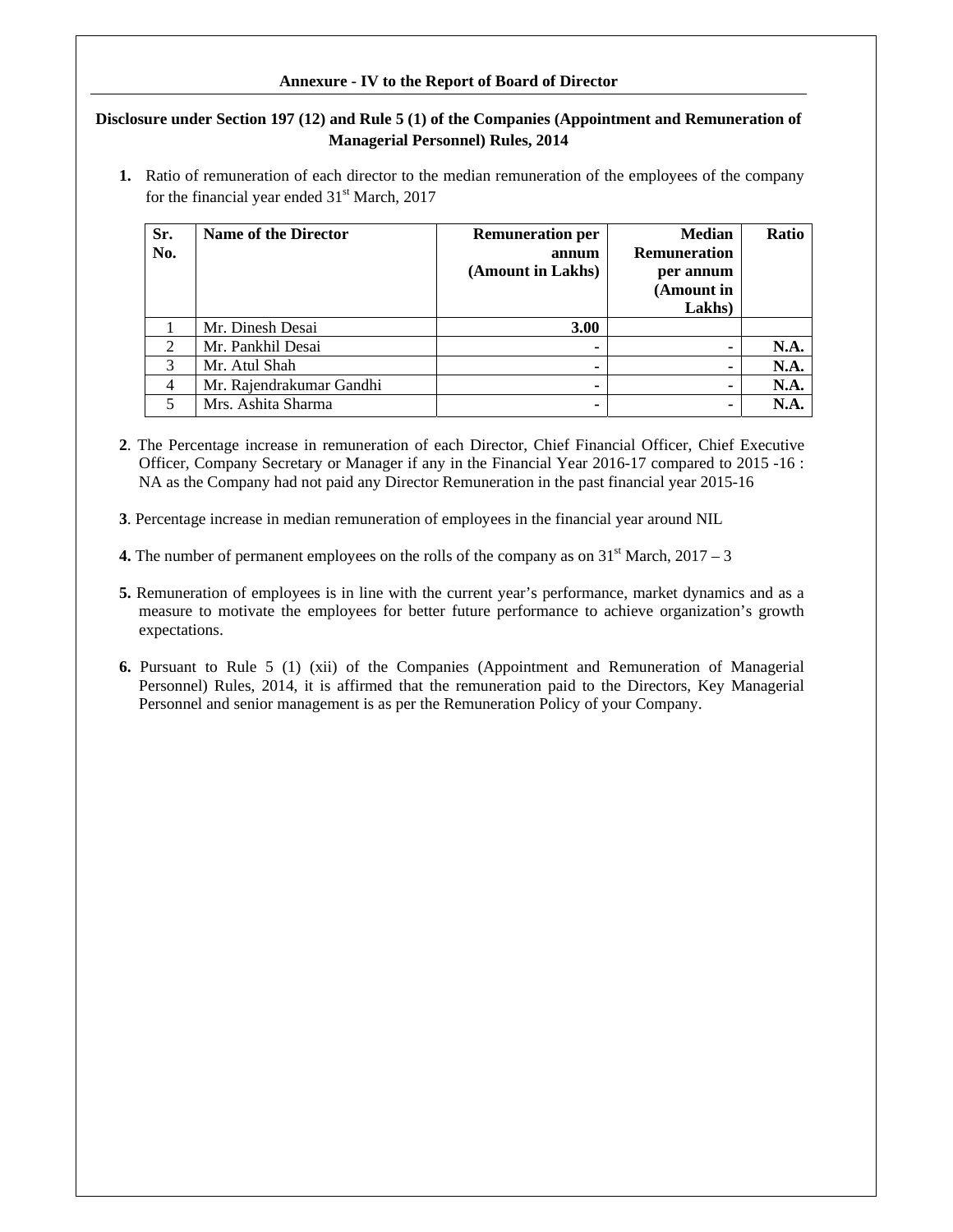## Annexure - IV to the Report of Board of Director

**Disclosure under Section 197 (12) and Rule 5 (1) of the Companies (Appointment and Remuneration of Managerial Personnel) Rules, 2014**

1. Ratio of remuneration of each director to the median remuneration of the employees of the company for the financial year ended 31st March, 2017

| Sr. No. | Name of the Director | Remuneration per annum (Amount in Lakhs) | Median Remuneration per annum (Amount in Lakhs) | Ratio |
|---|---|---|---|---|
| 1 | Mr. Dinesh Desai | **3.00** | | |
| 2 | Mr. Pankhil Desai | **-** | **-** | **N.A.** |
| 3 | Mr. Atul Shah | **-** | **-** | **N.A.** |
| 4 | Mr. Rajendrakumar Gandhi | **-** | **-** | **N.A.** |
| 5 | Mrs. Ashita Sharma | **-** | **-** | **N.A.** |

**2**. The Percentage increase in remuneration of each Director, Chief Financial Officer, Chief Executive Officer, Company Secretary or Manager if any in the Financial Year 2016-17 compared to 2015 -16 : NA as the Company had not paid any Director Remuneration in the past financial year 2015-16

**3**. Percentage increase in median remuneration of employees in the financial year around NIL

**4.** The number of permanent employees on the rolls of the company as on 31st March, 2017 – 3

**5.** Remuneration of employees is in line with the current year's performance, market dynamics and as a measure to motivate the employees for better future performance to achieve organization's growth expectations.

**6.** Pursuant to Rule 5 (1) (xii) of the Companies (Appointment and Remuneration of Managerial Personnel) Rules, 2014, it is affirmed that the remuneration paid to the Directors, Key Managerial Personnel and senior management is as per the Remuneration Policy of your Company.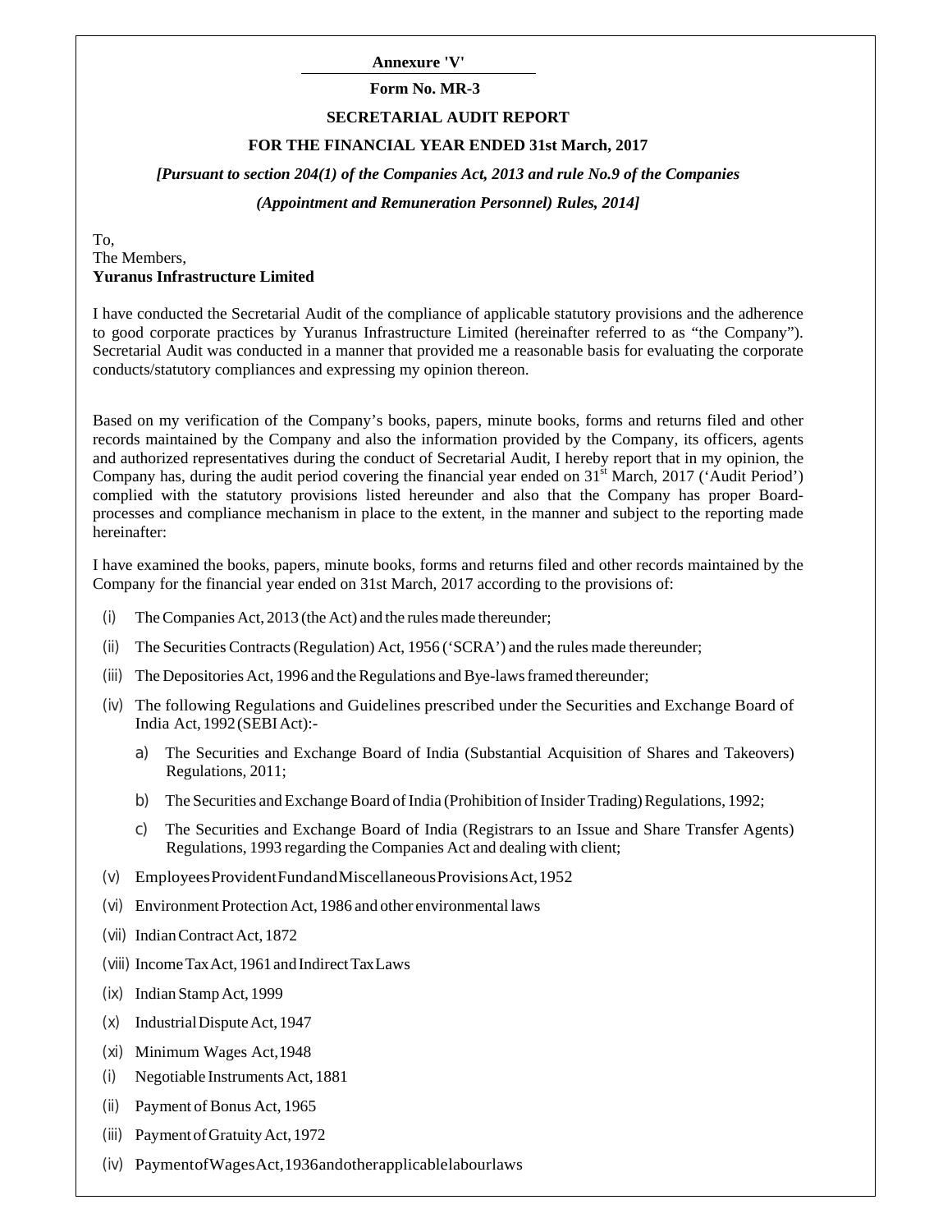**Annexure 'V'**

**Form No. MR-3**

**SECRETARIAL AUDIT REPORT**

**FOR THE FINANCIAL YEAR ENDED 31st March, 2017**

***[Pursuant to section 204(1) of the Companies Act, 2013 and rule No.9 of the Companies (Appointment and Remuneration Personnel) Rules, 2014]***

To,
The Members,
**Yuranus Infrastructure Limited**

I have conducted the Secretarial Audit of the compliance of applicable statutory provisions and the adherence to good corporate practices by Yuranus Infrastructure Limited (hereinafter referred to as "the Company"). Secretarial Audit was conducted in a manner that provided me a reasonable basis for evaluating the corporate conducts/statutory compliances and expressing my opinion thereon.

Based on my verification of the Company's books, papers, minute books, forms and returns filed and other records maintained by the Company and also the information provided by the Company, its officers, agents and authorized representatives during the conduct of Secretarial Audit, I hereby report that in my opinion, the Company has, during the audit period covering the financial year ended on 31st March, 2017 ('Audit Period') complied with the statutory provisions listed hereunder and also that the Company has proper Board-processes and compliance mechanism in place to the extent, in the manner and subject to the reporting made hereinafter:

I have examined the books, papers, minute books, forms and returns filed and other records maintained by the Company for the financial year ended on 31st March, 2017 according to the provisions of:

(i) The Companies Act, 2013 (the Act) and the rules made thereunder;

(ii) The Securities Contracts (Regulation) Act, 1956 ('SCRA') and the rules made thereunder;

(iii) The Depositories Act, 1996 and the Regulations and Bye-laws framed thereunder;

(iv) The following Regulations and Guidelines prescribed under the Securities and Exchange Board of India Act, 1992 (SEBI Act):-

   a) The Securities and Exchange Board of India (Substantial Acquisition of Shares and Takeovers) Regulations, 2011;

   b) The Securities and Exchange Board of India (Prohibition of Insider Trading) Regulations, 1992;

   c) The Securities and Exchange Board of India (Registrars to an Issue and Share Transfer Agents) Regulations, 1993 regarding the Companies Act and dealing with client;

(v) Employees Provident Fund and Miscellaneous Provisions Act, 1952

(vi) Environment Protection Act, 1986 and other environmental laws

(vii) Indian Contract Act, 1872

(viii) Income Tax Act, 1961 and Indirect Tax Laws

(ix) Indian Stamp Act, 1999

(x) Industrial Dispute Act, 1947

(xi) Minimum Wages Act, 1948

(i) Negotiable Instruments Act, 1881

(ii) Payment of Bonus Act, 1965

(iii) Payment of Gratuity Act, 1972

(iv) Payment of Wages Act, 1936 and other applicable labour laws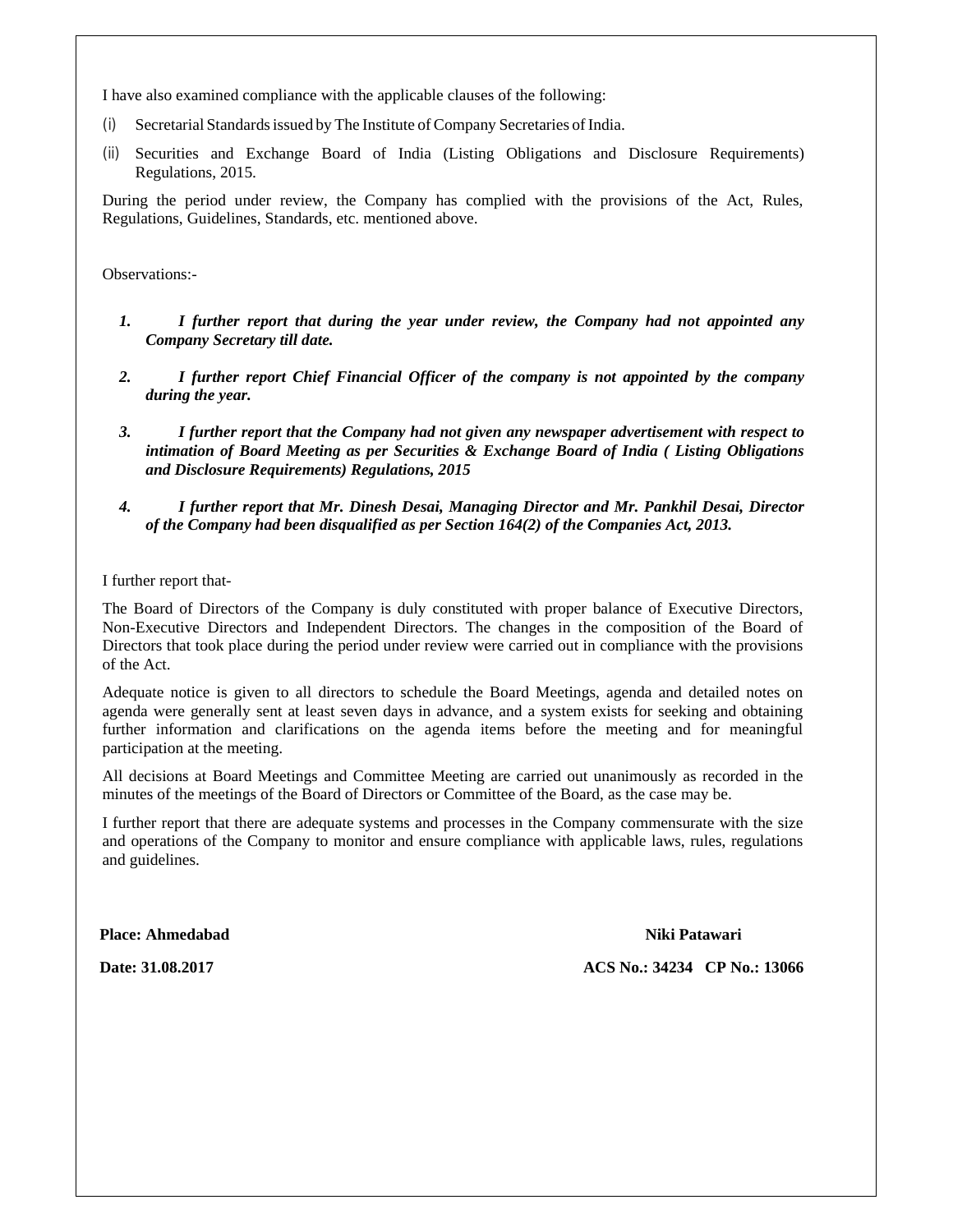I have also examined compliance with the applicable clauses of the following:

(i) Secretarial Standards issued by The Institute of Company Secretaries of India.

(ii) Securities and Exchange Board of India (Listing Obligations and Disclosure Requirements) Regulations, 2015.

During the period under review, the Company has complied with the provisions of the Act, Rules, Regulations, Guidelines, Standards, etc. mentioned above.

Observations:-

1. ***I further report that during the year under review, the Company had not appointed any Company Secretary till date.***

2. ***I further report Chief Financial Officer of the company is not appointed by the company during the year.***

3. ***I further report that the Company had not given any newspaper advertisement with respect to intimation of Board Meeting as per Securities & Exchange Board of India ( Listing Obligations and Disclosure Requirements) Regulations, 2015***

4. ***I further report that Mr. Dinesh Desai, Managing Director and Mr. Pankhil Desai, Director of the Company had been disqualified as per Section 164(2) of the Companies Act, 2013.***

I further report that-

The Board of Directors of the Company is duly constituted with proper balance of Executive Directors, Non-Executive Directors and Independent Directors. The changes in the composition of the Board of Directors that took place during the period under review were carried out in compliance with the provisions of the Act.

Adequate notice is given to all directors to schedule the Board Meetings, agenda and detailed notes on agenda were generally sent at least seven days in advance, and a system exists for seeking and obtaining further information and clarifications on the agenda items before the meeting and for meaningful participation at the meeting.

All decisions at Board Meetings and Committee Meeting are carried out unanimously as recorded in the minutes of the meetings of the Board of Directors or Committee of the Board, as the case may be.

I further report that there are adequate systems and processes in the Company commensurate with the size and operations of the Company to monitor and ensure compliance with applicable laws, rules, regulations and guidelines.

**Place: Ahmedabad** **Niki Patawari**

**Date: 31.08.2017** **ACS No.: 34234 CP No.: 13066**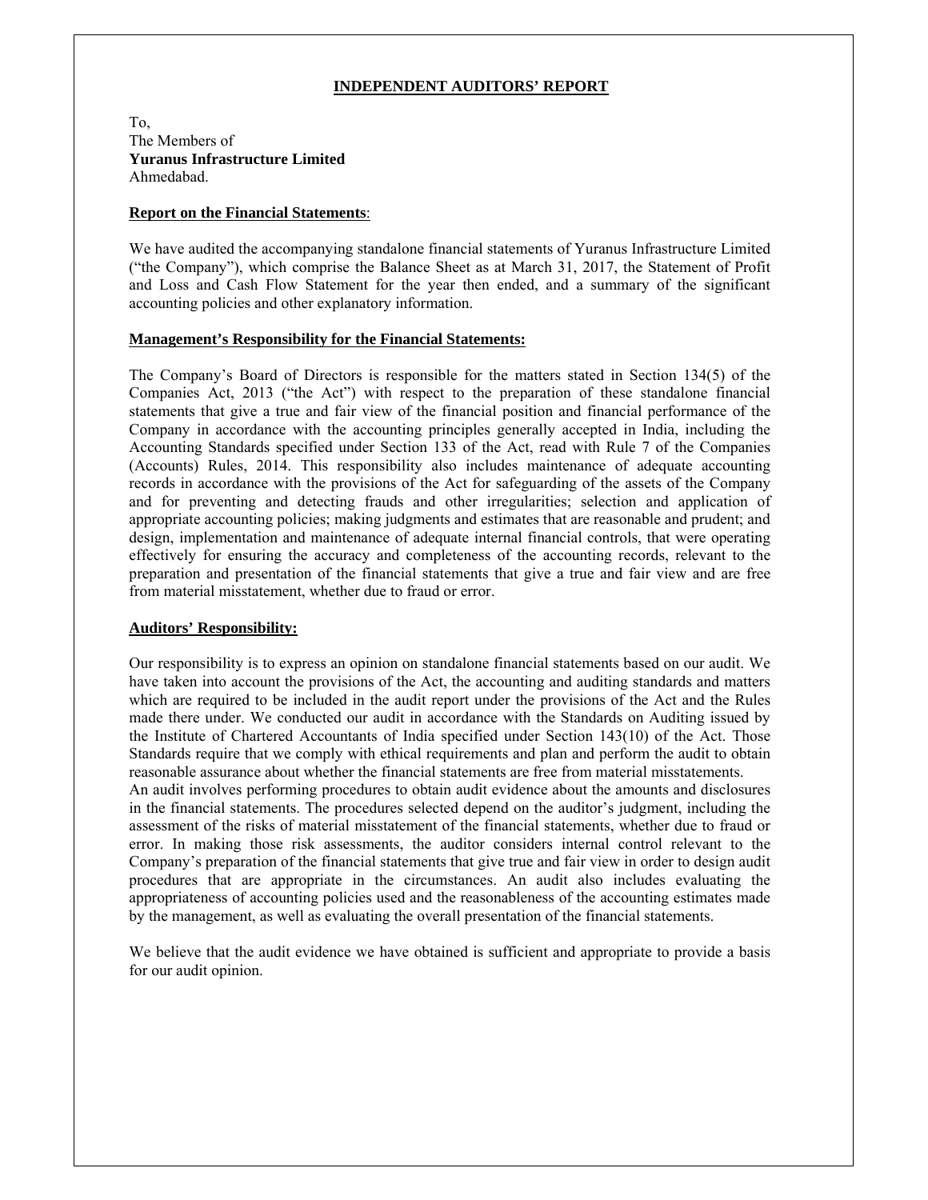# INDEPENDENT AUDITORS' REPORT

To,
The Members of
**Yuranus Infrastructure Limited**
Ahmedabad.

## Report on the Financial Statements:

We have audited the accompanying standalone financial statements of Yuranus Infrastructure Limited ("the Company"), which comprise the Balance Sheet as at March 31, 2017, the Statement of Profit and Loss and Cash Flow Statement for the year then ended, and a summary of the significant accounting policies and other explanatory information.

## Management's Responsibility for the Financial Statements:

The Company's Board of Directors is responsible for the matters stated in Section 134(5) of the Companies Act, 2013 ("the Act") with respect to the preparation of these standalone financial statements that give a true and fair view of the financial position and financial performance of the Company in accordance with the accounting principles generally accepted in India, including the Accounting Standards specified under Section 133 of the Act, read with Rule 7 of the Companies (Accounts) Rules, 2014. This responsibility also includes maintenance of adequate accounting records in accordance with the provisions of the Act for safeguarding of the assets of the Company and for preventing and detecting frauds and other irregularities; selection and application of appropriate accounting policies; making judgments and estimates that are reasonable and prudent; and design, implementation and maintenance of adequate internal financial controls, that were operating effectively for ensuring the accuracy and completeness of the accounting records, relevant to the preparation and presentation of the financial statements that give a true and fair view and are free from material misstatement, whether due to fraud or error.

## Auditors' Responsibility:

Our responsibility is to express an opinion on standalone financial statements based on our audit. We have taken into account the provisions of the Act, the accounting and auditing standards and matters which are required to be included in the audit report under the provisions of the Act and the Rules made there under. We conducted our audit in accordance with the Standards on Auditing issued by the Institute of Chartered Accountants of India specified under Section 143(10) of the Act. Those Standards require that we comply with ethical requirements and plan and perform the audit to obtain reasonable assurance about whether the financial statements are free from material misstatements.
An audit involves performing procedures to obtain audit evidence about the amounts and disclosures in the financial statements. The procedures selected depend on the auditor's judgment, including the assessment of the risks of material misstatement of the financial statements, whether due to fraud or error. In making those risk assessments, the auditor considers internal control relevant to the Company's preparation of the financial statements that give true and fair view in order to design audit procedures that are appropriate in the circumstances. An audit also includes evaluating the appropriateness of accounting policies used and the reasonableness of the accounting estimates made by the management, as well as evaluating the overall presentation of the financial statements.

We believe that the audit evidence we have obtained is sufficient and appropriate to provide a basis for our audit opinion.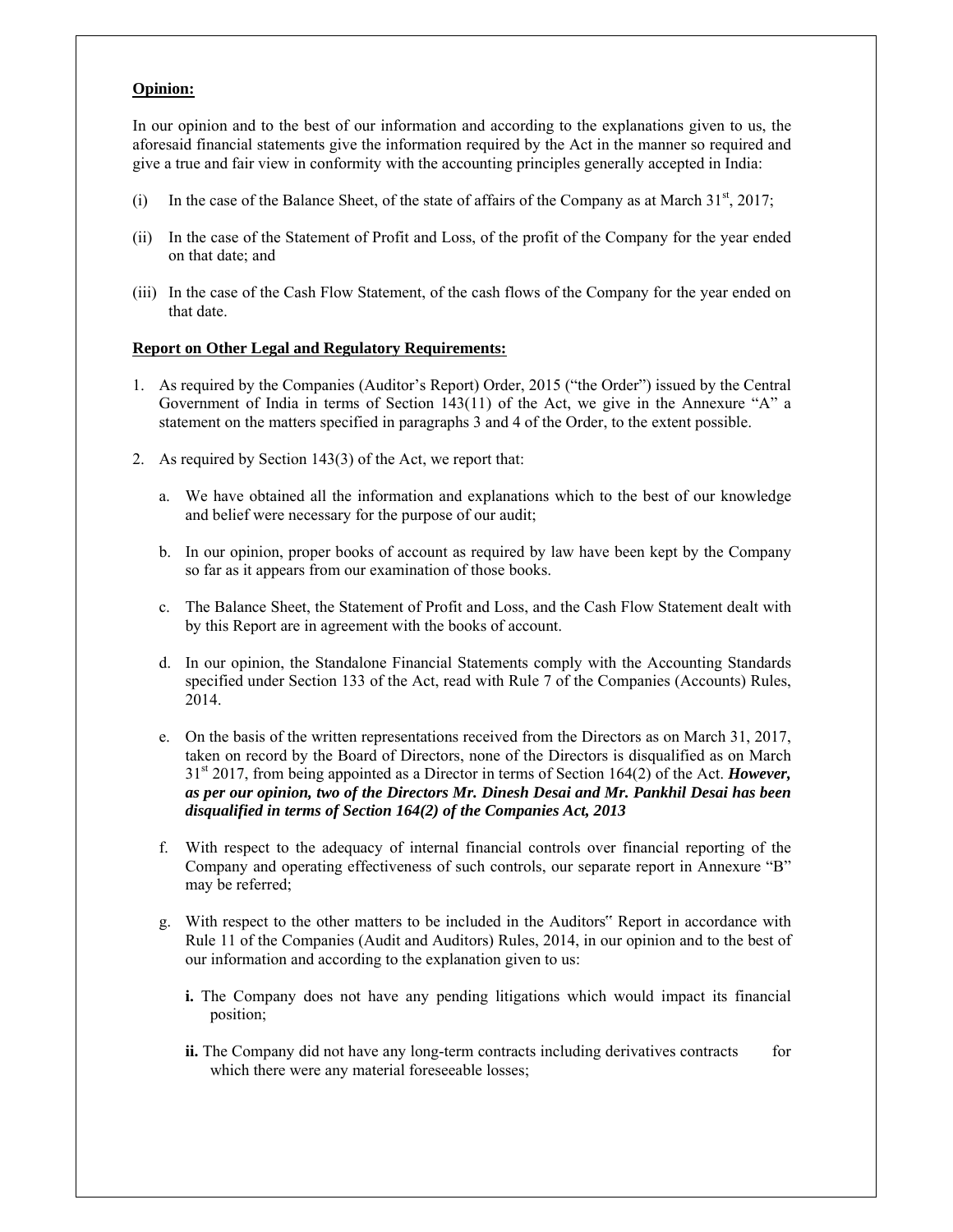**Opinion:**

In our opinion and to the best of our information and according to the explanations given to us, the aforesaid financial statements give the information required by the Act in the manner so required and give a true and fair view in conformity with the accounting principles generally accepted in India:

(i) In the case of the Balance Sheet, of the state of affairs of the Company as at March 31st, 2017;

(ii) In the case of the Statement of Profit and Loss, of the profit of the Company for the year ended on that date; and

(iii) In the case of the Cash Flow Statement, of the cash flows of the Company for the year ended on that date.

**Report on Other Legal and Regulatory Requirements:**

1. As required by the Companies (Auditor's Report) Order, 2015 ("the Order") issued by the Central Government of India in terms of Section 143(11) of the Act, we give in the Annexure "A" a statement on the matters specified in paragraphs 3 and 4 of the Order, to the extent possible.

2. As required by Section 143(3) of the Act, we report that:

   a. We have obtained all the information and explanations which to the best of our knowledge and belief were necessary for the purpose of our audit;

   b. In our opinion, proper books of account as required by law have been kept by the Company so far as it appears from our examination of those books.

   c. The Balance Sheet, the Statement of Profit and Loss, and the Cash Flow Statement dealt with by this Report are in agreement with the books of account.

   d. In our opinion, the Standalone Financial Statements comply with the Accounting Standards specified under Section 133 of the Act, read with Rule 7 of the Companies (Accounts) Rules, 2014.

   e. On the basis of the written representations received from the Directors as on March 31, 2017, taken on record by the Board of Directors, none of the Directors is disqualified as on March 31st 2017, from being appointed as a Director in terms of Section 164(2) of the Act. ***However, as per our opinion, two of the Directors Mr. Dinesh Desai and Mr. Pankhil Desai has been disqualified in terms of Section 164(2) of the Companies Act, 2013***

   f. With respect to the adequacy of internal financial controls over financial reporting of the Company and operating effectiveness of such controls, our separate report in Annexure "B" may be referred;

   g. With respect to the other matters to be included in the Auditors" Report in accordance with Rule 11 of the Companies (Audit and Auditors) Rules, 2014, in our opinion and to the best of our information and according to the explanation given to us:

      **i.** The Company does not have any pending litigations which would impact its financial position;

      **ii.** The Company did not have any long-term contracts including derivatives contracts for which there were any material foreseeable losses;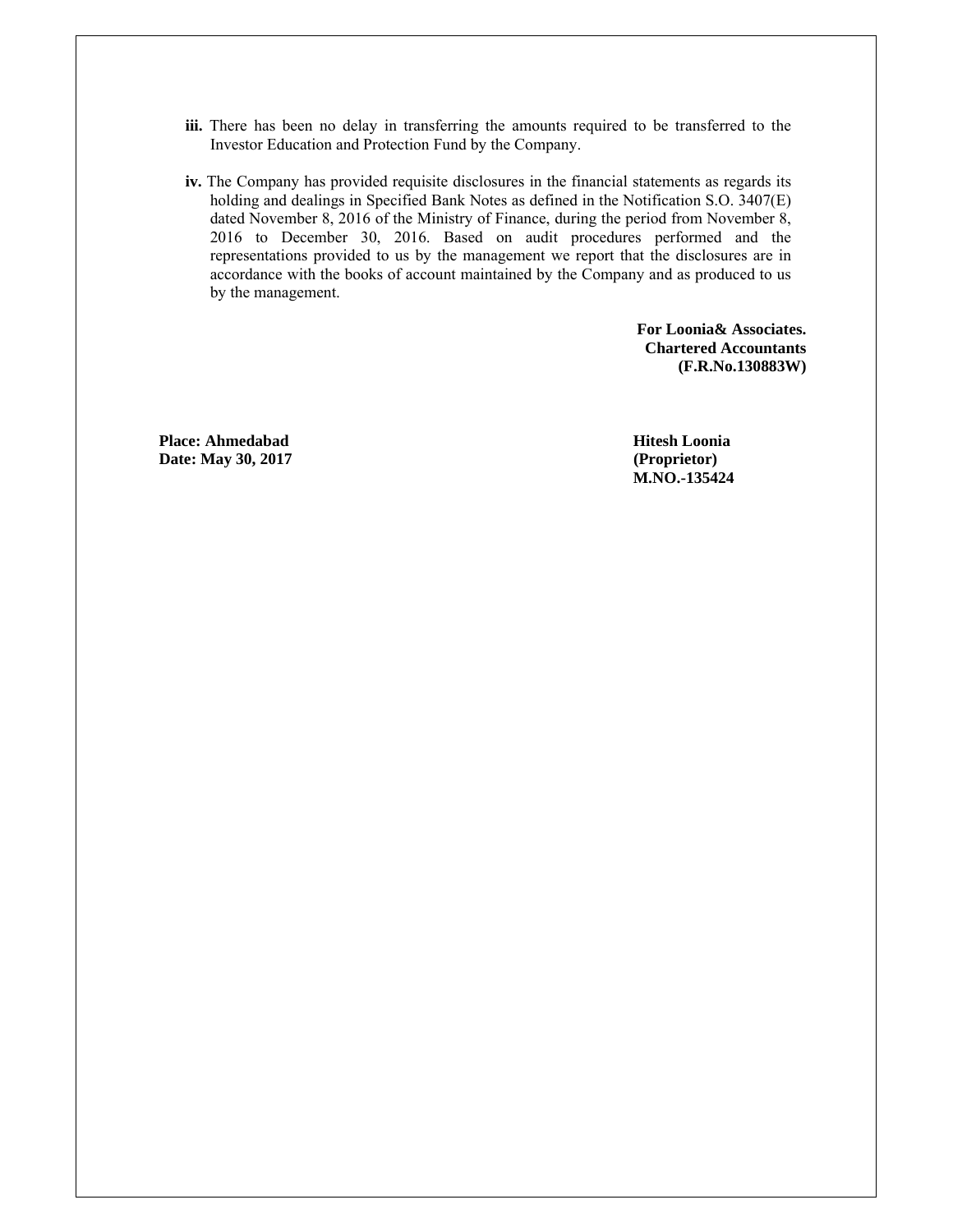**iii.** There has been no delay in transferring the amounts required to be transferred to the Investor Education and Protection Fund by the Company.

**iv.** The Company has provided requisite disclosures in the financial statements as regards its holding and dealings in Specified Bank Notes as defined in the Notification S.O. 3407(E) dated November 8, 2016 of the Ministry of Finance, during the period from November 8, 2016 to December 30, 2016. Based on audit procedures performed and the representations provided to us by the management we report that the disclosures are in accordance with the books of account maintained by the Company and as produced to us by the management.

**For Loonia& Associates.**
**Chartered Accountants**
**(F.R.No.130883W)**

**Place: Ahmedabad**
**Date: May 30, 2017**

**Hitesh Loonia**
**(Proprietor)**
**M.NO.-135424**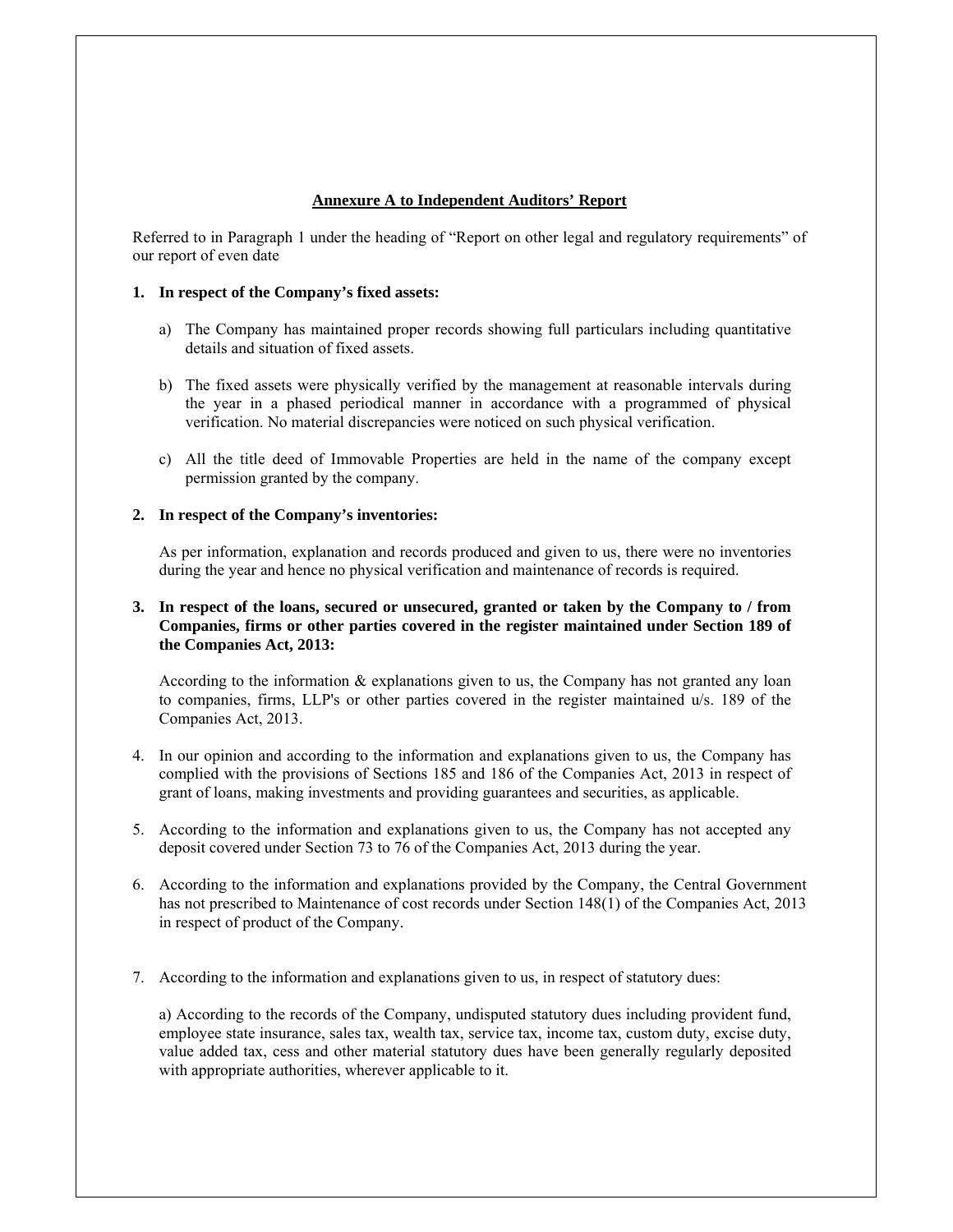## Annexure A to Independent Auditors' Report

Referred to in Paragraph 1 under the heading of "Report on other legal and regulatory requirements" of our report of even date

**1. In respect of the Company's fixed assets:**

a) The Company has maintained proper records showing full particulars including quantitative details and situation of fixed assets.

b) The fixed assets were physically verified by the management at reasonable intervals during the year in a phased periodical manner in accordance with a programmed of physical verification. No material discrepancies were noticed on such physical verification.

c) All the title deed of Immovable Properties are held in the name of the company except permission granted by the company.

**2. In respect of the Company's inventories:**

As per information, explanation and records produced and given to us, there were no inventories during the year and hence no physical verification and maintenance of records is required.

**3. In respect of the loans, secured or unsecured, granted or taken by the Company to / from Companies, firms or other parties covered in the register maintained under Section 189 of the Companies Act, 2013:**

According to the information & explanations given to us, the Company has not granted any loan to companies, firms, LLP's or other parties covered in the register maintained u/s. 189 of the Companies Act, 2013.

4. In our opinion and according to the information and explanations given to us, the Company has complied with the provisions of Sections 185 and 186 of the Companies Act, 2013 in respect of grant of loans, making investments and providing guarantees and securities, as applicable.

5. According to the information and explanations given to us, the Company has not accepted any deposit covered under Section 73 to 76 of the Companies Act, 2013 during the year.

6. According to the information and explanations provided by the Company, the Central Government has not prescribed to Maintenance of cost records under Section 148(1) of the Companies Act, 2013 in respect of product of the Company.

7. According to the information and explanations given to us, in respect of statutory dues:

a) According to the records of the Company, undisputed statutory dues including provident fund, employee state insurance, sales tax, wealth tax, service tax, income tax, custom duty, excise duty, value added tax, cess and other material statutory dues have been generally regularly deposited with appropriate authorities, wherever applicable to it.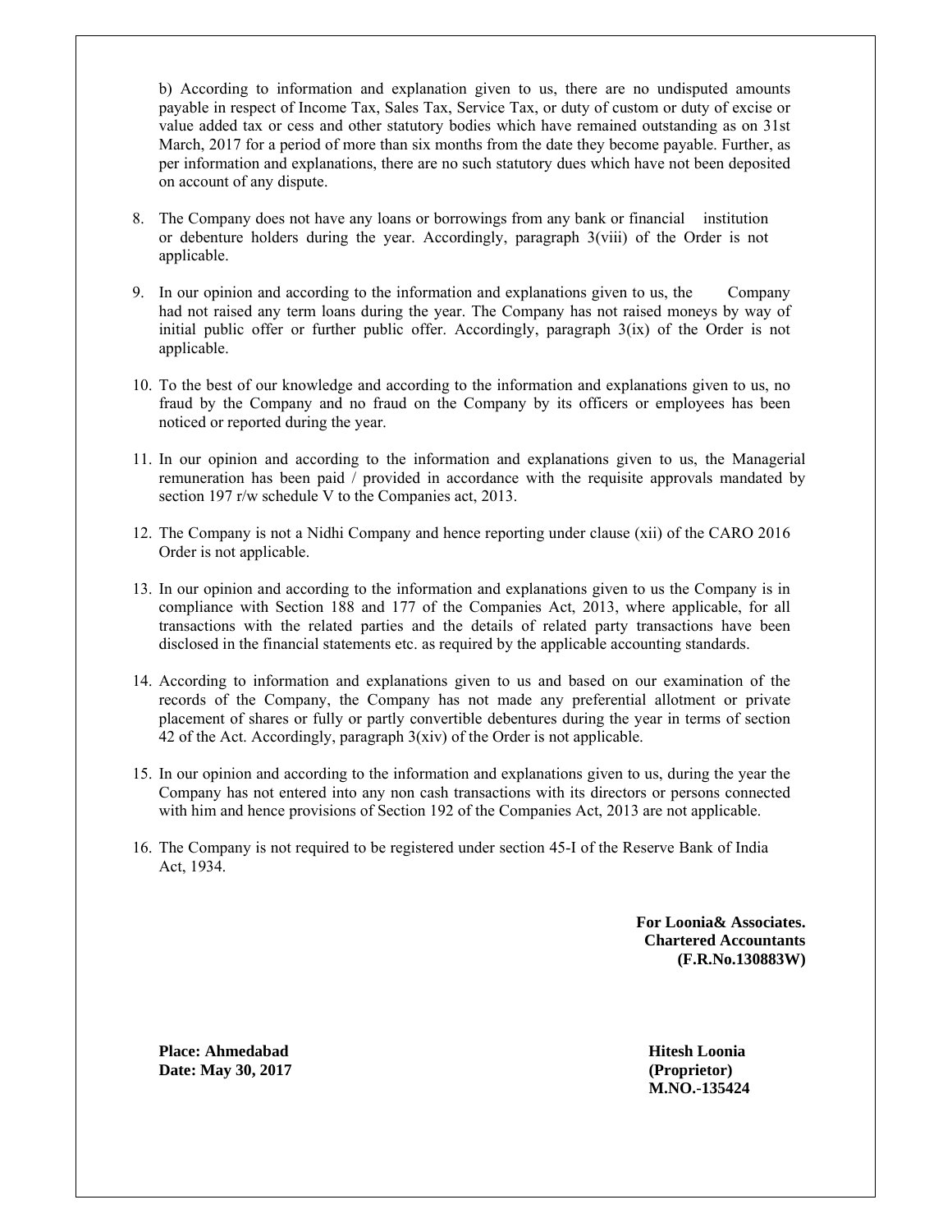b) According to information and explanation given to us, there are no undisputed amounts payable in respect of Income Tax, Sales Tax, Service Tax, or duty of custom or duty of excise or value added tax or cess and other statutory bodies which have remained outstanding as on 31st March, 2017 for a period of more than six months from the date they become payable. Further, as per information and explanations, there are no such statutory dues which have not been deposited on account of any dispute.

8. The Company does not have any loans or borrowings from any bank or financial institution or debenture holders during the year. Accordingly, paragraph 3(viii) of the Order is not applicable.

9. In our opinion and according to the information and explanations given to us, the Company had not raised any term loans during the year. The Company has not raised moneys by way of initial public offer or further public offer. Accordingly, paragraph 3(ix) of the Order is not applicable.

10. To the best of our knowledge and according to the information and explanations given to us, no fraud by the Company and no fraud on the Company by its officers or employees has been noticed or reported during the year.

11. In our opinion and according to the information and explanations given to us, the Managerial remuneration has been paid / provided in accordance with the requisite approvals mandated by section 197 r/w schedule V to the Companies act, 2013.

12. The Company is not a Nidhi Company and hence reporting under clause (xii) of the CARO 2016 Order is not applicable.

13. In our opinion and according to the information and explanations given to us the Company is in compliance with Section 188 and 177 of the Companies Act, 2013, where applicable, for all transactions with the related parties and the details of related party transactions have been disclosed in the financial statements etc. as required by the applicable accounting standards.

14. According to information and explanations given to us and based on our examination of the records of the Company, the Company has not made any preferential allotment or private placement of shares or fully or partly convertible debentures during the year in terms of section 42 of the Act. Accordingly, paragraph 3(xiv) of the Order is not applicable.

15. In our opinion and according to the information and explanations given to us, during the year the Company has not entered into any non cash transactions with its directors or persons connected with him and hence provisions of Section 192 of the Companies Act, 2013 are not applicable.

16. The Company is not required to be registered under section 45-I of the Reserve Bank of India Act, 1934.

**For Loonia& Associates.**
**Chartered Accountants**
**(F.R.No.130883W)**

**Place: Ahmedabad**
**Date: May 30, 2017**

**Hitesh Loonia**
**(Proprietor)**
**M.NO.-135424**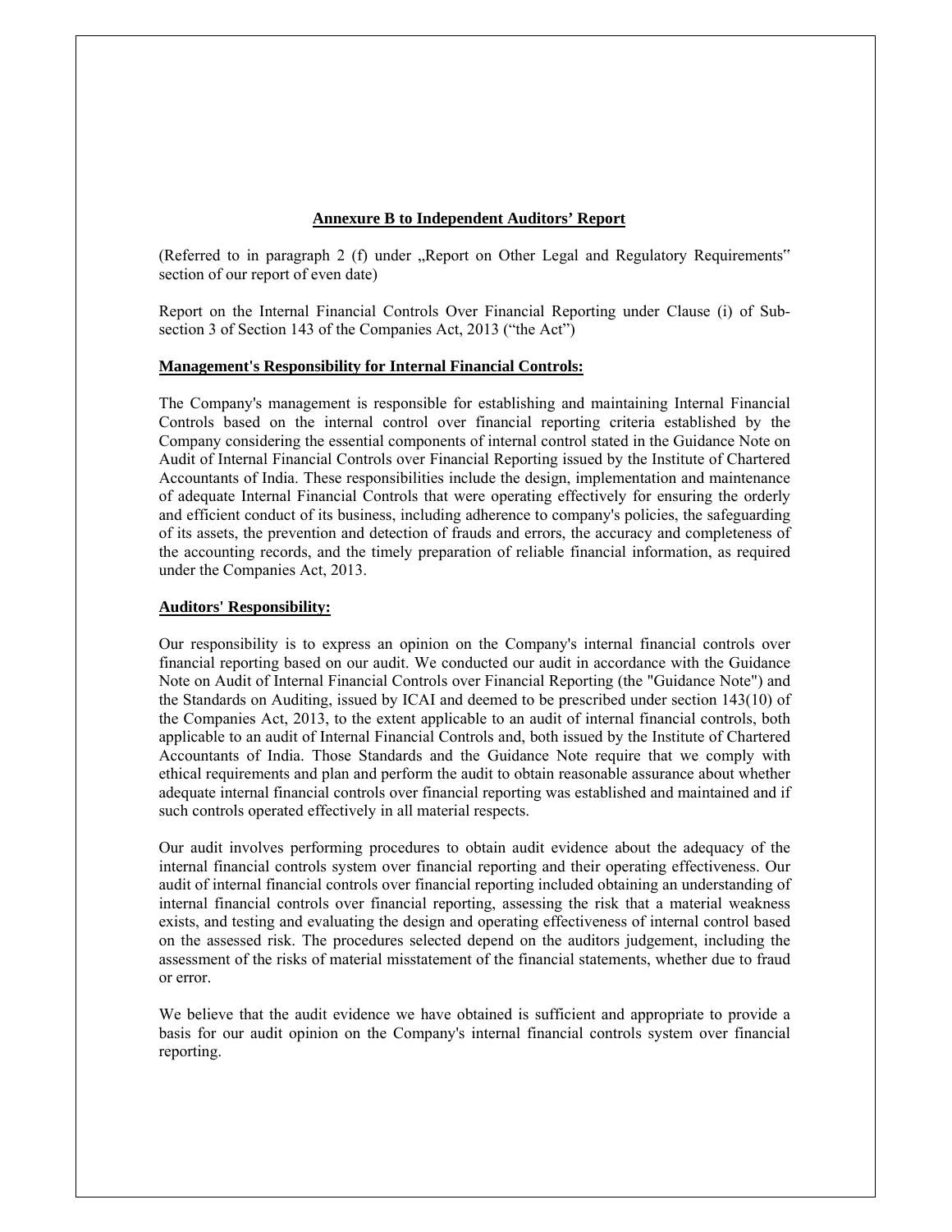## Annexure B to Independent Auditors' Report

(Referred to in paragraph 2 (f) under „Report on Other Legal and Regulatory Requirements" section of our report of even date)

Report on the Internal Financial Controls Over Financial Reporting under Clause (i) of Sub-section 3 of Section 143 of the Companies Act, 2013 ("the Act")

### Management's Responsibility for Internal Financial Controls:

The Company's management is responsible for establishing and maintaining Internal Financial Controls based on the internal control over financial reporting criteria established by the Company considering the essential components of internal control stated in the Guidance Note on Audit of Internal Financial Controls over Financial Reporting issued by the Institute of Chartered Accountants of India. These responsibilities include the design, implementation and maintenance of adequate Internal Financial Controls that were operating effectively for ensuring the orderly and efficient conduct of its business, including adherence to company's policies, the safeguarding of its assets, the prevention and detection of frauds and errors, the accuracy and completeness of the accounting records, and the timely preparation of reliable financial information, as required under the Companies Act, 2013.

### Auditors' Responsibility:

Our responsibility is to express an opinion on the Company's internal financial controls over financial reporting based on our audit. We conducted our audit in accordance with the Guidance Note on Audit of Internal Financial Controls over Financial Reporting (the "Guidance Note") and the Standards on Auditing, issued by ICAI and deemed to be prescribed under section 143(10) of the Companies Act, 2013, to the extent applicable to an audit of internal financial controls, both applicable to an audit of Internal Financial Controls and, both issued by the Institute of Chartered Accountants of India. Those Standards and the Guidance Note require that we comply with ethical requirements and plan and perform the audit to obtain reasonable assurance about whether adequate internal financial controls over financial reporting was established and maintained and if such controls operated effectively in all material respects.

Our audit involves performing procedures to obtain audit evidence about the adequacy of the internal financial controls system over financial reporting and their operating effectiveness. Our audit of internal financial controls over financial reporting included obtaining an understanding of internal financial controls over financial reporting, assessing the risk that a material weakness exists, and testing and evaluating the design and operating effectiveness of internal control based on the assessed risk. The procedures selected depend on the auditors judgement, including the assessment of the risks of material misstatement of the financial statements, whether due to fraud or error.

We believe that the audit evidence we have obtained is sufficient and appropriate to provide a basis for our audit opinion on the Company's internal financial controls system over financial reporting.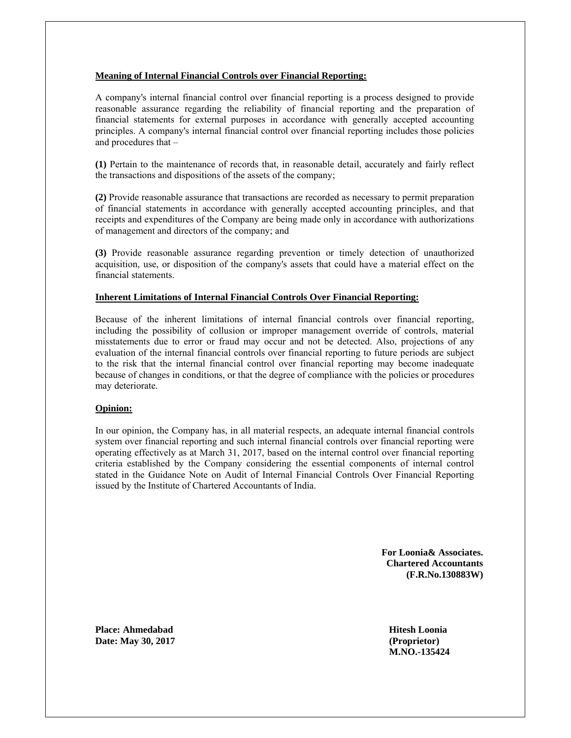**Meaning of Internal Financial Controls over Financial Reporting:**

A company's internal financial control over financial reporting is a process designed to provide reasonable assurance regarding the reliability of financial reporting and the preparation of financial statements for external purposes in accordance with generally accepted accounting principles. A company's internal financial control over financial reporting includes those policies and procedures that –

**(1)** Pertain to the maintenance of records that, in reasonable detail, accurately and fairly reflect the transactions and dispositions of the assets of the company;

**(2)** Provide reasonable assurance that transactions are recorded as necessary to permit preparation of financial statements in accordance with generally accepted accounting principles, and that receipts and expenditures of the Company are being made only in accordance with authorizations of management and directors of the company; and

**(3)** Provide reasonable assurance regarding prevention or timely detection of unauthorized acquisition, use, or disposition of the company's assets that could have a material effect on the financial statements.

**Inherent Limitations of Internal Financial Controls Over Financial Reporting:**

Because of the inherent limitations of internal financial controls over financial reporting, including the possibility of collusion or improper management override of controls, material misstatements due to error or fraud may occur and not be detected. Also, projections of any evaluation of the internal financial controls over financial reporting to future periods are subject to the risk that the internal financial control over financial reporting may become inadequate because of changes in conditions, or that the degree of compliance with the policies or procedures may deteriorate.

**Opinion:**

In our opinion, the Company has, in all material respects, an adequate internal financial controls system over financial reporting and such internal financial controls over financial reporting were operating effectively as at March 31, 2017, based on the internal control over financial reporting criteria established by the Company considering the essential components of internal control stated in the Guidance Note on Audit of Internal Financial Controls Over Financial Reporting issued by the Institute of Chartered Accountants of India.

**For Loonia& Associates.**
**Chartered Accountants**
**(F.R.No.130883W)**

**Place: Ahmedabad**
**Date: May 30, 2017**

**Hitesh Loonia**
**(Proprietor)**
**M.NO.-135424**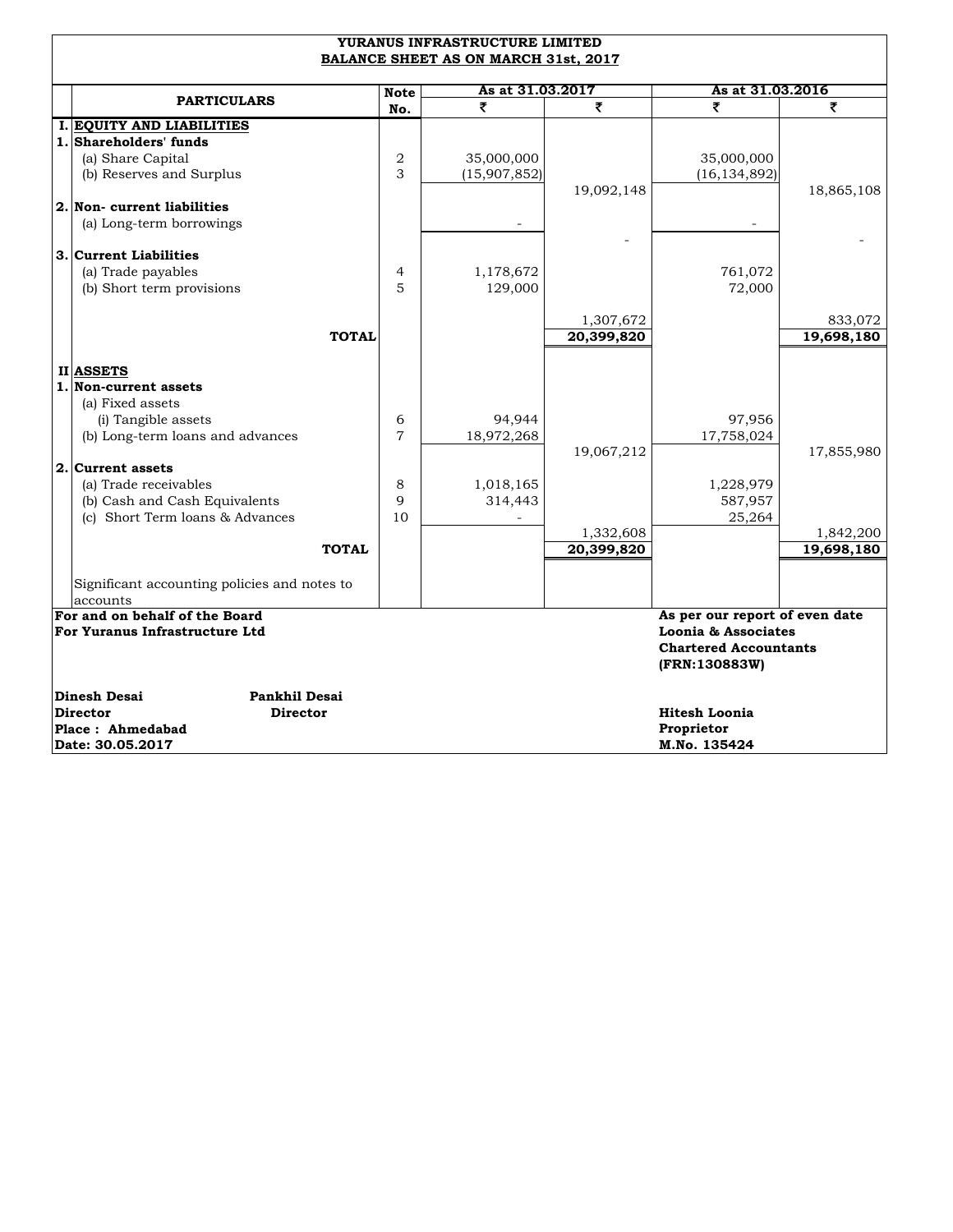# YURANUS INFRASTRUCTURE LIMITED

## BALANCE SHEET AS ON MARCH 31st, 2017

| | PARTICULARS | Note No. | As at 31.03.2017 | | As at 31.03.2016 | |
|---|---|---|---|---|---|---|
| | | | ₹ | ₹ | ₹ | ₹ |
| **I.** | **EQUITY AND LIABILITIES** | | | | | |
| **1.** | **Shareholders' funds** | | | | | |
| | (a) Share Capital | 2 | 35,000,000 | | 35,000,000 | |
| | (b) Reserves and Surplus | 3 | (15,907,852) | | (16,134,892) | |
| | | | | 19,092,148 | | 18,865,108 |
| **2.** | **Non- current liabilities** | | | | | |
| | (a) Long-term borrowings | | - | | - | |
| | | | | - | | - |
| **3.** | **Current Liabilities** | | | | | |
| | (a) Trade payables | 4 | 1,178,672 | | 761,072 | |
| | (b) Short term provisions | 5 | 129,000 | | 72,000 | |
| | | | | 1,307,672 | | 833,072 |
| | **TOTAL** | | | **20,399,820** | | **19,698,180** |
| **II** | **ASSETS** | | | | | |
| **1.** | **Non-current assets** | | | | | |
| | (a) Fixed assets | | | | | |
| | (i) Tangible assets | 6 | 94,944 | | 97,956 | |
| | (b) Long-term loans and advances | 7 | 18,972,268 | | 17,758,024 | |
| | | | | 19,067,212 | | 17,855,980 |
| **2.** | **Current assets** | | | | | |
| | (a) Trade receivables | 8 | 1,018,165 | | 1,228,979 | |
| | (b) Cash and Cash Equivalents | 9 | 314,443 | | 587,957 | |
| | (c) Short Term loans & Advances | 10 | - | | 25,264 | |
| | | | | 1,332,608 | | 1,842,200 |
| | **TOTAL** | | | **20,399,820** | | **19,698,180** |
| | Significant accounting policies and notes to accounts | | | | | |

**For and on behalf of the Board**
**For Yuranus Infrastructure Ltd**

**Dinesh Desai** — **Director**
**Pankhil Desai** — **Director**

**Place : Ahmedabad**
**Date: 30.05.2017**

**As per our report of even date**
**Loonia & Associates**
**Chartered Accountants**
**(FRN:130883W)**

**Hitesh Loonia**
**Proprietor**
**M.No. 135424**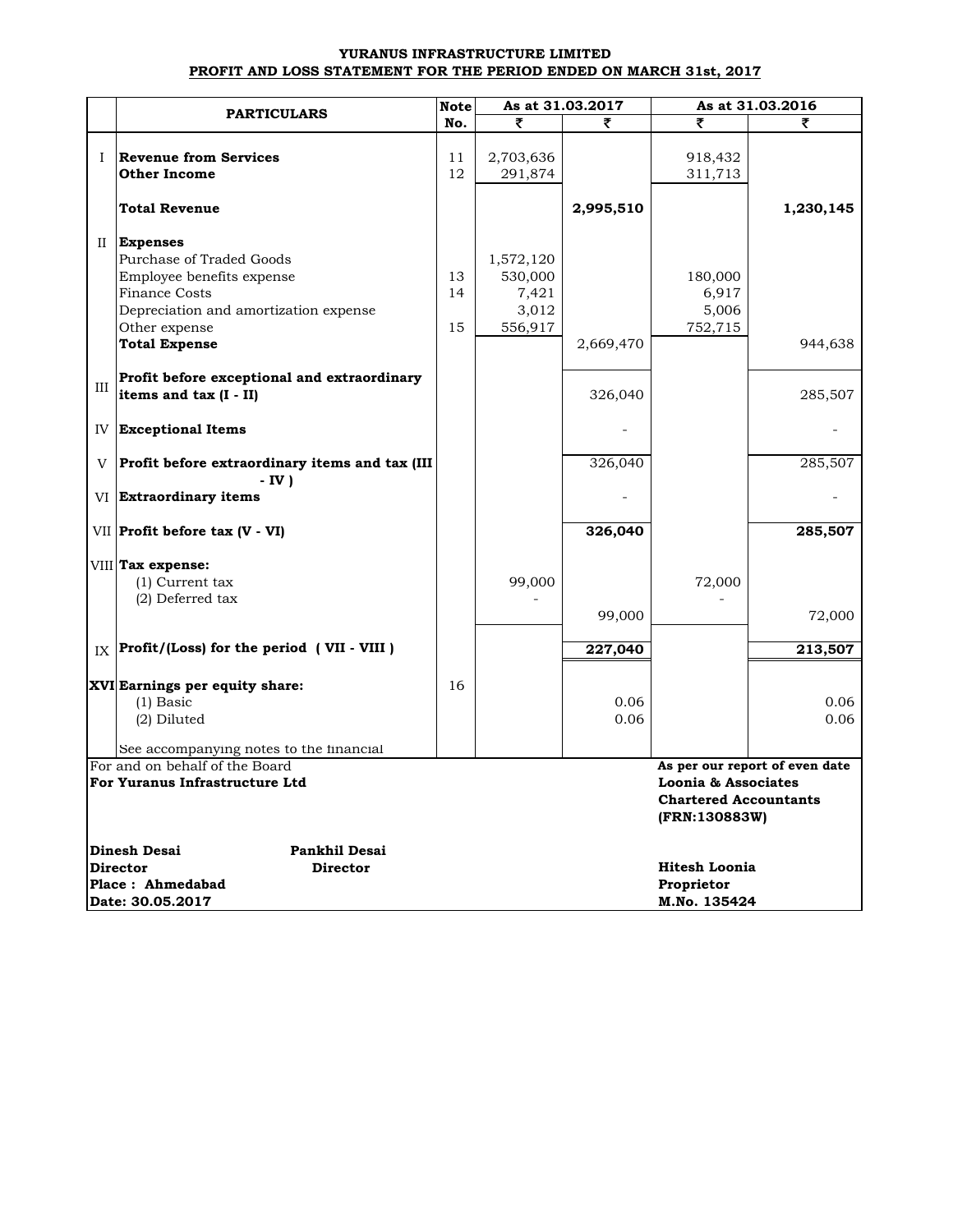# YURANUS INFRASTRUCTURE LIMITED

## PROFIT AND LOSS STATEMENT FOR THE PERIOD ENDED ON MARCH 31st, 2017

| | PARTICULARS | Note No. | As at 31.03.2017 | | As at 31.03.2016 | |
|---|---|---|---|---|---|---|
| | | | ₹ | ₹ | ₹ | ₹ |
| I | **Revenue from Services** | 11 | 2,703,636 | | 918,432 | |
| | **Other Income** | 12 | 291,874 | | 311,713 | |
| | **Total Revenue** | | | **2,995,510** | | **1,230,145** |
| II | **Expenses** | | | | | |
| | Purchase of Traded Goods | | 1,572,120 | | | |
| | Employee benefits expense | 13 | 530,000 | | 180,000 | |
| | Finance Costs | 14 | 7,421 | | 6,917 | |
| | Depreciation and amortization expense | | 3,012 | | 5,006 | |
| | Other expense | 15 | 556,917 | | 752,715 | |
| | **Total Expense** | | | 2,669,470 | | 944,638 |
| III | **Profit before exceptional and extraordinary items and tax (I - II)** | | | 326,040 | | 285,507 |
| IV | **Exceptional Items** | | | - | | - |
| V | **Profit before extraordinary items and tax (III - IV )** | | | 326,040 | | 285,507 |
| VI | **Extraordinary items** | | | - | | - |
| VII | **Profit before tax (V - VI)** | | | **326,040** | | **285,507** |
| VIII | **Tax expense:** | | | | | |
| | (1) Current tax | | 99,000 | | 72,000 | |
| | (2) Deferred tax | | - | | - | |
| | | | | 99,000 | | 72,000 |
| IX | **Profit/(Loss) for the period ( VII - VIII )** | | | **227,040** | | **213,507** |
| XVI | **Earnings per equity share:** | 16 | | | | |
| | (1) Basic | | | 0.06 | | 0.06 |
| | (2) Diluted | | | 0.06 | | 0.06 |
| | See accompanying notes to the financial | | | | | |

For and on behalf of the Board
**For Yuranus Infrastructure Ltd**

**Dinesh Desai** — **Director**
**Pankhil Desai** — **Director**

**Place : Ahmedabad**
**Date: 30.05.2017**

**As per our report of even date**
**Loonia & Associates**
**Chartered Accountants**
**(FRN:130883W)**

**Hitesh Loonia**
**Proprietor**
**M.No. 135424**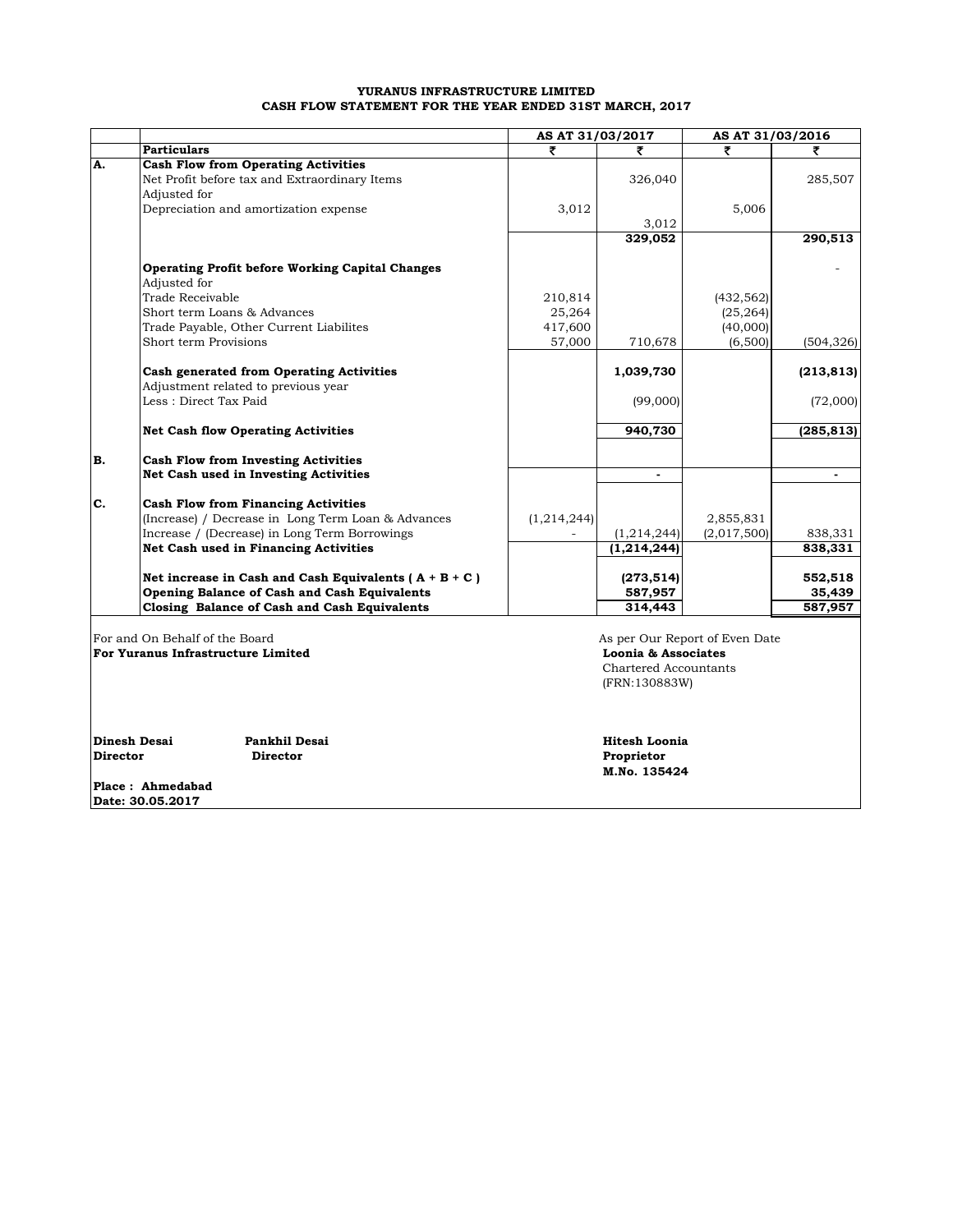**YURANUS INFRASTRUCTURE LIMITED**
**CASH FLOW STATEMENT FOR THE YEAR ENDED 31ST MARCH, 2017**

| | | AS AT 31/03/2017 | | AS AT 31/03/2016 | |
|---|---|---|---|---|---|
| | **Particulars** | ₹ | ₹ | ₹ | ₹ |
| **A.** | **Cash Flow from Operating Activities** | | | | |
| | Net Profit before tax and Extraordinary Items | | 326,040 | | 285,507 |
| | Adjusted for | | | | |
| | Depreciation and amortization expense | 3,012 | | 5,006 | |
| | | | 3,012 | | |
| | | | **329,052** | | **290,513** |
| | **Operating Profit before Working Capital Changes** | | | | - |
| | Adjusted for | | | | |
| | Trade Receivable | 210,814 | | (432,562) | |
| | Short term Loans & Advances | 25,264 | | (25,264) | |
| | Trade Payable, Other Current Liabilites | 417,600 | | (40,000) | |
| | Short term Provisions | 57,000 | 710,678 | (6,500) | (504,326) |
| | **Cash generated from Operating Activities** | | **1,039,730** | | **(213,813)** |
| | Adjustment related to previous year | | | | |
| | Less : Direct Tax Paid | | (99,000) | | (72,000) |
| | **Net Cash flow Operating Activities** | | **940,730** | | **(285,813)** |
| **B.** | **Cash Flow from Investing Activities** | | | | |
| | **Net Cash used in Investing Activities** | | **-** | | **-** |
| **C.** | **Cash Flow from Financing Activities** | | | | |
| | (Increase) / Decrease in Long Term Loan & Advances | (1,214,244) | | 2,855,831 | |
| | Increase / (Decrease) in Long Term Borrowings | - | (1,214,244) | (2,017,500) | 838,331 |
| | **Net Cash used in Financing Activities** | | **(1,214,244)** | | **838,331** |
| | **Net increase in Cash and Cash Equivalents ( A + B + C )** | | **(273,514)** | | **552,518** |
| | **Opening Balance of Cash and Cash Equivalents** | | **587,957** | | **35,439** |
| | **Closing Balance of Cash and Cash Equivalents** | | **314,443** | | **587,957** |

For and On Behalf of the Board
**For Yuranus Infrastructure Limited**

As per Our Report of Even Date
**Loonia & Associates**
Chartered Accountants
(FRN:130883W)

**Dinesh Desai** — **Director**

**Pankhil Desai** — **Director**

**Hitesh Loonia**
**Proprietor**
**M.No. 135424**

**Place : Ahmedabad**
**Date: 30.05.2017**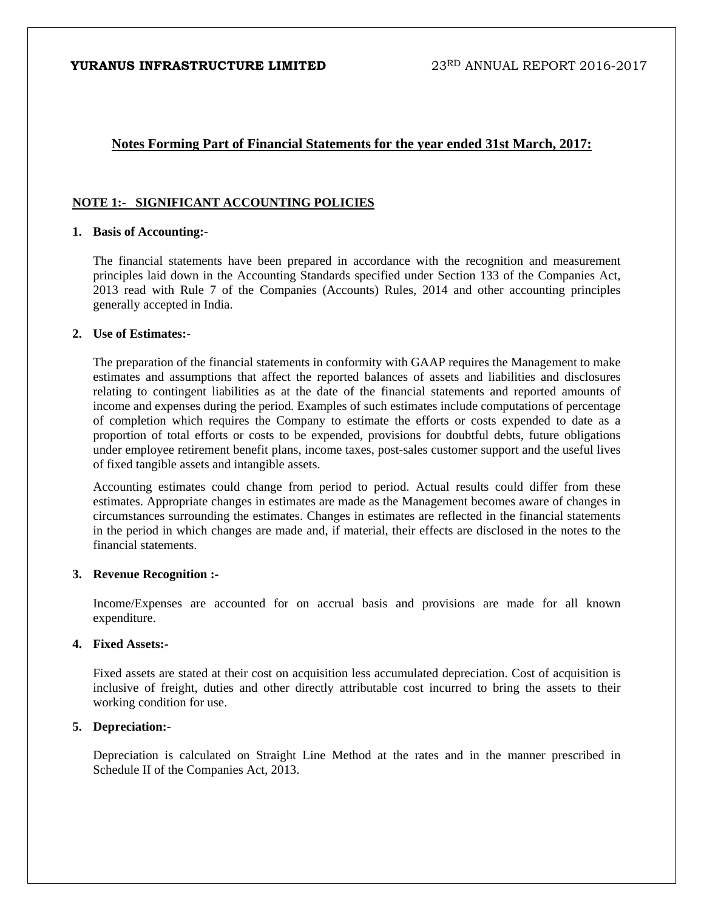## Notes Forming Part of Financial Statements for the year ended 31st March, 2017:

### NOTE 1:- SIGNIFICANT ACCOUNTING POLICIES

**1. Basis of Accounting:-**

The financial statements have been prepared in accordance with the recognition and measurement principles laid down in the Accounting Standards specified under Section 133 of the Companies Act, 2013 read with Rule 7 of the Companies (Accounts) Rules, 2014 and other accounting principles generally accepted in India.

**2. Use of Estimates:-**

The preparation of the financial statements in conformity with GAAP requires the Management to make estimates and assumptions that affect the reported balances of assets and liabilities and disclosures relating to contingent liabilities as at the date of the financial statements and reported amounts of income and expenses during the period. Examples of such estimates include computations of percentage of completion which requires the Company to estimate the efforts or costs expended to date as a proportion of total efforts or costs to be expended, provisions for doubtful debts, future obligations under employee retirement benefit plans, income taxes, post-sales customer support and the useful lives of fixed tangible assets and intangible assets.

Accounting estimates could change from period to period. Actual results could differ from these estimates. Appropriate changes in estimates are made as the Management becomes aware of changes in circumstances surrounding the estimates. Changes in estimates are reflected in the financial statements in the period in which changes are made and, if material, their effects are disclosed in the notes to the financial statements.

**3. Revenue Recognition :-**

Income/Expenses are accounted for on accrual basis and provisions are made for all known expenditure.

**4. Fixed Assets:-**

Fixed assets are stated at their cost on acquisition less accumulated depreciation. Cost of acquisition is inclusive of freight, duties and other directly attributable cost incurred to bring the assets to their working condition for use.

**5. Depreciation:-**

Depreciation is calculated on Straight Line Method at the rates and in the manner prescribed in Schedule II of the Companies Act, 2013.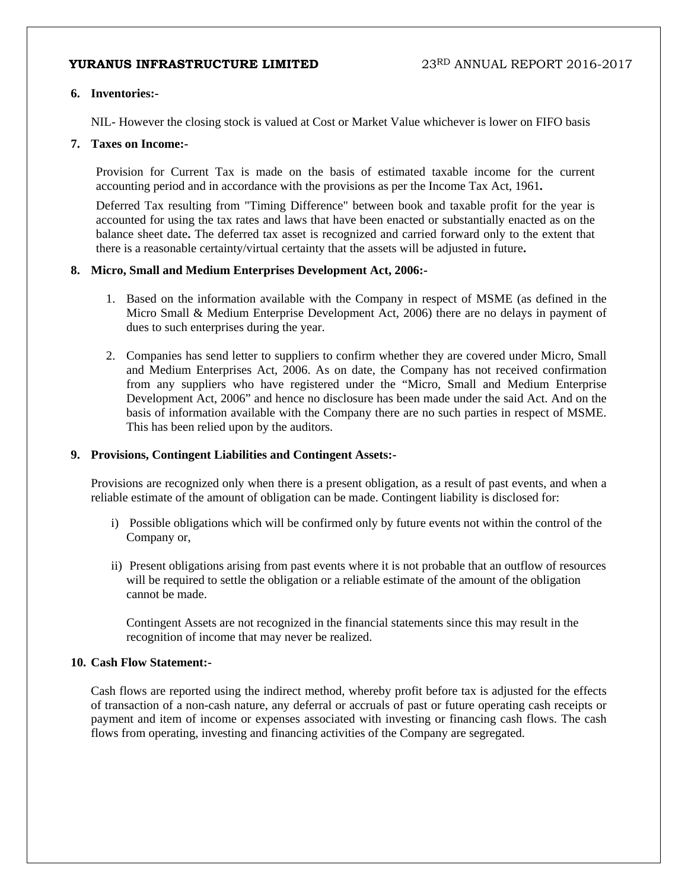**6. Inventories:-**

NIL- However the closing stock is valued at Cost or Market Value whichever is lower on FIFO basis

**7. Taxes on Income:-**

Provision for Current Tax is made on the basis of estimated taxable income for the current accounting period and in accordance with the provisions as per the Income Tax Act, 1961**.**

Deferred Tax resulting from "Timing Difference" between book and taxable profit for the year is accounted for using the tax rates and laws that have been enacted or substantially enacted as on the balance sheet date**.** The deferred tax asset is recognized and carried forward only to the extent that there is a reasonable certainty/virtual certainty that the assets will be adjusted in future**.**

**8. Micro, Small and Medium Enterprises Development Act, 2006:-**

1. Based on the information available with the Company in respect of MSME (as defined in the Micro Small & Medium Enterprise Development Act, 2006) there are no delays in payment of dues to such enterprises during the year.

2. Companies has send letter to suppliers to confirm whether they are covered under Micro, Small and Medium Enterprises Act, 2006. As on date, the Company has not received confirmation from any suppliers who have registered under the "Micro, Small and Medium Enterprise Development Act, 2006" and hence no disclosure has been made under the said Act. And on the basis of information available with the Company there are no such parties in respect of MSME. This has been relied upon by the auditors.

**9. Provisions, Contingent Liabilities and Contingent Assets:-**

Provisions are recognized only when there is a present obligation, as a result of past events, and when a reliable estimate of the amount of obligation can be made. Contingent liability is disclosed for:

i) Possible obligations which will be confirmed only by future events not within the control of the Company or,

ii) Present obligations arising from past events where it is not probable that an outflow of resources will be required to settle the obligation or a reliable estimate of the amount of the obligation cannot be made.

Contingent Assets are not recognized in the financial statements since this may result in the recognition of income that may never be realized.

**10. Cash Flow Statement:-**

Cash flows are reported using the indirect method, whereby profit before tax is adjusted for the effects of transaction of a non-cash nature, any deferral or accruals of past or future operating cash receipts or payment and item of income or expenses associated with investing or financing cash flows. The cash flows from operating, investing and financing activities of the Company are segregated.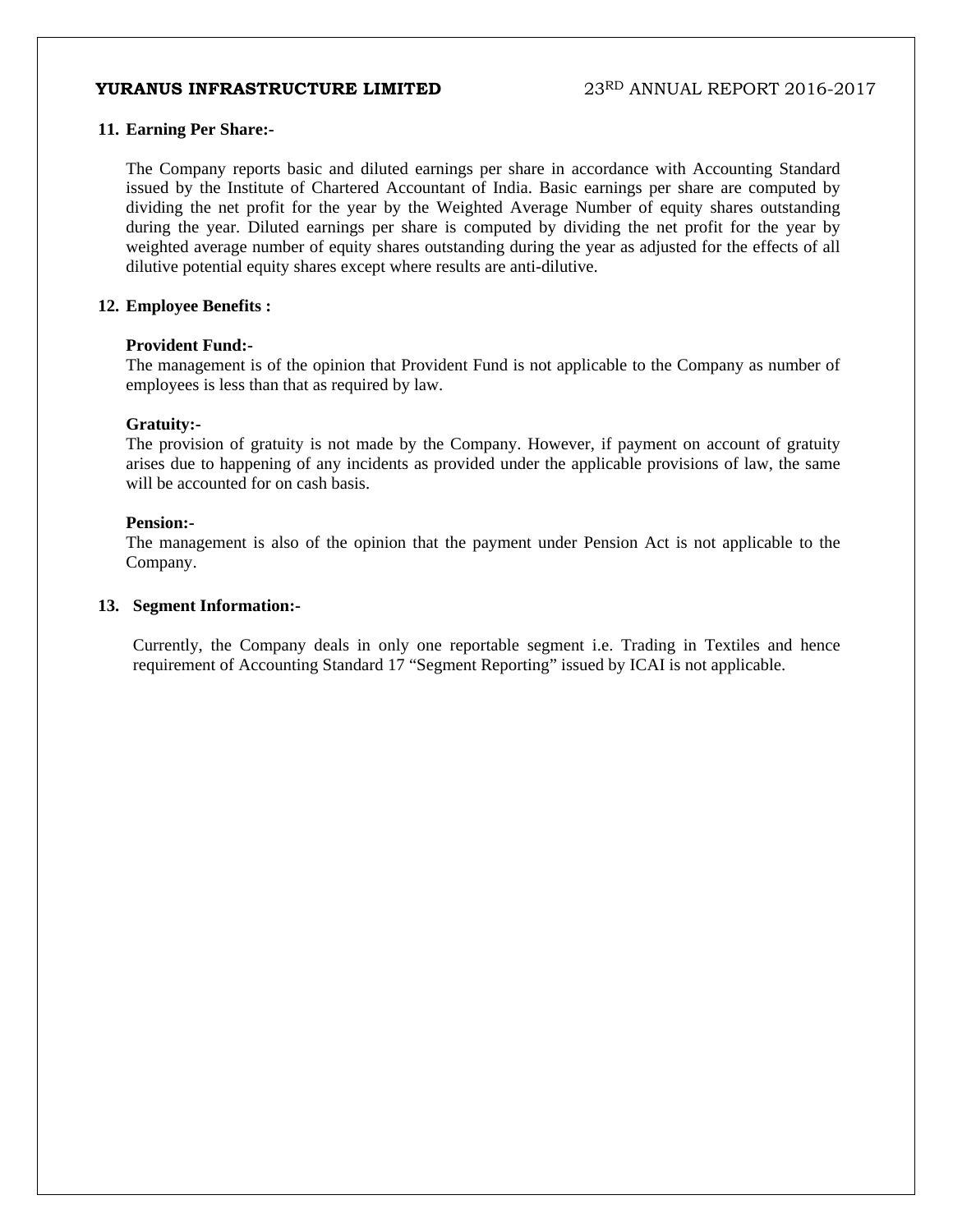**11. Earning Per Share:-**

The Company reports basic and diluted earnings per share in accordance with Accounting Standard issued by the Institute of Chartered Accountant of India. Basic earnings per share are computed by dividing the net profit for the year by the Weighted Average Number of equity shares outstanding during the year. Diluted earnings per share is computed by dividing the net profit for the year by weighted average number of equity shares outstanding during the year as adjusted for the effects of all dilutive potential equity shares except where results are anti-dilutive.

**12. Employee Benefits :**

**Provident Fund:-**
The management is of the opinion that Provident Fund is not applicable to the Company as number of employees is less than that as required by law.

**Gratuity:-**
The provision of gratuity is not made by the Company. However, if payment on account of gratuity arises due to happening of any incidents as provided under the applicable provisions of law, the same will be accounted for on cash basis.

**Pension:-**
The management is also of the opinion that the payment under Pension Act is not applicable to the Company.

**13. Segment Information:-**

Currently, the Company deals in only one reportable segment i.e. Trading in Textiles and hence requirement of Accounting Standard 17 "Segment Reporting" issued by ICAI is not applicable.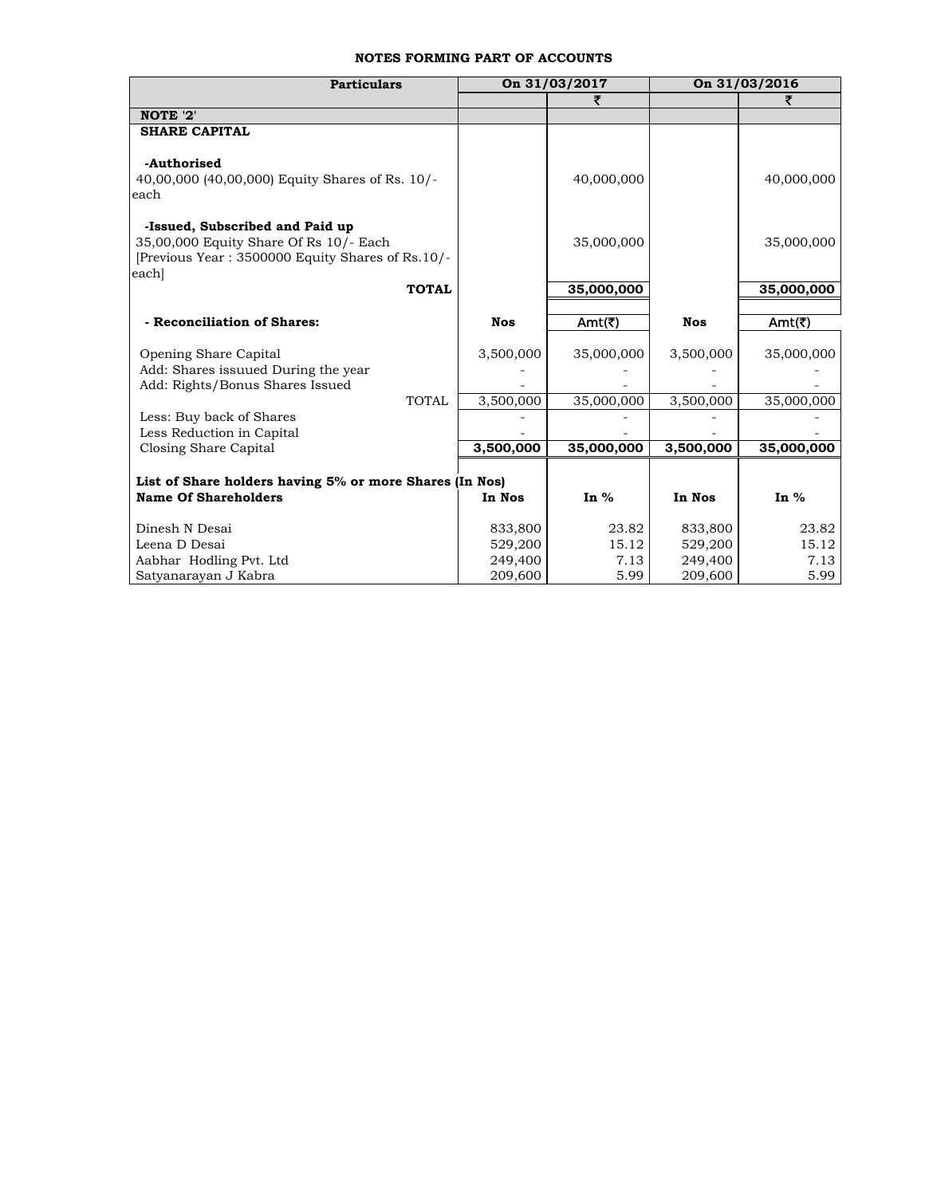## NOTES FORMING PART OF ACCOUNTS

| Particulars | On 31/03/2017 | | On 31/03/2016 | |
|---|---|---|---|---|
| | | ₹ | | ₹ |
| **NOTE '2'** | | | | |
| **SHARE CAPITAL** | | | | |
| **-Authorised** | | | | |
| 40,00,000 (40,00,000) Equity Shares of Rs. 10/- each | | 40,000,000 | | 40,000,000 |
| **-Issued, Subscribed and Paid up** | | | | |
| 35,00,000 Equity Share Of Rs 10/- Each [Previous Year : 3500000 Equity Shares of Rs.10/- each] | | 35,000,000 | | 35,000,000 |
| **TOTAL** | | **35,000,000** | | **35,000,000** |
| **- Reconciliation of Shares:** | **Nos** | Amt(₹) | **Nos** | Amt(₹) |
| Opening Share Capital | 3,500,000 | 35,000,000 | 3,500,000 | 35,000,000 |
| Add: Shares issuued During the year | - | - | - | - |
| Add: Rights/Bonus Shares Issued | - | - | - | - |
| TOTAL | 3,500,000 | 35,000,000 | 3,500,000 | 35,000,000 |
| Less: Buy back of Shares | - | - | - | - |
| Less Reduction in Capital | - | - | - | - |
| Closing Share Capital | **3,500,000** | **35,000,000** | **3,500,000** | **35,000,000** |
| **List of Share holders having 5% or more Shares (In Nos)** | | | | |
| **Name Of Shareholders** | **In Nos** | **In %** | **In Nos** | **In %** |
| Dinesh N Desai | 833,800 | 23.82 | 833,800 | 23.82 |
| Leena D Desai | 529,200 | 15.12 | 529,200 | 15.12 |
| Aabhar Hodling Pvt. Ltd | 249,400 | 7.13 | 249,400 | 7.13 |
| Satyanarayan J Kabra | 209,600 | 5.99 | 209,600 | 5.99 |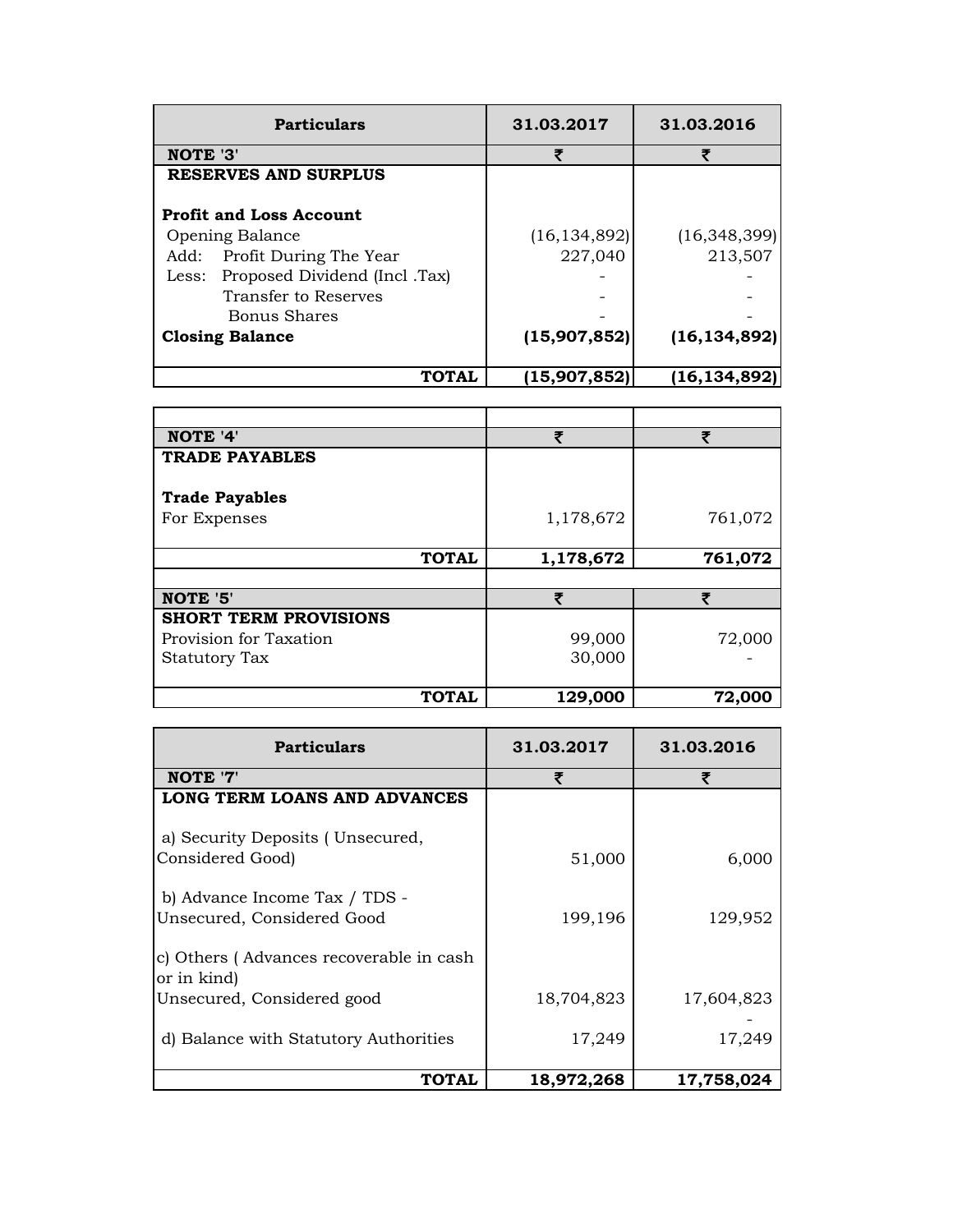| Particulars | 31.03.2017 | 31.03.2016 |
|---|---|---|
| **NOTE '3'** | ₹ | ₹ |
| **RESERVES AND SURPLUS** | | |
| **Profit and Loss Account** | | |
| Opening Balance | (16,134,892) | (16,348,399) |
| Add: Profit During The Year | 227,040 | 213,507 |
| Less: Proposed Dividend (Incl .Tax) | - | - |
| Transfer to Reserves | - | - |
| Bonus Shares | - | - |
| **Closing Balance** | **(15,907,852)** | **(16,134,892)** |
| **TOTAL** | **(15,907,852)** | **(16,134,892)** |

| | | |
|---|---|---|
| **NOTE '4'** | ₹ | ₹ |
| **TRADE PAYABLES** | | |
| **Trade Payables** | | |
| For Expenses | 1,178,672 | 761,072 |
| **TOTAL** | **1,178,672** | **761,072** |
| **NOTE '5'** | ₹ | ₹ |
| **SHORT TERM PROVISIONS** | | |
| Provision for Taxation | 99,000 | 72,000 |
| Statutory Tax | 30,000 | - |
| **TOTAL** | **129,000** | **72,000** |

| Particulars | 31.03.2017 | 31.03.2016 |
|---|---|---|
| **NOTE '7'** | ₹ | ₹ |
| **LONG TERM LOANS AND ADVANCES** | | |
| a) Security Deposits ( Unsecured, Considered Good) | 51,000 | 6,000 |
| b) Advance Income Tax / TDS - Unsecured, Considered Good | 199,196 | 129,952 |
| c) Others ( Advances recoverable in cash or in kind) Unsecured, Considered good | 18,704,823 | 17,604,823 |
| d) Balance with Statutory Authorities | 17,249 | 17,249 |
| **TOTAL** | **18,972,268** | **17,758,024** |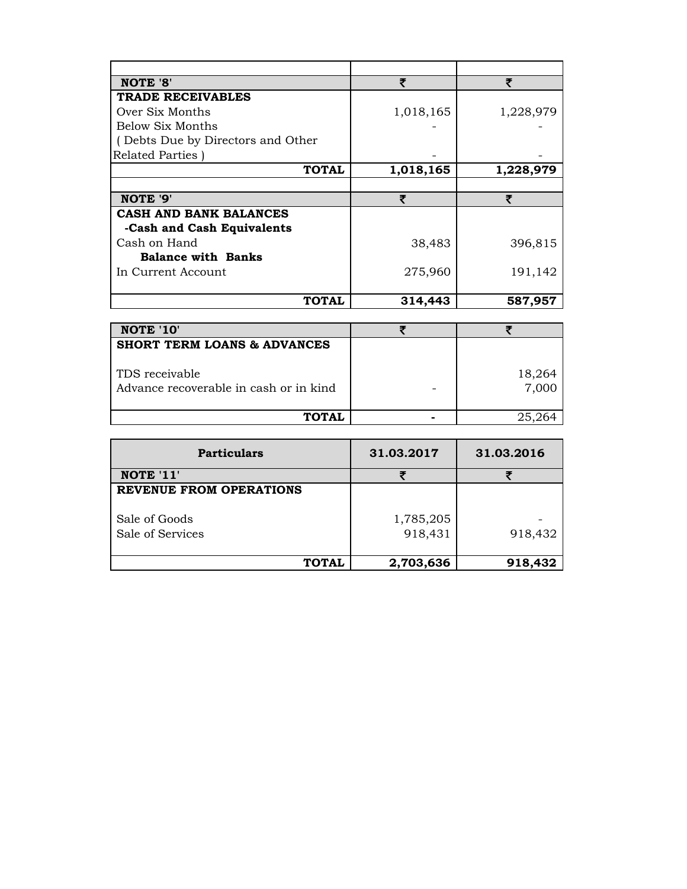| NOTE '8' | ₹ | ₹ |
|---|---|---|
| **TRADE RECEIVABLES** | | |
| Over Six Months | 1,018,165 | 1,228,979 |
| Below Six Months | - | - |
| ( Debts Due by Directors and Other Related Parties ) | - | - |
| **TOTAL** | **1,018,165** | **1,228,979** |

| NOTE '9' | ₹ | ₹ |
|---|---|---|
| **CASH AND BANK BALANCES** | | |
| **-Cash and Cash Equivalents** | | |
| Cash on Hand | 38,483 | 396,815 |
| **Balance with Banks** | | |
| In Current Account | 275,960 | 191,142 |
| **TOTAL** | **314,443** | **587,957** |

| NOTE '10' | ₹ | ₹ |
|---|---|---|
| **SHORT TERM LOANS & ADVANCES** | | |
| TDS receivable | | 18,264 |
| Advance recoverable in cash or in kind | - | 7,000 |
| **TOTAL** | **-** | 25,264 |

| Particulars | 31.03.2017 | 31.03.2016 |
|---|---|---|
| **NOTE '11'** | ₹ | ₹ |
| **REVENUE FROM OPERATIONS** | | |
| Sale of Goods | 1,785,205 | - |
| Sale of Services | 918,431 | 918,432 |
| **TOTAL** | **2,703,636** | **918,432** |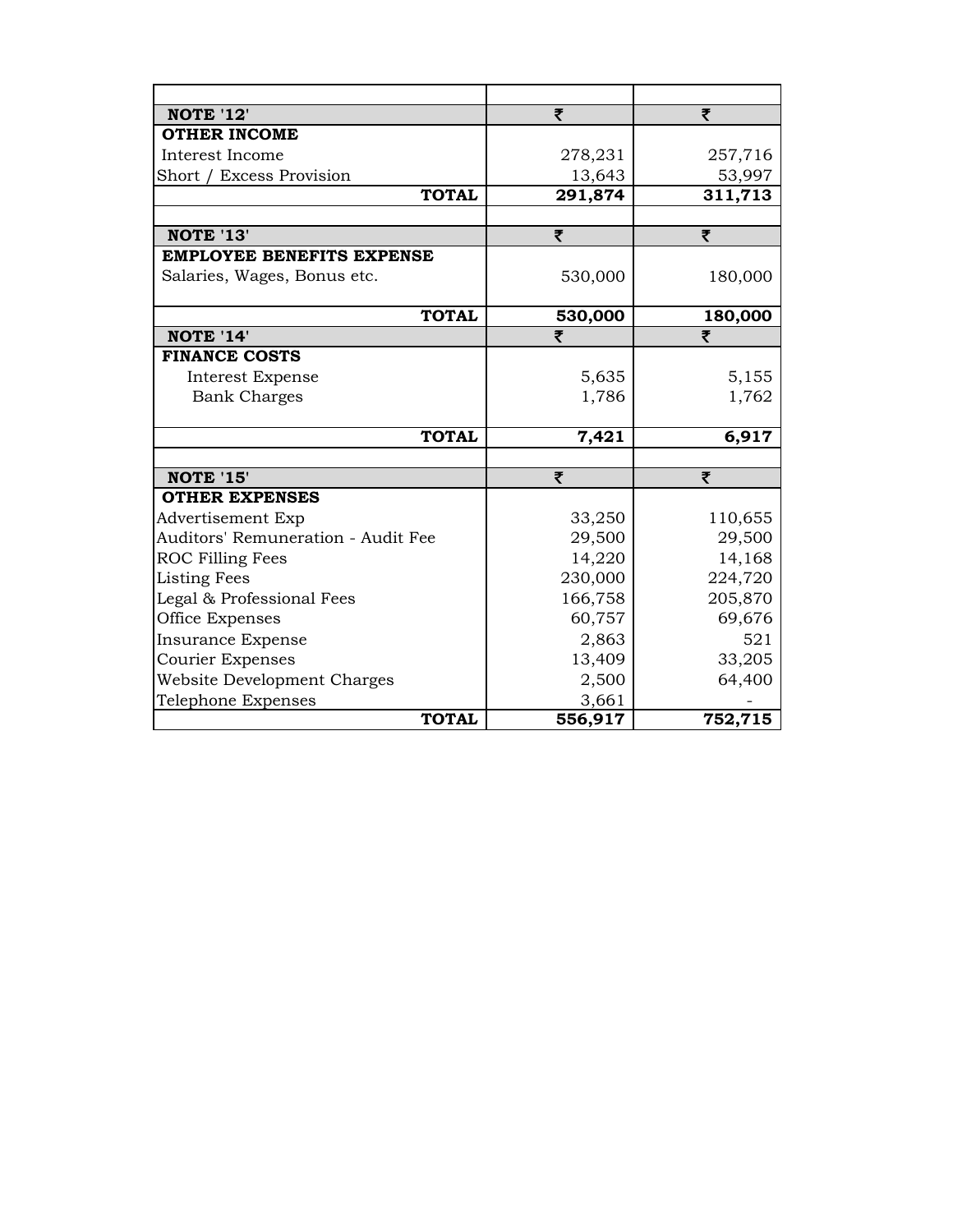| | | |
|---|---|---|
| **NOTE '12'** | ₹ | ₹ |
| **OTHER INCOME** | | |
| Interest Income | 278,231 | 257,716 |
| Short / Excess Provision | 13,643 | 53,997 |
| **TOTAL** | **291,874** | **311,713** |
| | | |
| **NOTE '13'** | ₹ | ₹ |
| **EMPLOYEE BENEFITS EXPENSE** | | |
| Salaries, Wages, Bonus etc. | 530,000 | 180,000 |
| **TOTAL** | **530,000** | **180,000** |
| **NOTE '14'** | ₹ | ₹ |
| **FINANCE COSTS** | | |
| Interest Expense | 5,635 | 5,155 |
| Bank Charges | 1,786 | 1,762 |
| **TOTAL** | **7,421** | **6,917** |
| | | |
| **NOTE '15'** | ₹ | ₹ |
| **OTHER EXPENSES** | | |
| Advertisement Exp | 33,250 | 110,655 |
| Auditors' Remuneration - Audit Fee | 29,500 | 29,500 |
| ROC Filling Fees | 14,220 | 14,168 |
| Listing Fees | 230,000 | 224,720 |
| Legal & Professional Fees | 166,758 | 205,870 |
| Office Expenses | 60,757 | 69,676 |
| Insurance Expense | 2,863 | 521 |
| Courier Expenses | 13,409 | 33,205 |
| Website Development Charges | 2,500 | 64,400 |
| Telephone Expenses | 3,661 | - |
| **TOTAL** | **556,917** | **752,715** |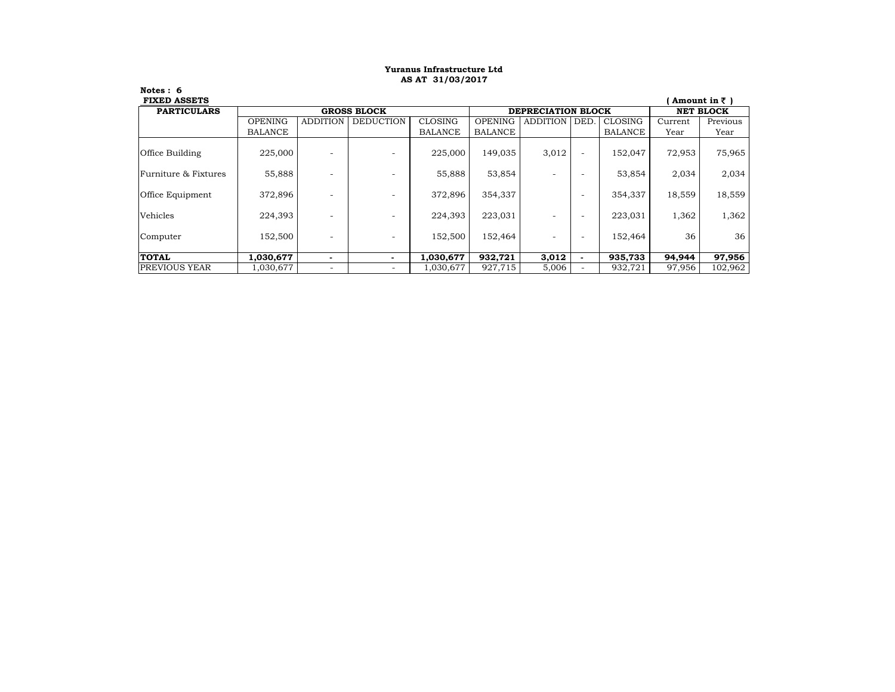**Yuranus Infrastructure Ltd**
**AS AT 31/03/2017**

**Notes : 6**
**FIXED ASSETS**

**( Amount in ₹ )**

| PARTICULARS | GROSS BLOCK | | | | DEPRECIATION BLOCK | | | | NET BLOCK | |
|---|---|---|---|---|---|---|---|---|---|---|
| | OPENING BALANCE | ADDITION | DEDUCTION | CLOSING BALANCE | OPENING BALANCE | ADDITION | DED. | CLOSING BALANCE | Current Year | Previous Year |
| Office Building | 225,000 | - | - | 225,000 | 149,035 | 3,012 | - | 152,047 | 72,953 | 75,965 |
| Furniture & Fixtures | 55,888 | - | - | 55,888 | 53,854 | - | - | 53,854 | 2,034 | 2,034 |
| Office Equipment | 372,896 | - | - | 372,896 | 354,337 | | - | 354,337 | 18,559 | 18,559 |
| Vehicles | 224,393 | - | - | 224,393 | 223,031 | - | - | 223,031 | 1,362 | 1,362 |
| Computer | 152,500 | - | - | 152,500 | 152,464 | - | - | 152,464 | 36 | 36 |
| **TOTAL** | **1,030,677** | **-** | **-** | **1,030,677** | **932,721** | **3,012** | **-** | **935,733** | **94,944** | **97,956** |
| PREVIOUS YEAR | 1,030,677 | - | - | 1,030,677 | 927,715 | 5,006 | - | 932,721 | 97,956 | 102,962 |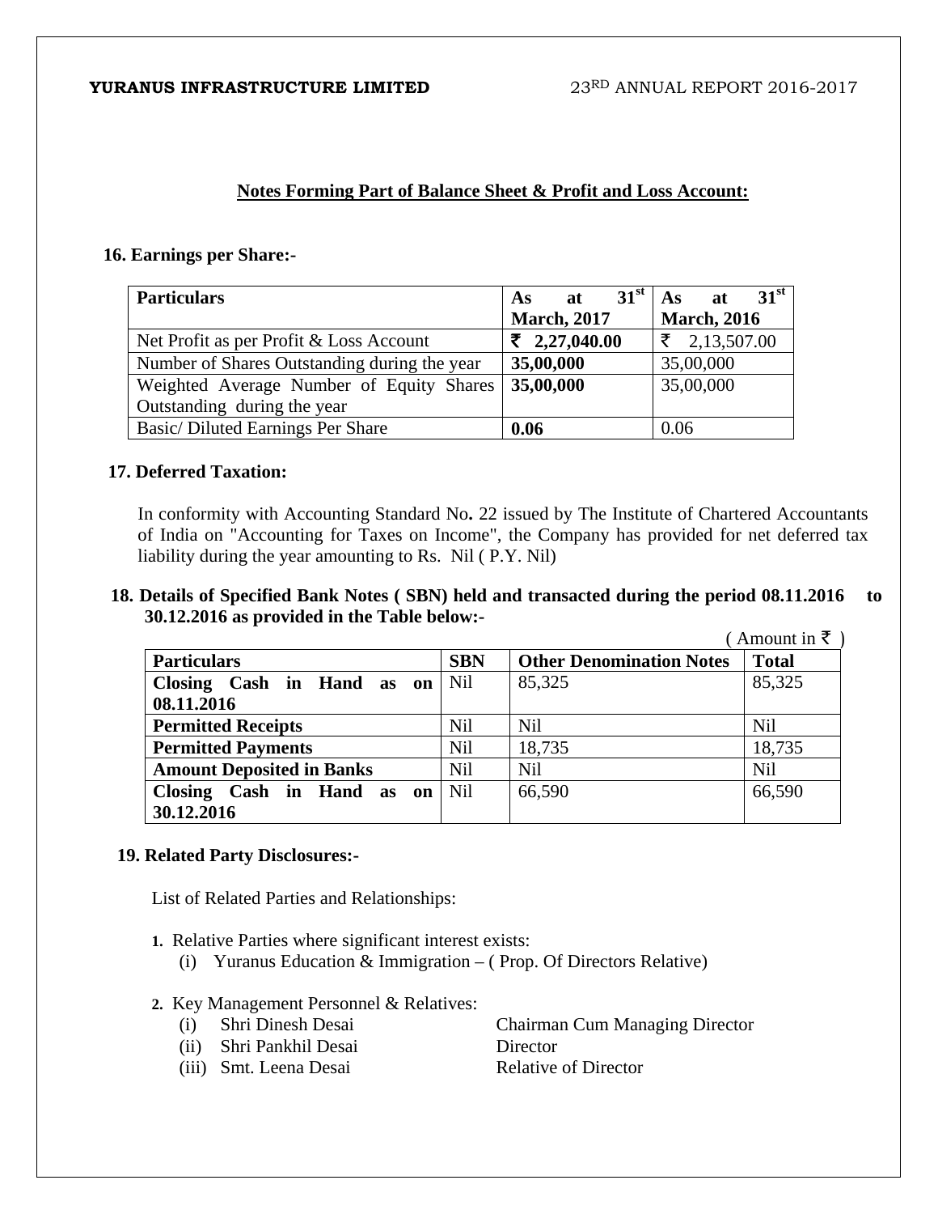## Notes Forming Part of Balance Sheet & Profit and Loss Account:

### 16. Earnings per Share:-

| Particulars | As at 31st March, 2017 | As at 31st March, 2016 |
|---|---|---|
| Net Profit as per Profit & Loss Account | **₹ 2,27,040.00** | ₹ 2,13,507.00 |
| Number of Shares Outstanding during the year | **35,00,000** | 35,00,000 |
| Weighted Average Number of Equity Shares Outstanding during the year | **35,00,000** | 35,00,000 |
| Basic/ Diluted Earnings Per Share | **0.06** | 0.06 |

### 17. Deferred Taxation:

In conformity with Accounting Standard No**.** 22 issued by The Institute of Chartered Accountants of India on "Accounting for Taxes on Income", the Company has provided for net deferred tax liability during the year amounting to Rs. Nil ( P.Y. Nil)

### 18. Details of Specified Bank Notes ( SBN) held and transacted during the period 08.11.2016 to 30.12.2016 as provided in the Table below:-

( Amount in ₹ )

| Particulars | SBN | Other Denomination Notes | Total |
|---|---|---|---|
| **Closing Cash in Hand as on 08.11.2016** | Nil | 85,325 | 85,325 |
| **Permitted Receipts** | Nil | Nil | Nil |
| **Permitted Payments** | Nil | 18,735 | 18,735 |
| **Amount Deposited in Banks** | Nil | Nil | Nil |
| **Closing Cash in Hand as on 30.12.2016** | Nil | 66,590 | 66,590 |

### 19. Related Party Disclosures:-

List of Related Parties and Relationships:

1. Relative Parties where significant interest exists:
   (i) Yuranus Education & Immigration – ( Prop. Of Directors Relative)

2. Key Management Personnel & Relatives:
   (i) Shri Dinesh Desai — Chairman Cum Managing Director
   (ii) Shri Pankhil Desai — Director
   (iii) Smt. Leena Desai — Relative of Director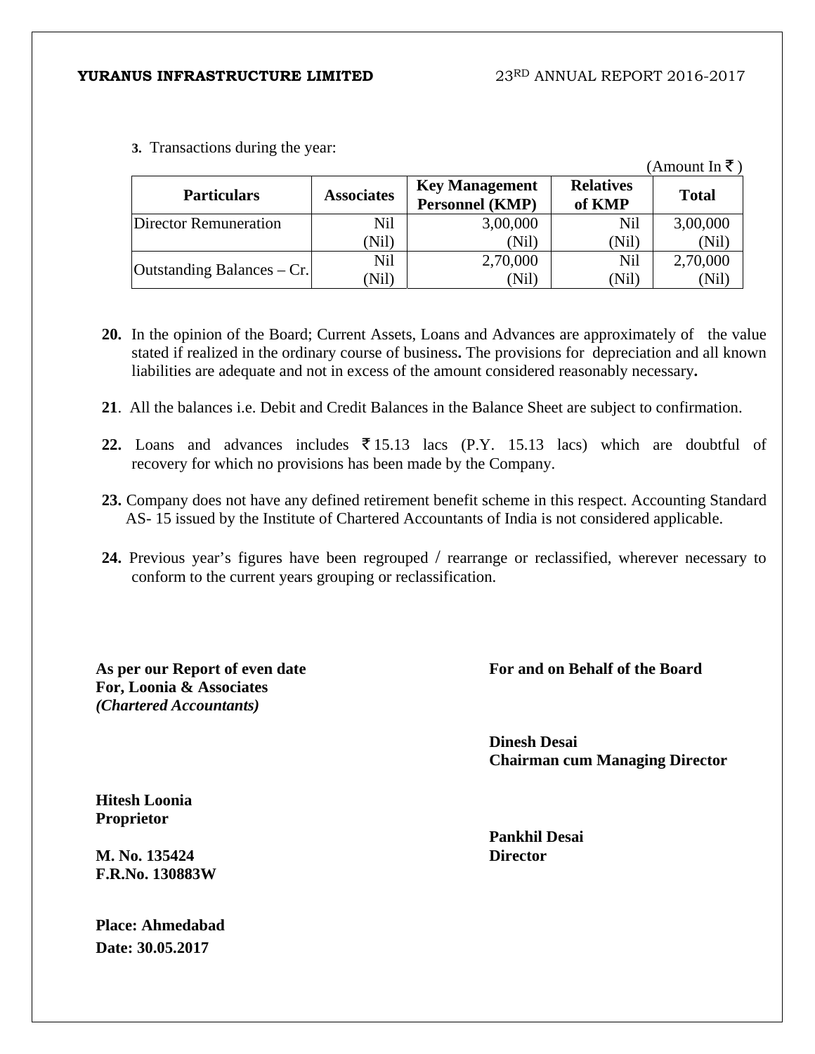**3.** Transactions during the year:

(Amount In ₹ )

| Particulars | Associates | Key Management Personnel (KMP) | Relatives of KMP | Total |
|---|---|---|---|---|
| Director Remuneration | Nil<br>(Nil) | 3,00,000<br>(Nil) | Nil<br>(Nil) | 3,00,000<br>(Nil) |
| Outstanding Balances – Cr. | Nil<br>(Nil) | 2,70,000<br>(Nil) | Nil<br>(Nil) | 2,70,000<br>(Nil) |

**20.** In the opinion of the Board; Current Assets, Loans and Advances are approximately of the value stated if realized in the ordinary course of business**.** The provisions for depreciation and all known liabilities are adequate and not in excess of the amount considered reasonably necessary**.**

**21**. All the balances i.e. Debit and Credit Balances in the Balance Sheet are subject to confirmation.

**22.** Loans and advances includes ₹ 15.13 lacs (P.Y. 15.13 lacs) which are doubtful of recovery for which no provisions has been made by the Company.

**23.** Company does not have any defined retirement benefit scheme in this respect. Accounting Standard AS- 15 issued by the Institute of Chartered Accountants of India is not considered applicable.

**24.** Previous year's figures have been regrouped / rearrange or reclassified, wherever necessary to conform to the current years grouping or reclassification.

**As per our Report of even date**
**For, Loonia & Associates**
***(Chartered Accountants)***

**Hitesh Loonia**
**Proprietor**

**M. No. 135424**
**F.R.No. 130883W**

**Place: Ahmedabad**
**Date: 30.05.2017**

**For and on Behalf of the Board**

**Dinesh Desai**
**Chairman cum Managing Director**

**Pankhil Desai**
**Director**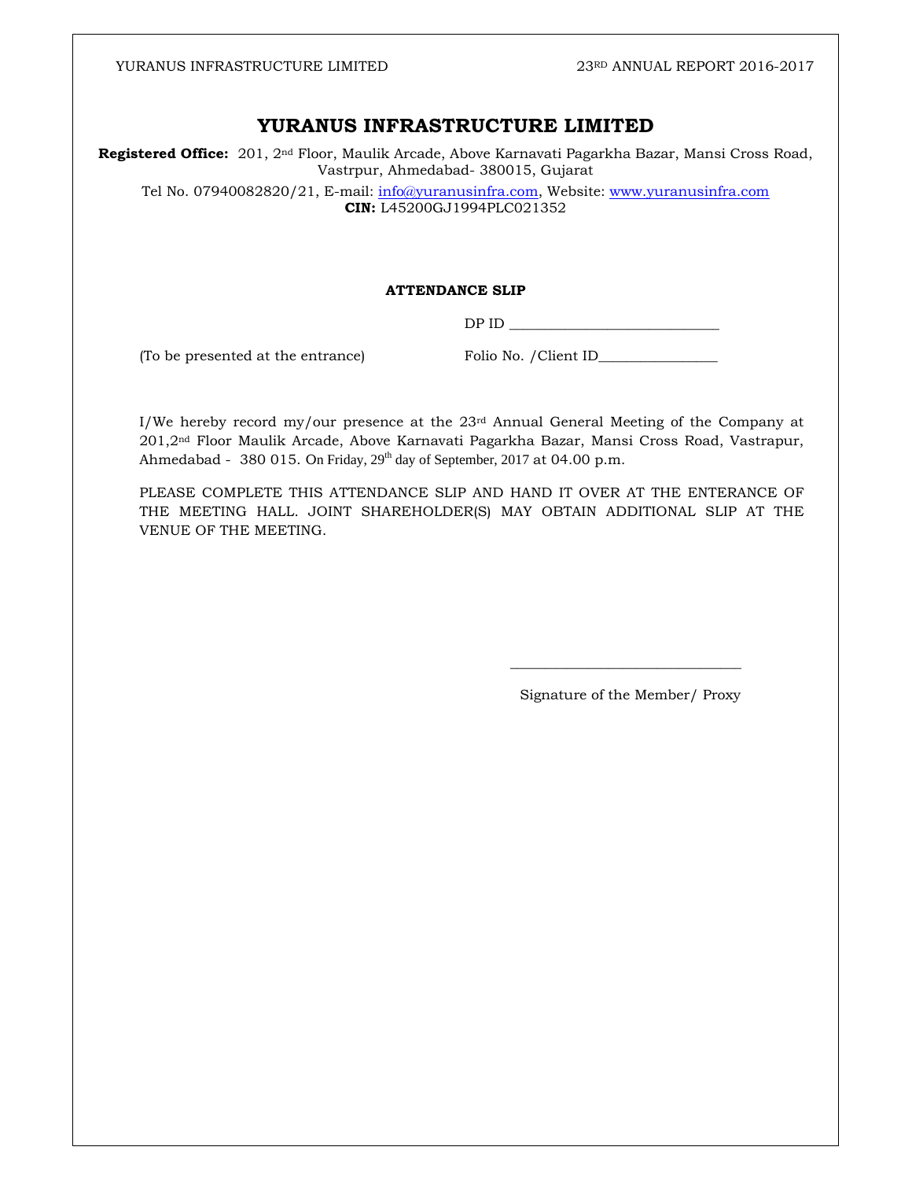# YURANUS INFRASTRUCTURE LIMITED

**Registered Office:** 201, 2nd Floor, Maulik Arcade, Above Karnavati Pagarkha Bazar, Mansi Cross Road, Vastrpur, Ahmedabad- 380015, Gujarat

Tel No. 07940082820/21, E-mail: info@yuranusinfra.com, Website: www.yuranusinfra.com
**CIN:** L45200GJ1994PLC021352

**ATTENDANCE SLIP**

DP ID ____________________________

(To be presented at the entrance) Folio No. /Client ID________________

I/We hereby record my/our presence at the 23rd Annual General Meeting of the Company at 201,2nd Floor Maulik Arcade, Above Karnavati Pagarkha Bazar, Mansi Cross Road, Vastrapur, Ahmedabad - 380 015. On Friday, 29th day of September, 2017 at 04.00 p.m.

PLEASE COMPLETE THIS ATTENDANCE SLIP AND HAND IT OVER AT THE ENTERANCE OF THE MEETING HALL. JOINT SHAREHOLDER(S) MAY OBTAIN ADDITIONAL SLIP AT THE VENUE OF THE MEETING.

_______________________________

Signature of the Member/ Proxy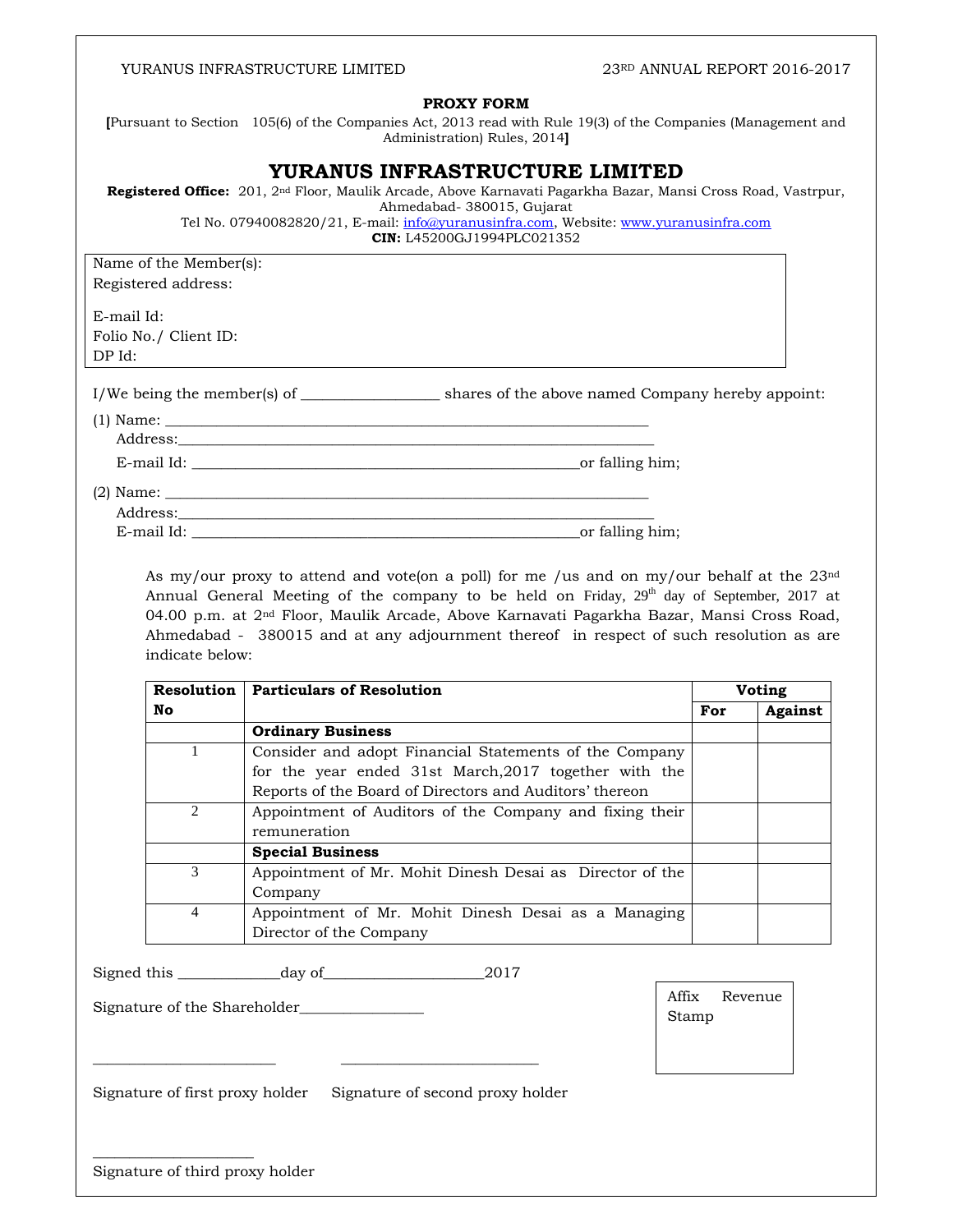## PROXY FORM

**[**Pursuant to Section 105(6) of the Companies Act, 2013 read with Rule 19(3) of the Companies (Management and Administration) Rules, 2014**]**

# YURANUS INFRASTRUCTURE LIMITED

**Registered Office:** 201, 2nd Floor, Maulik Arcade, Above Karnavati Pagarkha Bazar, Mansi Cross Road, Vastrpur, Ahmedabad- 380015, Gujarat

Tel No. 07940082820/21, E-mail: info@yuranusinfra.com, Website: www.yuranusinfra.com

**CIN:** L45200GJ1994PLC021352

Name of the Member(s):
Registered address:

E-mail Id:
Folio No./ Client ID:
DP Id:

I/We being the member(s) of _________________ shares of the above named Company hereby appoint:

(1) Name: ______________________________________________________________
Address:______________________________________________________________
E-mail Id: _____________________________________________or falling him;

(2) Name: ______________________________________________________________
Address:______________________________________________________________
E-mail Id: _____________________________________________or falling him;

As my/our proxy to attend and vote(on a poll) for me /us and on my/our behalf at the 23rd Annual General Meeting of the company to be held on Friday, 29th day of September, 2017 at 04.00 p.m. at 2nd Floor, Maulik Arcade, Above Karnavati Pagarkha Bazar, Mansi Cross Road, Ahmedabad - 380015 and at any adjournment thereof in respect of such resolution as are indicate below:

| Resolution No | Particulars of Resolution | Voting | |
|---|---|---|---|
| | | For | Against |
| | **Ordinary Business** | | |
| 1 | Consider and adopt Financial Statements of the Company for the year ended 31st March,2017 together with the Reports of the Board of Directors and Auditors' thereon | | |
| 2 | Appointment of Auditors of the Company and fixing their remuneration | | |
| | **Special Business** | | |
| 3 | Appointment of Mr. Mohit Dinesh Desai as Director of the Company | | |
| 4 | Appointment of Mr. Mohit Dinesh Desai as a Managing Director of the Company | | |

Signed this _____________day of____________________2017

Signature of the Shareholder________________

Affix Revenue Stamp

________________________ __________________________

Signature of first proxy holder Signature of second proxy holder

_____________________

Signature of third proxy holder